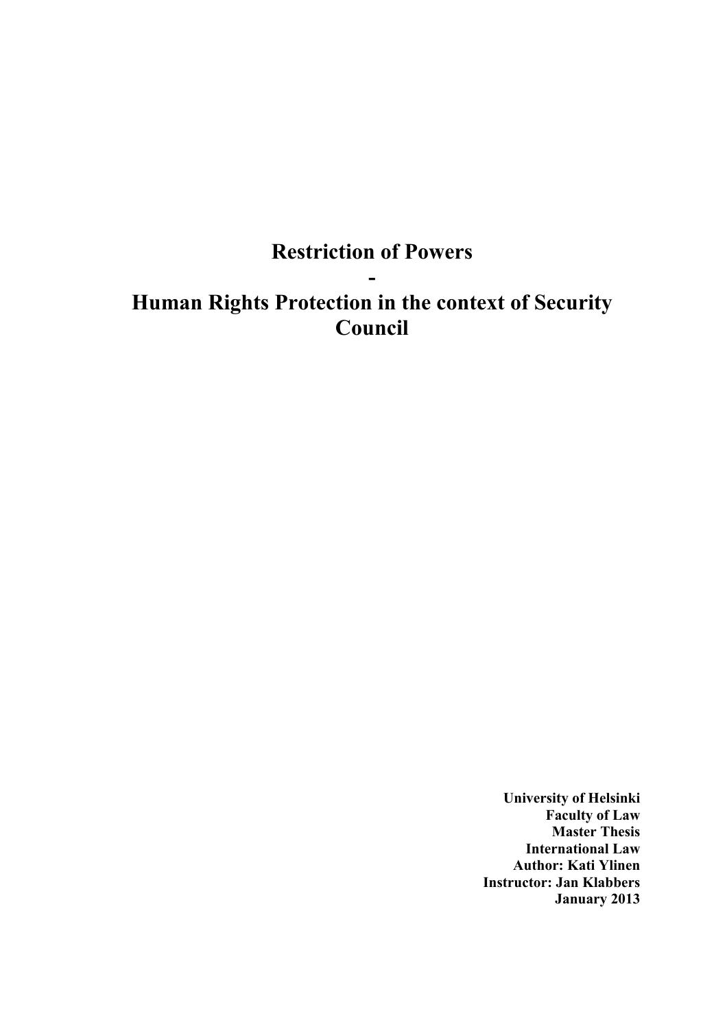# Restriction of Powers

# -

# Human Rights Protection in the context of Security Council

**University of Helsinki**
**Faculty of Law**
**Master Thesis**
**International Law**
**Author: Kati Ylinen**
**Instructor: Jan Klabbers**
**January 2013**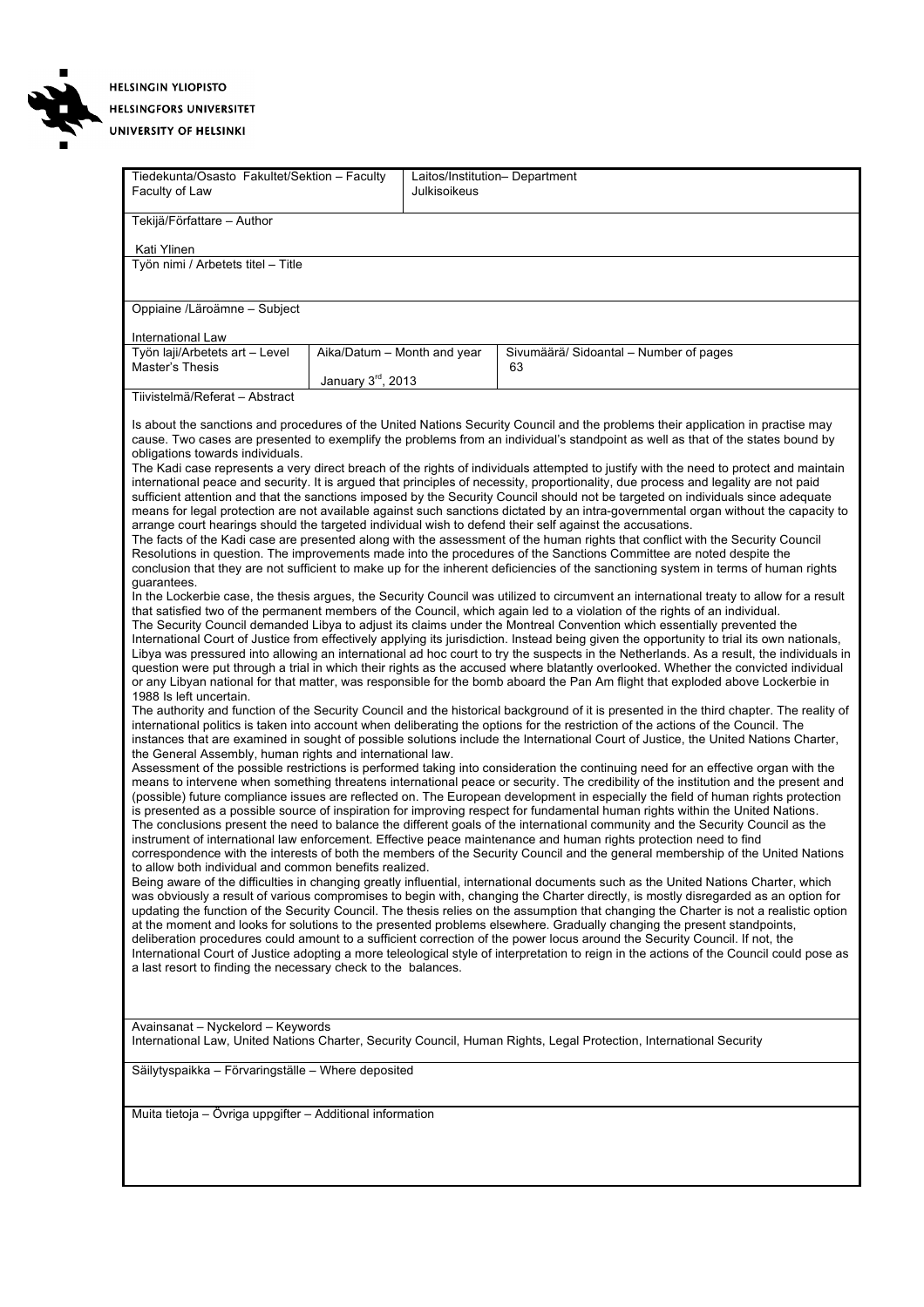HELSINGIN YLIOPISTO
HELSINGFORS UNIVERSITET
UNIVERSITY OF HELSINKI

| Tiedekunta/Osasto Fakultet/Sektion – Faculty<br>Faculty of Law | Laitos/Institution– Department<br>Julkisoikeus | |
|---|---|---|
| Tekijä/Författare – Author<br><br>Kati Ylinen | | |
| Työn nimi / Arbetets titel – Title | | |
| Oppiaine /Läroämne – Subject<br><br>International Law | | |
| Työn laji/Arbetets art – Level<br>Master's Thesis | Aika/Datum – Month and year<br>January 3rd, 2013 | Sivumäärä/ Sidoantal – Number of pages<br>63 |

Tiivistelmä/Referat – Abstract

Is about the sanctions and procedures of the United Nations Security Council and the problems their application in practise may cause. Two cases are presented to exemplify the problems from an individual's standpoint as well as that of the states bound by obligations towards individuals.

The Kadi case represents a very direct breach of the rights of individuals attempted to justify with the need to protect and maintain international peace and security. It is argued that principles of necessity, proportionality, due process and legality are not paid sufficient attention and that the sanctions imposed by the Security Council should not be targeted on individuals since adequate means for legal protection are not available against such sanctions dictated by an intra-governmental organ without the capacity to arrange court hearings should the targeted individual wish to defend their self against the accusations.

The facts of the Kadi case are presented along with the assessment of the human rights that conflict with the Security Council Resolutions in question. The improvements made into the procedures of the Sanctions Committee are noted despite the conclusion that they are not sufficient to make up for the inherent deficiencies of the sanctioning system in terms of human rights guarantees.

In the Lockerbie case, the thesis argues, the Security Council was utilized to circumvent an international treaty to allow for a result that satisfied two of the permanent members of the Council, which again led to a violation of the rights of an individual.

The Security Council demanded Libya to adjust its claims under the Montreal Convention which essentially prevented the International Court of Justice from effectively applying its jurisdiction. Instead being given the opportunity to trial its own nationals, Libya was pressured into allowing an international ad hoc court to try the suspects in the Netherlands. As a result, the individuals in question were put through a trial in which their rights as the accused where blatantly overlooked. Whether the convicted individual or any Libyan national for that matter, was responsible for the bomb aboard the Pan Am flight that exploded above Lockerbie in 1988 Is left uncertain.

The authority and function of the Security Council and the historical background of it is presented in the third chapter. The reality of international politics is taken into account when deliberating the options for the restriction of the actions of the Council. The instances that are examined in sought of possible solutions include the International Court of Justice, the United Nations Charter, the General Assembly, human rights and international law.

Assessment of the possible restrictions is performed taking into consideration the continuing need for an effective organ with the means to intervene when something threatens international peace or security. The credibility of the institution and the present and (possible) future compliance issues are reflected on. The European development in especially the field of human rights protection is presented as a possible source of inspiration for improving respect for fundamental human rights within the United Nations.

The conclusions present the need to balance the different goals of the international community and the Security Council as the instrument of international law enforcement. Effective peace maintenance and human rights protection need to find correspondence with the interests of both the members of the Security Council and the general membership of the United Nations to allow both individual and common benefits realized.

Being aware of the difficulties in changing greatly influential, international documents such as the United Nations Charter, which was obviously a result of various compromises to begin with, changing the Charter directly, is mostly disregarded as an option for updating the function of the Security Council. The thesis relies on the assumption that changing the Charter is not a realistic option at the moment and looks for solutions to the presented problems elsewhere. Gradually changing the present standpoints, deliberation procedures could amount to a sufficient correction of the power locus around the Security Council. If not, the International Court of Justice adopting a more teleological style of interpretation to reign in the actions of the Council could pose as a last resort to finding the necessary check to the balances.

Avainsanat – Nyckelord – Keywords
International Law, United Nations Charter, Security Council, Human Rights, Legal Protection, International Security

Säilytyspaikka – Förvaringställe – Where deposited

Muita tietoja – Övriga uppgifter – Additional information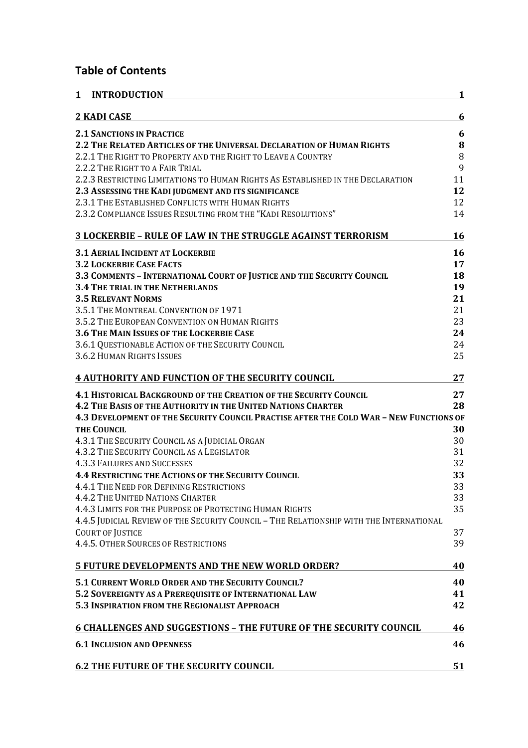## Table of Contents

| | |
|---|---|
| **1 INTRODUCTION** | **1** |
| **2 KADI CASE** | **6** |
| **2.1 SANCTIONS IN PRACTICE** | **6** |
| **2.2 THE RELATED ARTICLES OF THE UNIVERSAL DECLARATION OF HUMAN RIGHTS** | **8** |
| 2.2.1 THE RIGHT TO PROPERTY AND THE RIGHT TO LEAVE A COUNTRY | 8 |
| 2.2.2 THE RIGHT TO A FAIR TRIAL | 9 |
| 2.2.3 RESTRICTING LIMITATIONS TO HUMAN RIGHTS AS ESTABLISHED IN THE DECLARATION | 11 |
| **2.3 ASSESSING THE KADI JUDGMENT AND ITS SIGNIFICANCE** | **12** |
| 2.3.1 THE ESTABLISHED CONFLICTS WITH HUMAN RIGHTS | 12 |
| 2.3.2 COMPLIANCE ISSUES RESULTING FROM THE "KADI RESOLUTIONS" | 14 |
| **3 LOCKERBIE – RULE OF LAW IN THE STRUGGLE AGAINST TERRORISM** | **16** |
| **3.1 AERIAL INCIDENT AT LOCKERBIE** | **16** |
| **3.2 LOCKERBIE CASE FACTS** | **17** |
| **3.3 COMMENTS – INTERNATIONAL COURT OF JUSTICE AND THE SECURITY COUNCIL** | **18** |
| **3.4 THE TRIAL IN THE NETHERLANDS** | **19** |
| **3.5 RELEVANT NORMS** | **21** |
| 3.5.1 THE MONTREAL CONVENTION OF 1971 | 21 |
| 3.5.2 THE EUROPEAN CONVENTION ON HUMAN RIGHTS | 23 |
| **3.6 THE MAIN ISSUES OF THE LOCKERBIE CASE** | **24** |
| 3.6.1 QUESTIONABLE ACTION OF THE SECURITY COUNCIL | 24 |
| 3.6.2 HUMAN RIGHTS ISSUES | 25 |
| **4 AUTHORITY AND FUNCTION OF THE SECURITY COUNCIL** | **27** |
| **4.1 HISTORICAL BACKGROUND OF THE CREATION OF THE SECURITY COUNCIL** | **27** |
| **4.2 THE BASIS OF THE AUTHORITY IN THE UNITED NATIONS CHARTER** | **28** |
| **4.3 DEVELOPMENT OF THE SECURITY COUNCIL PRACTISE AFTER THE COLD WAR – NEW FUNCTIONS OF THE COUNCIL** | **30** |
| 4.3.1 THE SECURITY COUNCIL AS A JUDICIAL ORGAN | 30 |
| 4.3.2 THE SECURITY COUNCIL AS A LEGISLATOR | 31 |
| 4.3.3 FAILURES AND SUCCESSES | 32 |
| **4.4 RESTRICTING THE ACTIONS OF THE SECURITY COUNCIL** | **33** |
| 4.4.1 THE NEED FOR DEFINING RESTRICTIONS | 33 |
| 4.4.2 THE UNITED NATIONS CHARTER | 33 |
| 4.4.3 LIMITS FOR THE PURPOSE OF PROTECTING HUMAN RIGHTS | 35 |
| 4.4.5 JUDICIAL REVIEW OF THE SECURITY COUNCIL – THE RELATIONSHIP WITH THE INTERNATIONAL COURT OF JUSTICE | 37 |
| 4.4.5. OTHER SOURCES OF RESTRICTIONS | 39 |
| **5 FUTURE DEVELOPMENTS AND THE NEW WORLD ORDER?** | **40** |
| **5.1 CURRENT WORLD ORDER AND THE SECURITY COUNCIL?** | **40** |
| **5.2 SOVEREIGNTY AS A PREREQUISITE OF INTERNATIONAL LAW** | **41** |
| **5.3 INSPIRATION FROM THE REGIONALIST APPROACH** | **42** |
| **6 CHALLENGES AND SUGGESTIONS – THE FUTURE OF THE SECURITY COUNCIL** | **46** |
| **6.1 INCLUSION AND OPENNESS** | **46** |
| **6.2 THE FUTURE OF THE SECURITY COUNCIL** | **51** |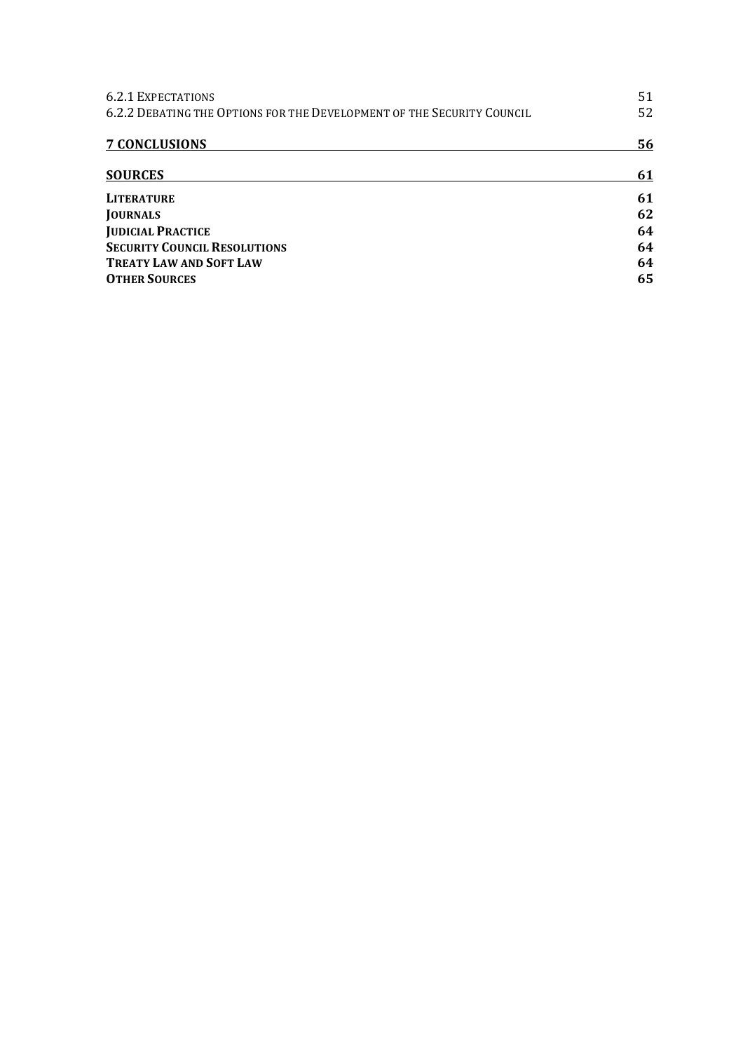6.2.1 Expectations 51
6.2.2 Debating the Options for the Development of the Security Council 52

**7 CONCLUSIONS 56**

**SOURCES 61**

**Literature 61**
**Journals 62**
**Judicial Practice 64**
**Security Council Resolutions 64**
**Treaty Law and Soft Law 64**
**Other Sources 65**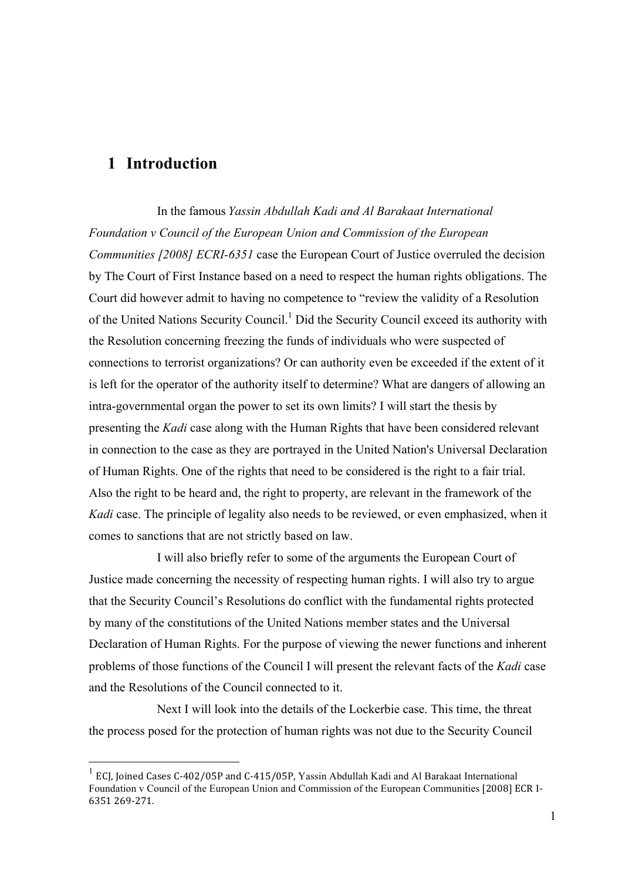# 1 Introduction

In the famous *Yassin Abdullah Kadi and Al Barakaat International Foundation v Council of the European Union and Commission of the European Communities [2008] ECRI-6351* case the European Court of Justice overruled the decision by The Court of First Instance based on a need to respect the human rights obligations. The Court did however admit to having no competence to "review the validity of a Resolution of the United Nations Security Council.[1] Did the Security Council exceed its authority with the Resolution concerning freezing the funds of individuals who were suspected of connections to terrorist organizations? Or can authority even be exceeded if the extent of it is left for the operator of the authority itself to determine? What are dangers of allowing an intra-governmental organ the power to set its own limits? I will start the thesis by presenting the *Kadi* case along with the Human Rights that have been considered relevant in connection to the case as they are portrayed in the United Nation's Universal Declaration of Human Rights. One of the rights that need to be considered is the right to a fair trial. Also the right to be heard and, the right to property, are relevant in the framework of the *Kadi* case. The principle of legality also needs to be reviewed, or even emphasized, when it comes to sanctions that are not strictly based on law.

I will also briefly refer to some of the arguments the European Court of Justice made concerning the necessity of respecting human rights. I will also try to argue that the Security Council's Resolutions do conflict with the fundamental rights protected by many of the constitutions of the United Nations member states and the Universal Declaration of Human Rights. For the purpose of viewing the newer functions and inherent problems of those functions of the Council I will present the relevant facts of the *Kadi* case and the Resolutions of the Council connected to it.

Next I will look into the details of the Lockerbie case. This time, the threat the process posed for the protection of human rights was not due to the Security Council

[1] ECJ, Joined Cases C-402/05P and C-415/05P, Yassin Abdullah Kadi and Al Barakaat International Foundation v Council of the European Union and Commission of the European Communities [2008] ECR I-6351 269-271.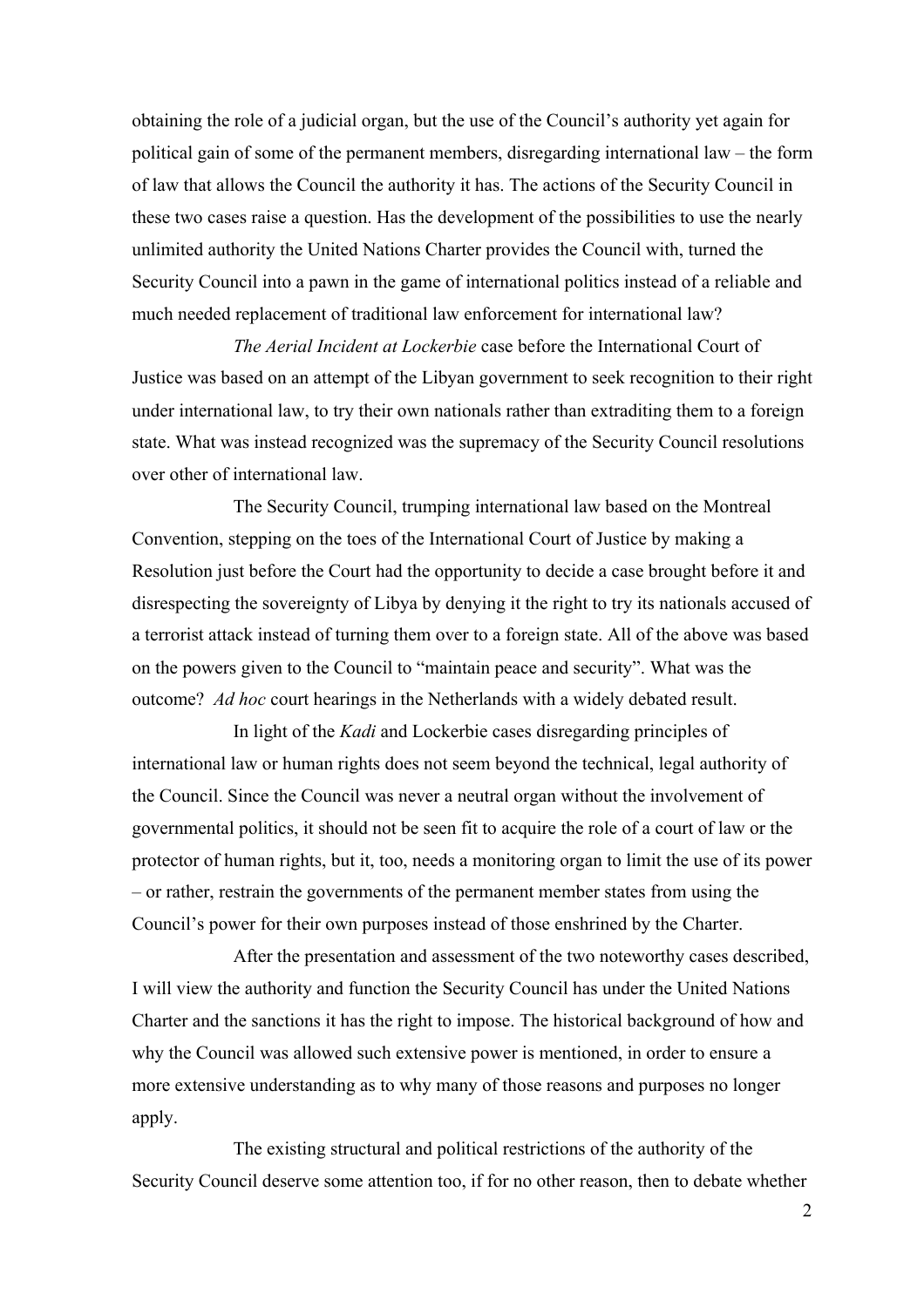obtaining the role of a judicial organ, but the use of the Council's authority yet again for political gain of some of the permanent members, disregarding international law – the form of law that allows the Council the authority it has. The actions of the Security Council in these two cases raise a question. Has the development of the possibilities to use the nearly unlimited authority the United Nations Charter provides the Council with, turned the Security Council into a pawn in the game of international politics instead of a reliable and much needed replacement of traditional law enforcement for international law?

*The Aerial Incident at Lockerbie* case before the International Court of Justice was based on an attempt of the Libyan government to seek recognition to their right under international law, to try their own nationals rather than extraditing them to a foreign state. What was instead recognized was the supremacy of the Security Council resolutions over other of international law.

The Security Council, trumping international law based on the Montreal Convention, stepping on the toes of the International Court of Justice by making a Resolution just before the Court had the opportunity to decide a case brought before it and disrespecting the sovereignty of Libya by denying it the right to try its nationals accused of a terrorist attack instead of turning them over to a foreign state. All of the above was based on the powers given to the Council to "maintain peace and security". What was the outcome? *Ad hoc* court hearings in the Netherlands with a widely debated result.

In light of the *Kadi* and Lockerbie cases disregarding principles of international law or human rights does not seem beyond the technical, legal authority of the Council. Since the Council was never a neutral organ without the involvement of governmental politics, it should not be seen fit to acquire the role of a court of law or the protector of human rights, but it, too, needs a monitoring organ to limit the use of its power – or rather, restrain the governments of the permanent member states from using the Council's power for their own purposes instead of those enshrined by the Charter.

After the presentation and assessment of the two noteworthy cases described, I will view the authority and function the Security Council has under the United Nations Charter and the sanctions it has the right to impose. The historical background of how and why the Council was allowed such extensive power is mentioned, in order to ensure a more extensive understanding as to why many of those reasons and purposes no longer apply.

The existing structural and political restrictions of the authority of the Security Council deserve some attention too, if for no other reason, then to debate whether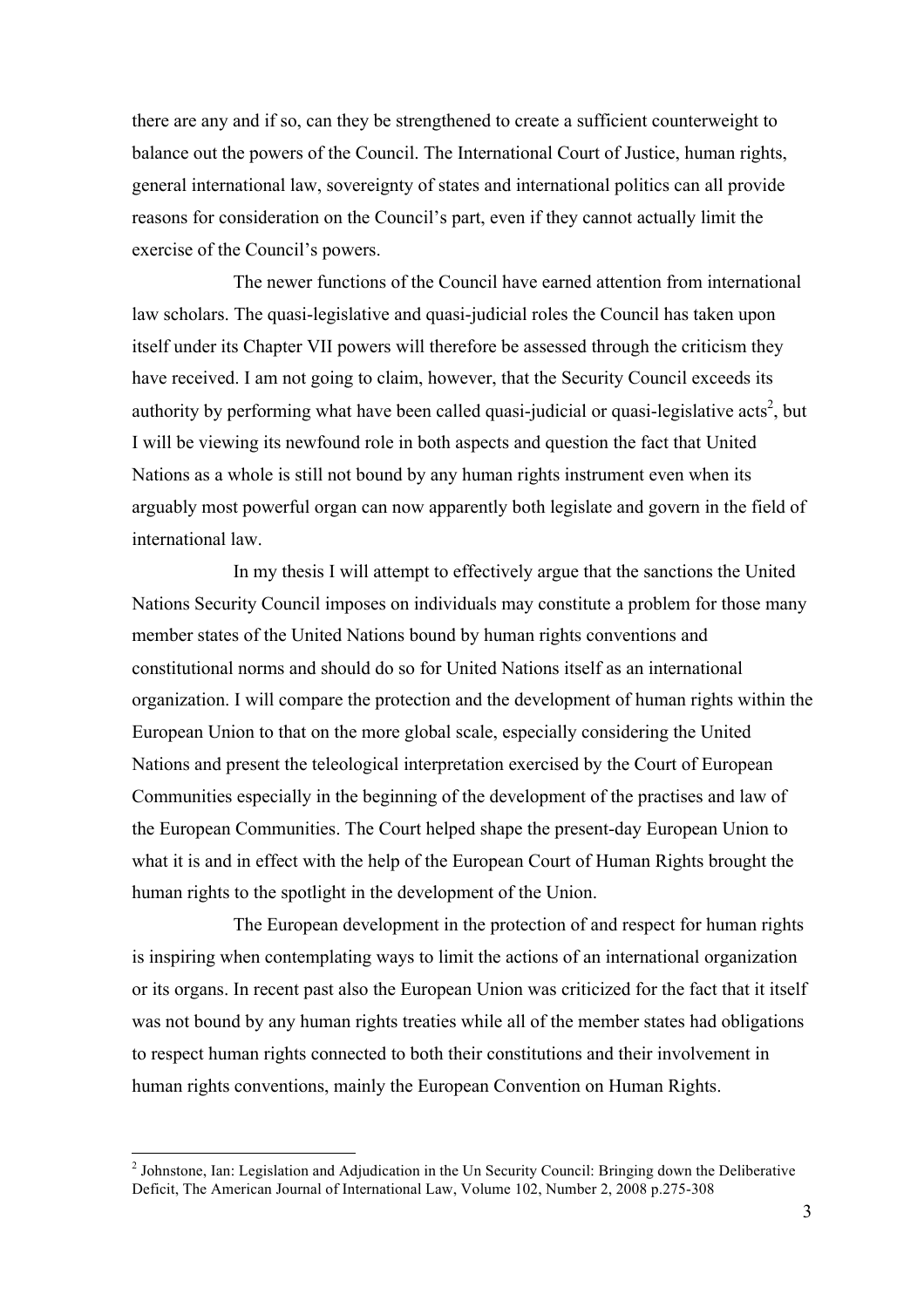there are any and if so, can they be strengthened to create a sufficient counterweight to balance out the powers of the Council. The International Court of Justice, human rights, general international law, sovereignty of states and international politics can all provide reasons for consideration on the Council's part, even if they cannot actually limit the exercise of the Council's powers.

The newer functions of the Council have earned attention from international law scholars. The quasi-legislative and quasi-judicial roles the Council has taken upon itself under its Chapter VII powers will therefore be assessed through the criticism they have received. I am not going to claim, however, that the Security Council exceeds its authority by performing what have been called quasi-judicial or quasi-legislative acts[2], but I will be viewing its newfound role in both aspects and question the fact that United Nations as a whole is still not bound by any human rights instrument even when its arguably most powerful organ can now apparently both legislate and govern in the field of international law.

In my thesis I will attempt to effectively argue that the sanctions the United Nations Security Council imposes on individuals may constitute a problem for those many member states of the United Nations bound by human rights conventions and constitutional norms and should do so for United Nations itself as an international organization. I will compare the protection and the development of human rights within the European Union to that on the more global scale, especially considering the United Nations and present the teleological interpretation exercised by the Court of European Communities especially in the beginning of the development of the practises and law of the European Communities. The Court helped shape the present-day European Union to what it is and in effect with the help of the European Court of Human Rights brought the human rights to the spotlight in the development of the Union.

The European development in the protection of and respect for human rights is inspiring when contemplating ways to limit the actions of an international organization or its organs. In recent past also the European Union was criticized for the fact that it itself was not bound by any human rights treaties while all of the member states had obligations to respect human rights connected to both their constitutions and their involvement in human rights conventions, mainly the European Convention on Human Rights.

---

[2] Johnstone, Ian: Legislation and Adjudication in the Un Security Council: Bringing down the Deliberative Deficit, The American Journal of International Law, Volume 102, Number 2, 2008 p.275-308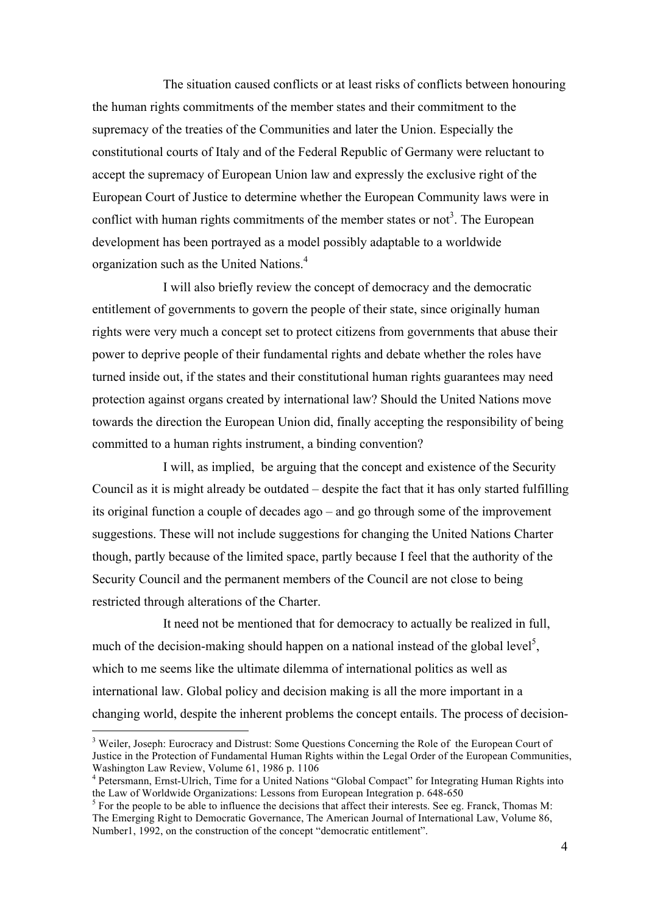The situation caused conflicts or at least risks of conflicts between honouring the human rights commitments of the member states and their commitment to the supremacy of the treaties of the Communities and later the Union. Especially the constitutional courts of Italy and of the Federal Republic of Germany were reluctant to accept the supremacy of European Union law and expressly the exclusive right of the European Court of Justice to determine whether the European Community laws were in conflict with human rights commitments of the member states or not[3]. The European development has been portrayed as a model possibly adaptable to a worldwide organization such as the United Nations.[4]

I will also briefly review the concept of democracy and the democratic entitlement of governments to govern the people of their state, since originally human rights were very much a concept set to protect citizens from governments that abuse their power to deprive people of their fundamental rights and debate whether the roles have turned inside out, if the states and their constitutional human rights guarantees may need protection against organs created by international law? Should the United Nations move towards the direction the European Union did, finally accepting the responsibility of being committed to a human rights instrument, a binding convention?

I will, as implied, be arguing that the concept and existence of the Security Council as it is might already be outdated – despite the fact that it has only started fulfilling its original function a couple of decades ago – and go through some of the improvement suggestions. These will not include suggestions for changing the United Nations Charter though, partly because of the limited space, partly because I feel that the authority of the Security Council and the permanent members of the Council are not close to being restricted through alterations of the Charter.

It need not be mentioned that for democracy to actually be realized in full, much of the decision-making should happen on a national instead of the global level[5], which to me seems like the ultimate dilemma of international politics as well as international law. Global policy and decision making is all the more important in a changing world, despite the inherent problems the concept entails. The process of decision-

---

[3] Weiler, Joseph: Eurocracy and Distrust: Some Questions Concerning the Role of the European Court of Justice in the Protection of Fundamental Human Rights within the Legal Order of the European Communities, Washington Law Review, Volume 61, 1986 p. 1106

[4] Petersmann, Ernst-Ulrich, Time for a United Nations "Global Compact" for Integrating Human Rights into the Law of Worldwide Organizations: Lessons from European Integration p. 648-650

[5] For the people to be able to influence the decisions that affect their interests. See eg. Franck, Thomas M: The Emerging Right to Democratic Governance, The American Journal of International Law, Volume 86, Number1, 1992, on the construction of the concept "democratic entitlement".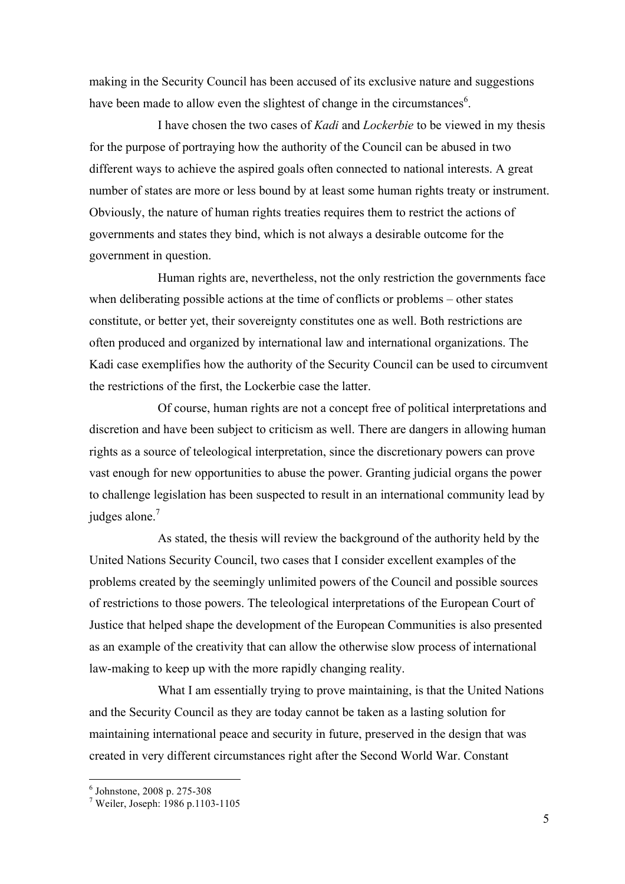making in the Security Council has been accused of its exclusive nature and suggestions have been made to allow even the slightest of change in the circumstances[6].

I have chosen the two cases of *Kadi* and *Lockerbie* to be viewed in my thesis for the purpose of portraying how the authority of the Council can be abused in two different ways to achieve the aspired goals often connected to national interests. A great number of states are more or less bound by at least some human rights treaty or instrument. Obviously, the nature of human rights treaties requires them to restrict the actions of governments and states they bind, which is not always a desirable outcome for the government in question.

Human rights are, nevertheless, not the only restriction the governments face when deliberating possible actions at the time of conflicts or problems – other states constitute, or better yet, their sovereignty constitutes one as well. Both restrictions are often produced and organized by international law and international organizations. The Kadi case exemplifies how the authority of the Security Council can be used to circumvent the restrictions of the first, the Lockerbie case the latter.

Of course, human rights are not a concept free of political interpretations and discretion and have been subject to criticism as well. There are dangers in allowing human rights as a source of teleological interpretation, since the discretionary powers can prove vast enough for new opportunities to abuse the power. Granting judicial organs the power to challenge legislation has been suspected to result in an international community lead by judges alone.[7]

As stated, the thesis will review the background of the authority held by the United Nations Security Council, two cases that I consider excellent examples of the problems created by the seemingly unlimited powers of the Council and possible sources of restrictions to those powers. The teleological interpretations of the European Court of Justice that helped shape the development of the European Communities is also presented as an example of the creativity that can allow the otherwise slow process of international law-making to keep up with the more rapidly changing reality.

What I am essentially trying to prove maintaining, is that the United Nations and the Security Council as they are today cannot be taken as a lasting solution for maintaining international peace and security in future, preserved in the design that was created in very different circumstances right after the Second World War. Constant

[6] Johnstone, 2008 p. 275-308

[7] Weiler, Joseph: 1986 p.1103-1105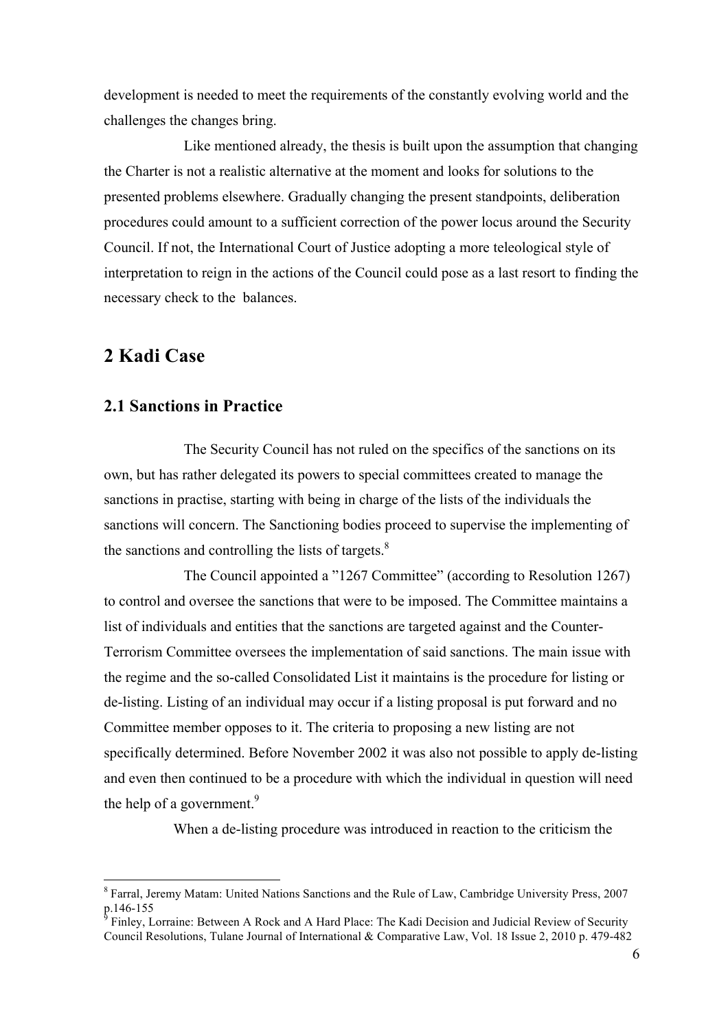development is needed to meet the requirements of the constantly evolving world and the challenges the changes bring.

Like mentioned already, the thesis is built upon the assumption that changing the Charter is not a realistic alternative at the moment and looks for solutions to the presented problems elsewhere. Gradually changing the present standpoints, deliberation procedures could amount to a sufficient correction of the power locus around the Security Council. If not, the International Court of Justice adopting a more teleological style of interpretation to reign in the actions of the Council could pose as a last resort to finding the necessary check to the balances.

# 2 Kadi Case

## 2.1 Sanctions in Practice

The Security Council has not ruled on the specifics of the sanctions on its own, but has rather delegated its powers to special committees created to manage the sanctions in practise, starting with being in charge of the lists of the individuals the sanctions will concern. The Sanctioning bodies proceed to supervise the implementing of the sanctions and controlling the lists of targets.[8]

The Council appointed a "1267 Committee" (according to Resolution 1267) to control and oversee the sanctions that were to be imposed. The Committee maintains a list of individuals and entities that the sanctions are targeted against and the Counter-Terrorism Committee oversees the implementation of said sanctions. The main issue with the regime and the so-called Consolidated List it maintains is the procedure for listing or de-listing. Listing of an individual may occur if a listing proposal is put forward and no Committee member opposes to it. The criteria to proposing a new listing are not specifically determined. Before November 2002 it was also not possible to apply de-listing and even then continued to be a procedure with which the individual in question will need the help of a government.[9]

When a de-listing procedure was introduced in reaction to the criticism the

---

[8] Farral, Jeremy Matam: United Nations Sanctions and the Rule of Law, Cambridge University Press, 2007 p.146-155

[9] Finley, Lorraine: Between A Rock and A Hard Place: The Kadi Decision and Judicial Review of Security Council Resolutions, Tulane Journal of International & Comparative Law, Vol. 18 Issue 2, 2010 p. 479-482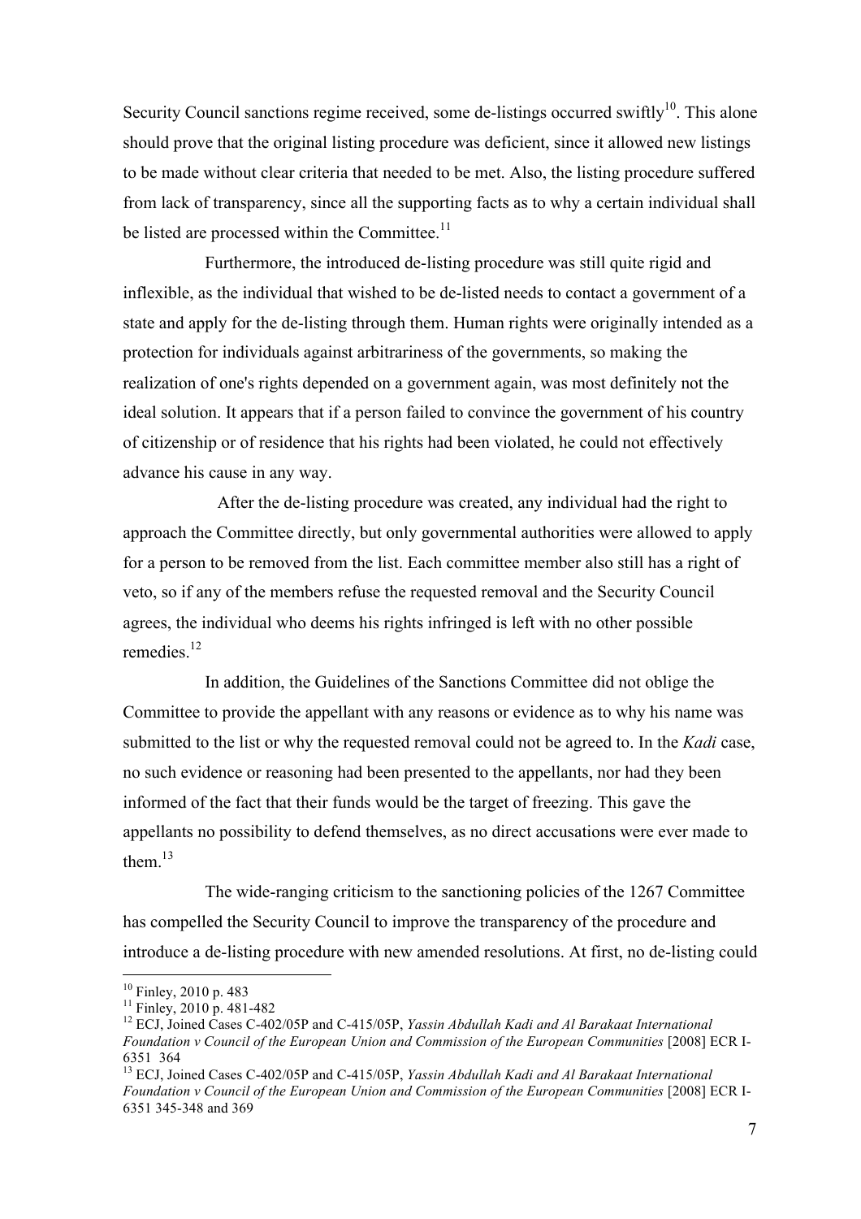Security Council sanctions regime received, some de-listings occurred swiftly[10]. This alone should prove that the original listing procedure was deficient, since it allowed new listings to be made without clear criteria that needed to be met. Also, the listing procedure suffered from lack of transparency, since all the supporting facts as to why a certain individual shall be listed are processed within the Committee.[11]

Furthermore, the introduced de-listing procedure was still quite rigid and inflexible, as the individual that wished to be de-listed needs to contact a government of a state and apply for the de-listing through them. Human rights were originally intended as a protection for individuals against arbitrariness of the governments, so making the realization of one's rights depended on a government again, was most definitely not the ideal solution. It appears that if a person failed to convince the government of his country of citizenship or of residence that his rights had been violated, he could not effectively advance his cause in any way.

After the de-listing procedure was created, any individual had the right to approach the Committee directly, but only governmental authorities were allowed to apply for a person to be removed from the list. Each committee member also still has a right of veto, so if any of the members refuse the requested removal and the Security Council agrees, the individual who deems his rights infringed is left with no other possible remedies.[12]

In addition, the Guidelines of the Sanctions Committee did not oblige the Committee to provide the appellant with any reasons or evidence as to why his name was submitted to the list or why the requested removal could not be agreed to. In the *Kadi* case, no such evidence or reasoning had been presented to the appellants, nor had they been informed of the fact that their funds would be the target of freezing. This gave the appellants no possibility to defend themselves, as no direct accusations were ever made to them.[13]

The wide-ranging criticism to the sanctioning policies of the 1267 Committee has compelled the Security Council to improve the transparency of the procedure and introduce a de-listing procedure with new amended resolutions. At first, no de-listing could

---

[10] Finley, 2010 p. 483

[11] Finley, 2010 p. 481-482

[12] ECJ, Joined Cases C-402/05P and C-415/05P, *Yassin Abdullah Kadi and Al Barakaat International Foundation v Council of the European Union and Commission of the European Communities* [2008] ECR I-6351 364

[13] ECJ, Joined Cases C-402/05P and C-415/05P, *Yassin Abdullah Kadi and Al Barakaat International Foundation v Council of the European Union and Commission of the European Communities* [2008] ECR I-6351 345-348 and 369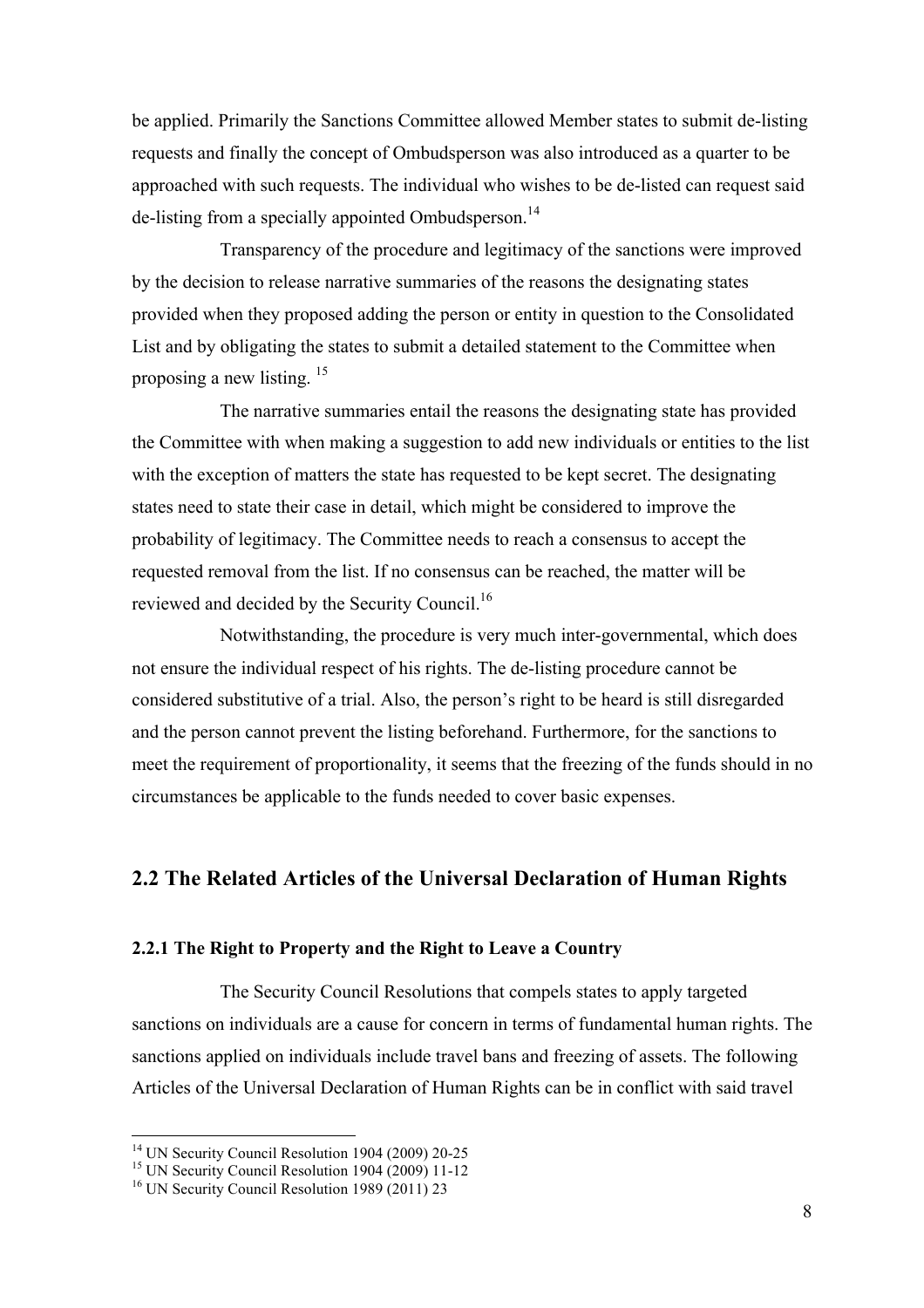be applied. Primarily the Sanctions Committee allowed Member states to submit de-listing requests and finally the concept of Ombudsperson was also introduced as a quarter to be approached with such requests. The individual who wishes to be de-listed can request said de-listing from a specially appointed Ombudsperson.[14]

Transparency of the procedure and legitimacy of the sanctions were improved by the decision to release narrative summaries of the reasons the designating states provided when they proposed adding the person or entity in question to the Consolidated List and by obligating the states to submit a detailed statement to the Committee when proposing a new listing. [15]

The narrative summaries entail the reasons the designating state has provided the Committee with when making a suggestion to add new individuals or entities to the list with the exception of matters the state has requested to be kept secret. The designating states need to state their case in detail, which might be considered to improve the probability of legitimacy. The Committee needs to reach a consensus to accept the requested removal from the list. If no consensus can be reached, the matter will be reviewed and decided by the Security Council.[16]

Notwithstanding, the procedure is very much inter-governmental, which does not ensure the individual respect of his rights. The de-listing procedure cannot be considered substitutive of a trial. Also, the person's right to be heard is still disregarded and the person cannot prevent the listing beforehand. Furthermore, for the sanctions to meet the requirement of proportionality, it seems that the freezing of the funds should in no circumstances be applicable to the funds needed to cover basic expenses.

## 2.2 The Related Articles of the Universal Declaration of Human Rights

### 2.2.1 The Right to Property and the Right to Leave a Country

The Security Council Resolutions that compels states to apply targeted sanctions on individuals are a cause for concern in terms of fundamental human rights. The sanctions applied on individuals include travel bans and freezing of assets. The following Articles of the Universal Declaration of Human Rights can be in conflict with said travel

[14] UN Security Council Resolution 1904 (2009) 20-25

[15] UN Security Council Resolution 1904 (2009) 11-12

[16] UN Security Council Resolution 1989 (2011) 23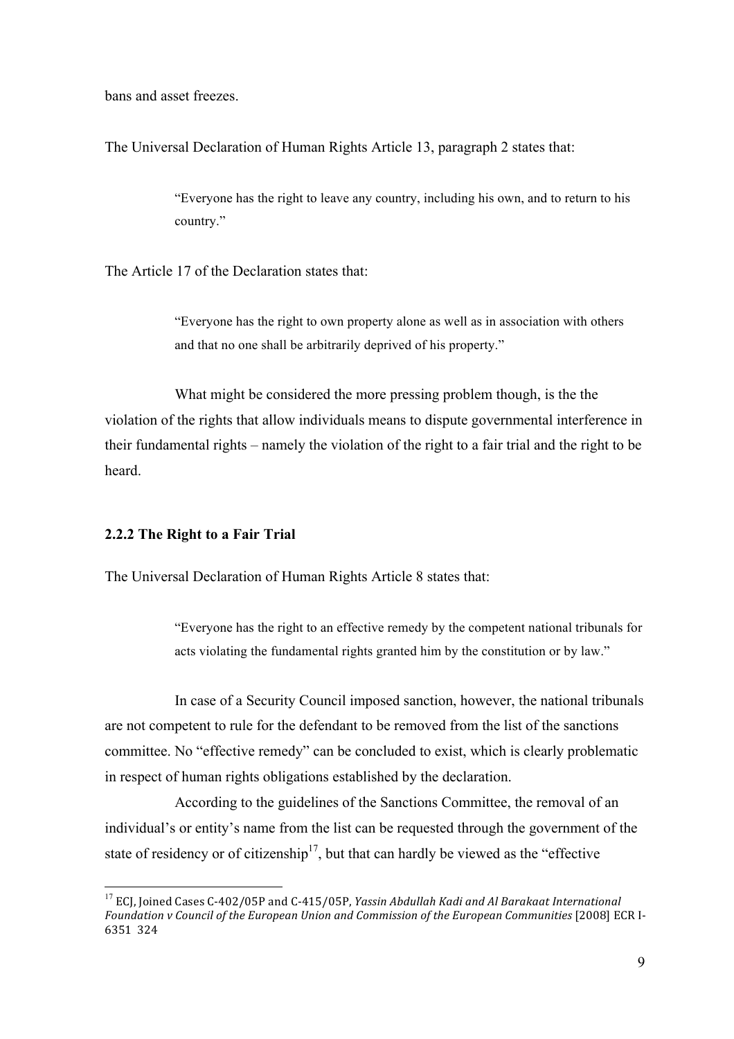bans and asset freezes.

The Universal Declaration of Human Rights Article 13, paragraph 2 states that:

> "Everyone has the right to leave any country, including his own, and to return to his country."

The Article 17 of the Declaration states that:

> "Everyone has the right to own property alone as well as in association with others and that no one shall be arbitrarily deprived of his property."

What might be considered the more pressing problem though, is the the violation of the rights that allow individuals means to dispute governmental interference in their fundamental rights – namely the violation of the right to a fair trial and the right to be heard.

### 2.2.2 The Right to a Fair Trial

The Universal Declaration of Human Rights Article 8 states that:

> "Everyone has the right to an effective remedy by the competent national tribunals for acts violating the fundamental rights granted him by the constitution or by law."

In case of a Security Council imposed sanction, however, the national tribunals are not competent to rule for the defendant to be removed from the list of the sanctions committee. No "effective remedy" can be concluded to exist, which is clearly problematic in respect of human rights obligations established by the declaration.

According to the guidelines of the Sanctions Committee, the removal of an individual's or entity's name from the list can be requested through the government of the state of residency or of citizenship[17], but that can hardly be viewed as the "effective

[17] ECJ, Joined Cases C-402/05P and C-415/05P, *Yassin Abdullah Kadi and Al Barakaat International Foundation v Council of the European Union and Commission of the European Communities* [2008] ECR I-6351 324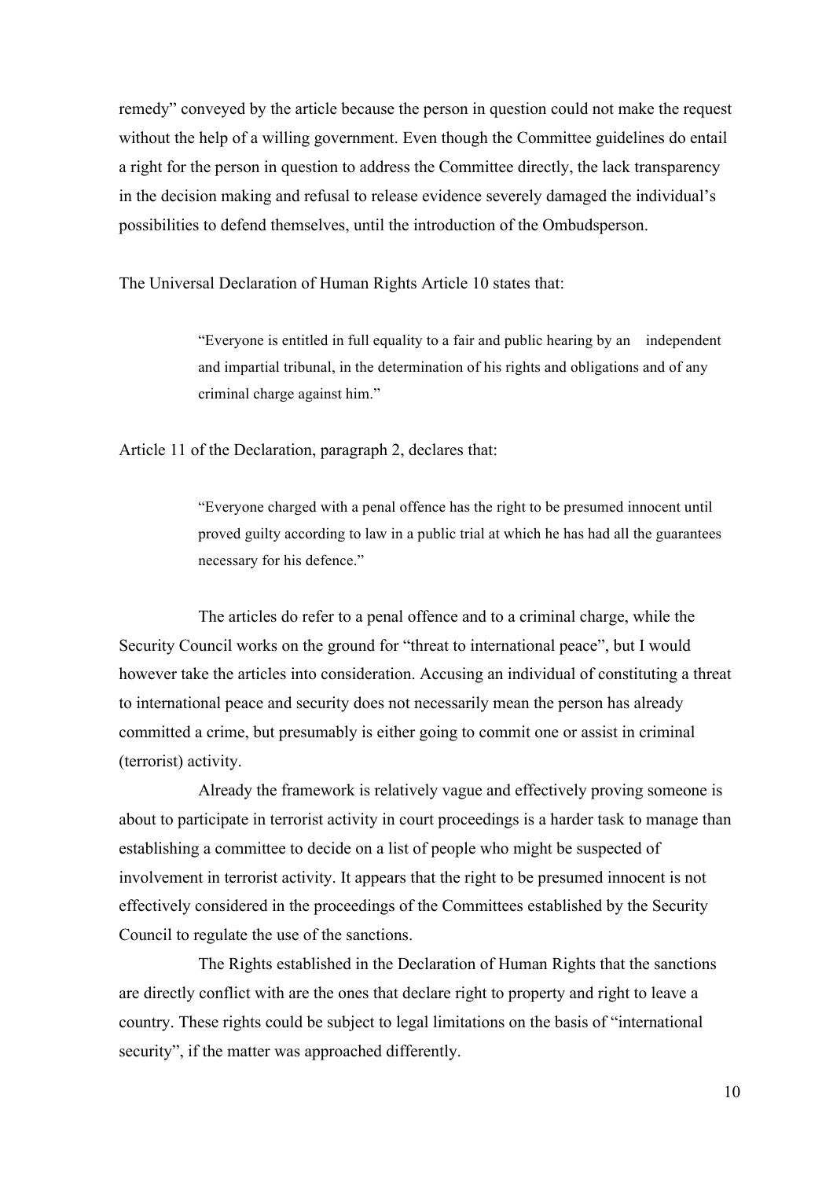remedy" conveyed by the article because the person in question could not make the request without the help of a willing government. Even though the Committee guidelines do entail a right for the person in question to address the Committee directly, the lack transparency in the decision making and refusal to release evidence severely damaged the individual's possibilities to defend themselves, until the introduction of the Ombudsperson.

The Universal Declaration of Human Rights Article 10 states that:

> "Everyone is entitled in full equality to a fair and public hearing by an independent and impartial tribunal, in the determination of his rights and obligations and of any criminal charge against him."

Article 11 of the Declaration, paragraph 2, declares that:

> "Everyone charged with a penal offence has the right to be presumed innocent until proved guilty according to law in a public trial at which he has had all the guarantees necessary for his defence."

The articles do refer to a penal offence and to a criminal charge, while the Security Council works on the ground for "threat to international peace", but I would however take the articles into consideration. Accusing an individual of constituting a threat to international peace and security does not necessarily mean the person has already committed a crime, but presumably is either going to commit one or assist in criminal (terrorist) activity.

Already the framework is relatively vague and effectively proving someone is about to participate in terrorist activity in court proceedings is a harder task to manage than establishing a committee to decide on a list of people who might be suspected of involvement in terrorist activity. It appears that the right to be presumed innocent is not effectively considered in the proceedings of the Committees established by the Security Council to regulate the use of the sanctions.

The Rights established in the Declaration of Human Rights that the sanctions are directly conflict with are the ones that declare right to property and right to leave a country. These rights could be subject to legal limitations on the basis of "international security", if the matter was approached differently.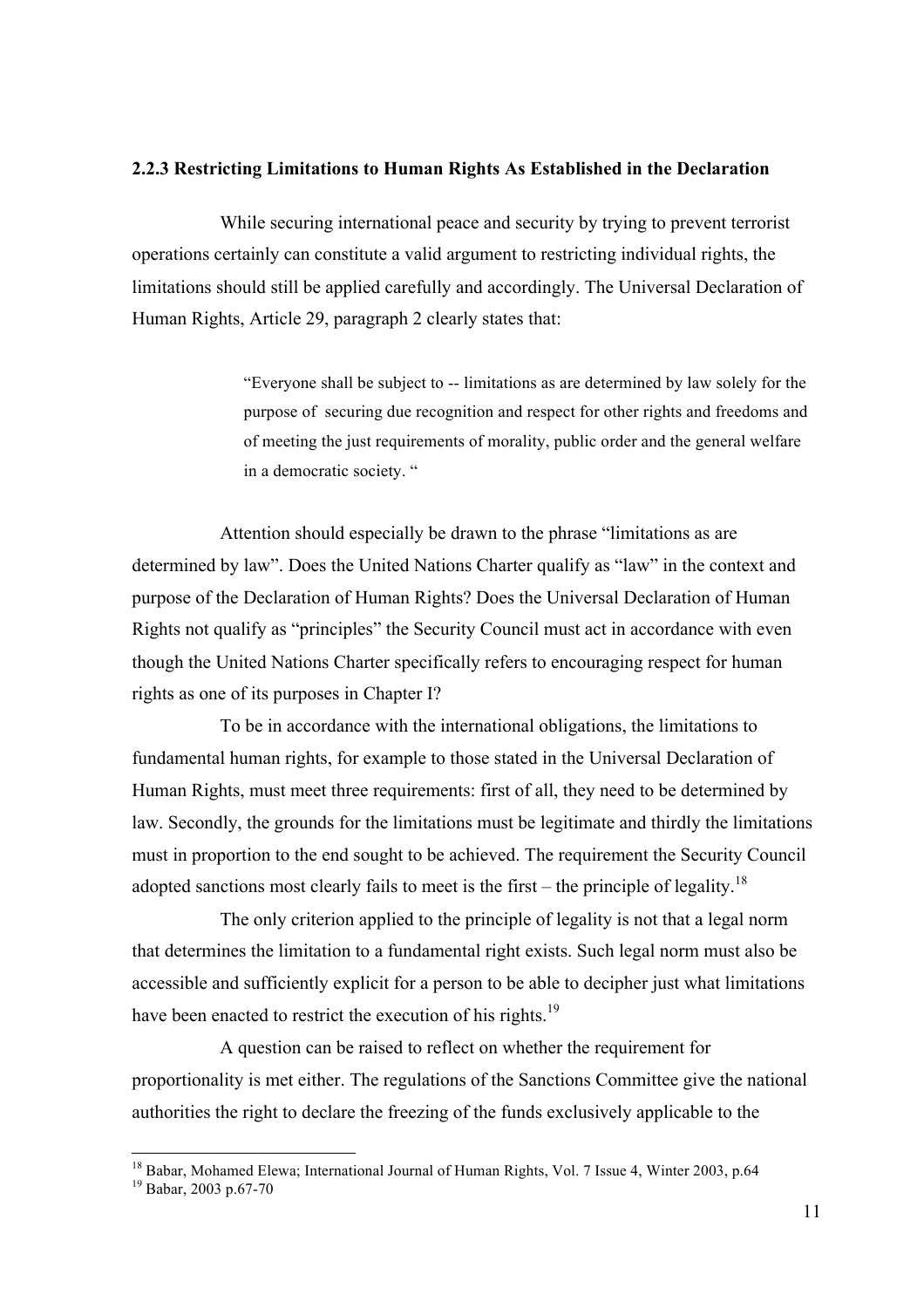### 2.2.3 Restricting Limitations to Human Rights As Established in the Declaration

While securing international peace and security by trying to prevent terrorist operations certainly can constitute a valid argument to restricting individual rights, the limitations should still be applied carefully and accordingly. The Universal Declaration of Human Rights, Article 29, paragraph 2 clearly states that:

> "Everyone shall be subject to -- limitations as are determined by law solely for the purpose of securing due recognition and respect for other rights and freedoms and of meeting the just requirements of morality, public order and the general welfare in a democratic society. "

Attention should especially be drawn to the phrase "limitations as are determined by law". Does the United Nations Charter qualify as "law" in the context and purpose of the Declaration of Human Rights? Does the Universal Declaration of Human Rights not qualify as "principles" the Security Council must act in accordance with even though the United Nations Charter specifically refers to encouraging respect for human rights as one of its purposes in Chapter I?

To be in accordance with the international obligations, the limitations to fundamental human rights, for example to those stated in the Universal Declaration of Human Rights, must meet three requirements: first of all, they need to be determined by law. Secondly, the grounds for the limitations must be legitimate and thirdly the limitations must in proportion to the end sought to be achieved. The requirement the Security Council adopted sanctions most clearly fails to meet is the first – the principle of legality.[18]

The only criterion applied to the principle of legality is not that a legal norm that determines the limitation to a fundamental right exists. Such legal norm must also be accessible and sufficiently explicit for a person to be able to decipher just what limitations have been enacted to restrict the execution of his rights.[19]

A question can be raised to reflect on whether the requirement for proportionality is met either. The regulations of the Sanctions Committee give the national authorities the right to declare the freezing of the funds exclusively applicable to the

---

[18] Babar, Mohamed Elewa; International Journal of Human Rights, Vol. 7 Issue 4, Winter 2003, p.64

[19] Babar, 2003 p.67-70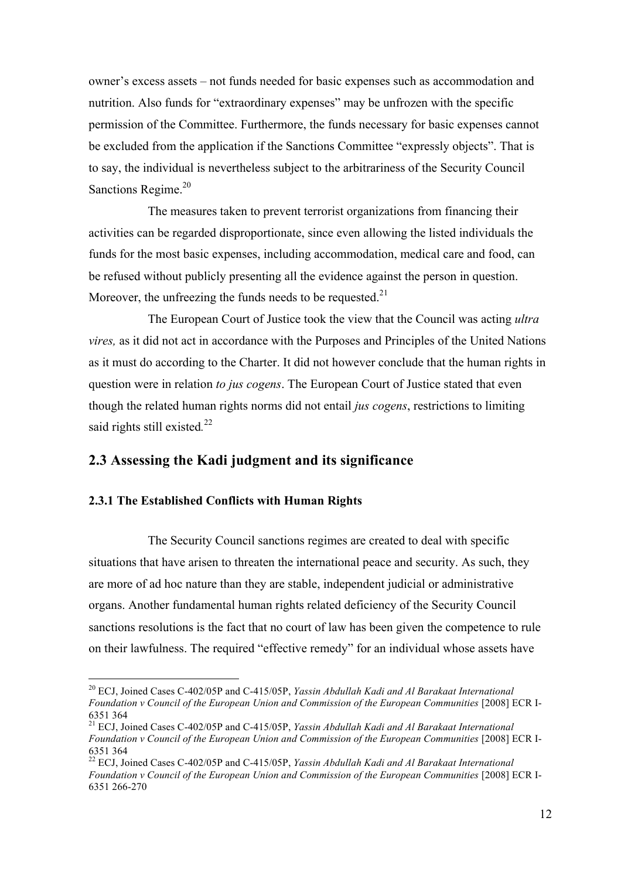owner's excess assets – not funds needed for basic expenses such as accommodation and nutrition. Also funds for "extraordinary expenses" may be unfrozen with the specific permission of the Committee. Furthermore, the funds necessary for basic expenses cannot be excluded from the application if the Sanctions Committee "expressly objects". That is to say, the individual is nevertheless subject to the arbitrariness of the Security Council Sanctions Regime.[20]

The measures taken to prevent terrorist organizations from financing their activities can be regarded disproportionate, since even allowing the listed individuals the funds for the most basic expenses, including accommodation, medical care and food, can be refused without publicly presenting all the evidence against the person in question. Moreover, the unfreezing the funds needs to be requested.[21]

The European Court of Justice took the view that the Council was acting *ultra vires,* as it did not act in accordance with the Purposes and Principles of the United Nations as it must do according to the Charter. It did not however conclude that the human rights in question were in relation *to jus cogens*. The European Court of Justice stated that even though the related human rights norms did not entail *jus cogens*, restrictions to limiting said rights still existed.[22]

## 2.3 Assessing the Kadi judgment and its significance

### 2.3.1 The Established Conflicts with Human Rights

The Security Council sanctions regimes are created to deal with specific situations that have arisen to threaten the international peace and security. As such, they are more of ad hoc nature than they are stable, independent judicial or administrative organs. Another fundamental human rights related deficiency of the Security Council sanctions resolutions is the fact that no court of law has been given the competence to rule on their lawfulness. The required "effective remedy" for an individual whose assets have

---

[20] ECJ, Joined Cases C-402/05P and C-415/05P, *Yassin Abdullah Kadi and Al Barakaat International Foundation v Council of the European Union and Commission of the European Communities* [2008] ECR I-6351 364

[21] ECJ, Joined Cases C-402/05P and C-415/05P, *Yassin Abdullah Kadi and Al Barakaat International Foundation v Council of the European Union and Commission of the European Communities* [2008] ECR I-6351 364

[22] ECJ, Joined Cases C-402/05P and C-415/05P, *Yassin Abdullah Kadi and Al Barakaat International Foundation v Council of the European Union and Commission of the European Communities* [2008] ECR I-6351 266-270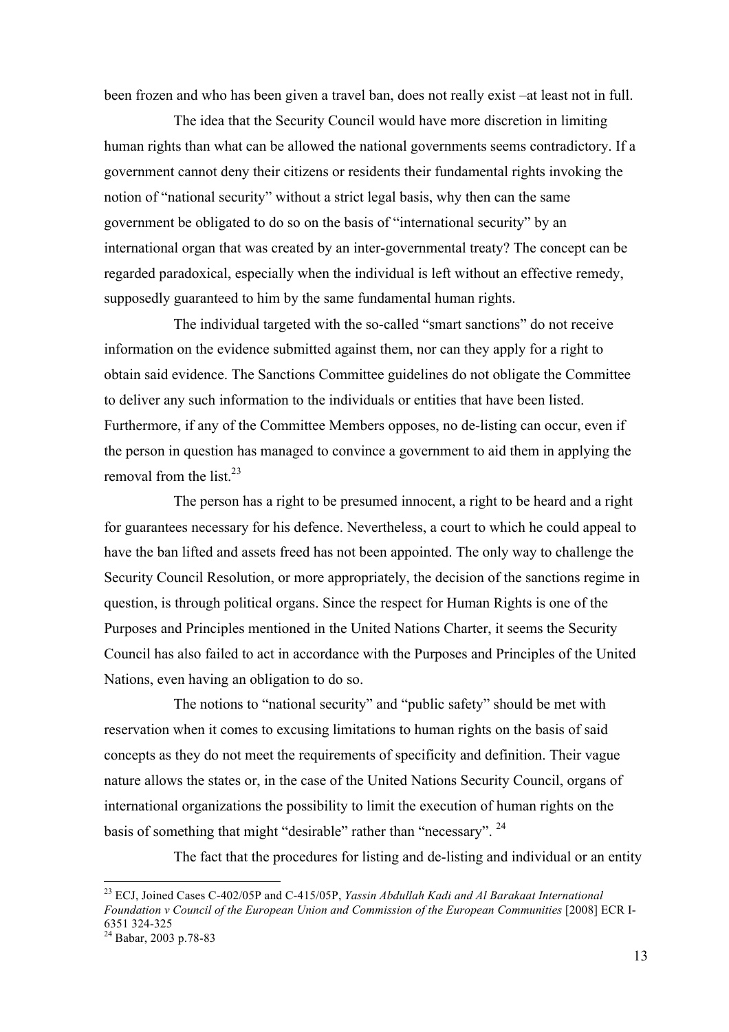been frozen and who has been given a travel ban, does not really exist –at least not in full.

The idea that the Security Council would have more discretion in limiting human rights than what can be allowed the national governments seems contradictory. If a government cannot deny their citizens or residents their fundamental rights invoking the notion of "national security" without a strict legal basis, why then can the same government be obligated to do so on the basis of "international security" by an international organ that was created by an inter-governmental treaty? The concept can be regarded paradoxical, especially when the individual is left without an effective remedy, supposedly guaranteed to him by the same fundamental human rights.

The individual targeted with the so-called "smart sanctions" do not receive information on the evidence submitted against them, nor can they apply for a right to obtain said evidence. The Sanctions Committee guidelines do not obligate the Committee to deliver any such information to the individuals or entities that have been listed. Furthermore, if any of the Committee Members opposes, no de-listing can occur, even if the person in question has managed to convince a government to aid them in applying the removal from the list.[23]

The person has a right to be presumed innocent, a right to be heard and a right for guarantees necessary for his defence. Nevertheless, a court to which he could appeal to have the ban lifted and assets freed has not been appointed. The only way to challenge the Security Council Resolution, or more appropriately, the decision of the sanctions regime in question, is through political organs. Since the respect for Human Rights is one of the Purposes and Principles mentioned in the United Nations Charter, it seems the Security Council has also failed to act in accordance with the Purposes and Principles of the United Nations, even having an obligation to do so.

The notions to "national security" and "public safety" should be met with reservation when it comes to excusing limitations to human rights on the basis of said concepts as they do not meet the requirements of specificity and definition. Their vague nature allows the states or, in the case of the United Nations Security Council, organs of international organizations the possibility to limit the execution of human rights on the basis of something that might "desirable" rather than "necessary". [24]

The fact that the procedures for listing and de-listing and individual or an entity

---

[23] ECJ, Joined Cases C-402/05P and C-415/05P, *Yassin Abdullah Kadi and Al Barakaat International Foundation v Council of the European Union and Commission of the European Communities* [2008] ECR I-6351 324-325

[24] Babar, 2003 p.78-83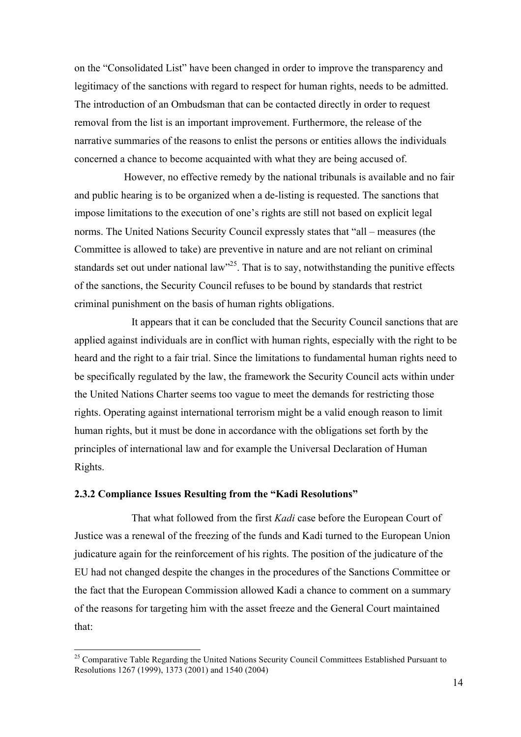on the "Consolidated List" have been changed in order to improve the transparency and legitimacy of the sanctions with regard to respect for human rights, needs to be admitted. The introduction of an Ombudsman that can be contacted directly in order to request removal from the list is an important improvement. Furthermore, the release of the narrative summaries of the reasons to enlist the persons or entities allows the individuals concerned a chance to become acquainted with what they are being accused of.

However, no effective remedy by the national tribunals is available and no fair and public hearing is to be organized when a de-listing is requested. The sanctions that impose limitations to the execution of one's rights are still not based on explicit legal norms. The United Nations Security Council expressly states that "all – measures (the Committee is allowed to take) are preventive in nature and are not reliant on criminal standards set out under national law"[25]. That is to say, notwithstanding the punitive effects of the sanctions, the Security Council refuses to be bound by standards that restrict criminal punishment on the basis of human rights obligations.

It appears that it can be concluded that the Security Council sanctions that are applied against individuals are in conflict with human rights, especially with the right to be heard and the right to a fair trial. Since the limitations to fundamental human rights need to be specifically regulated by the law, the framework the Security Council acts within under the United Nations Charter seems too vague to meet the demands for restricting those rights. Operating against international terrorism might be a valid enough reason to limit human rights, but it must be done in accordance with the obligations set forth by the principles of international law and for example the Universal Declaration of Human Rights.

### 2.3.2 Compliance Issues Resulting from the "Kadi Resolutions"

That what followed from the first *Kadi* case before the European Court of Justice was a renewal of the freezing of the funds and Kadi turned to the European Union judicature again for the reinforcement of his rights. The position of the judicature of the EU had not changed despite the changes in the procedures of the Sanctions Committee or the fact that the European Commission allowed Kadi a chance to comment on a summary of the reasons for targeting him with the asset freeze and the General Court maintained that:

[25] Comparative Table Regarding the United Nations Security Council Committees Established Pursuant to Resolutions 1267 (1999), 1373 (2001) and 1540 (2004)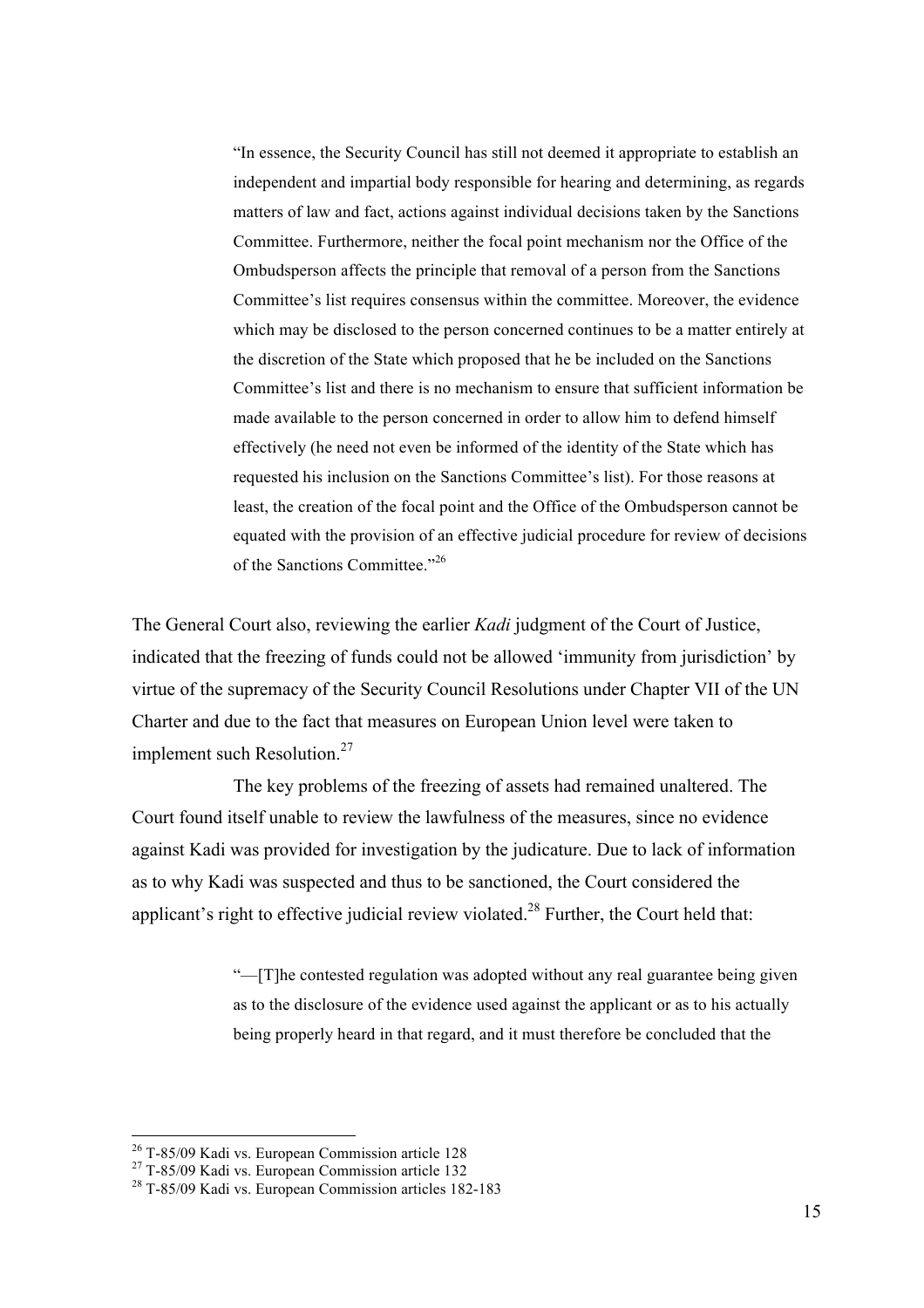> "In essence, the Security Council has still not deemed it appropriate to establish an independent and impartial body responsible for hearing and determining, as regards matters of law and fact, actions against individual decisions taken by the Sanctions Committee. Furthermore, neither the focal point mechanism nor the Office of the Ombudsperson affects the principle that removal of a person from the Sanctions Committee's list requires consensus within the committee. Moreover, the evidence which may be disclosed to the person concerned continues to be a matter entirely at the discretion of the State which proposed that he be included on the Sanctions Committee's list and there is no mechanism to ensure that sufficient information be made available to the person concerned in order to allow him to defend himself effectively (he need not even be informed of the identity of the State which has requested his inclusion on the Sanctions Committee's list). For those reasons at least, the creation of the focal point and the Office of the Ombudsperson cannot be equated with the provision of an effective judicial procedure for review of decisions of the Sanctions Committee."[26]

The General Court also, reviewing the earlier *Kadi* judgment of the Court of Justice, indicated that the freezing of funds could not be allowed 'immunity from jurisdiction' by virtue of the supremacy of the Security Council Resolutions under Chapter VII of the UN Charter and due to the fact that measures on European Union level were taken to implement such Resolution.[27]

The key problems of the freezing of assets had remained unaltered. The Court found itself unable to review the lawfulness of the measures, since no evidence against Kadi was provided for investigation by the judicature. Due to lack of information as to why Kadi was suspected and thus to be sanctioned, the Court considered the applicant's right to effective judicial review violated.[28] Further, the Court held that:

> "—[T]he contested regulation was adopted without any real guarantee being given as to the disclosure of the evidence used against the applicant or as to his actually being properly heard in that regard, and it must therefore be concluded that the

---

[26] T-85/09 Kadi vs. European Commission article 128

[27] T-85/09 Kadi vs. European Commission article 132

[28] T-85/09 Kadi vs. European Commission articles 182-183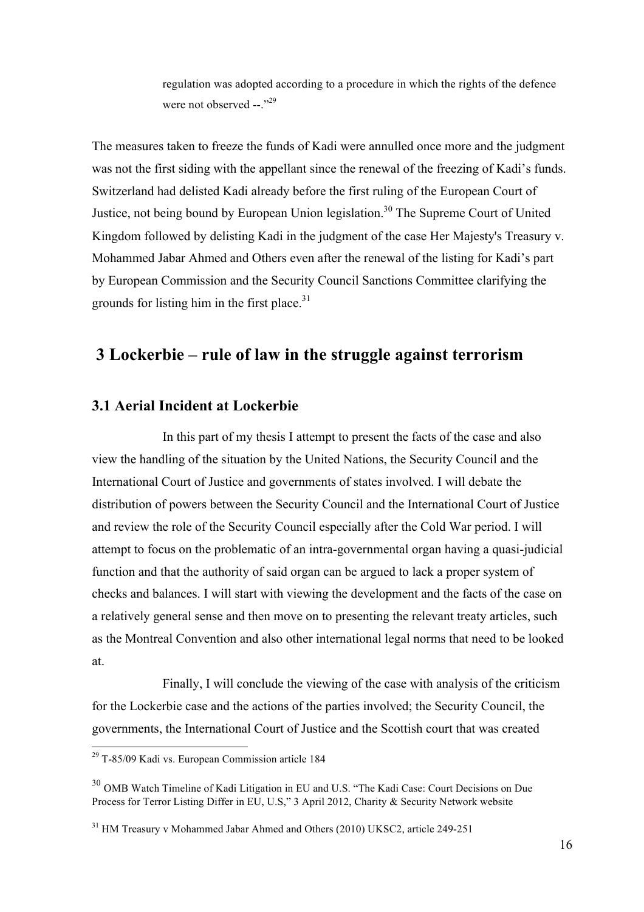> regulation was adopted according to a procedure in which the rights of the defence were not observed --."[29]

The measures taken to freeze the funds of Kadi were annulled once more and the judgment was not the first siding with the appellant since the renewal of the freezing of Kadi's funds. Switzerland had delisted Kadi already before the first ruling of the European Court of Justice, not being bound by European Union legislation.[30] The Supreme Court of United Kingdom followed by delisting Kadi in the judgment of the case Her Majesty's Treasury v. Mohammed Jabar Ahmed and Others even after the renewal of the listing for Kadi's part by European Commission and the Security Council Sanctions Committee clarifying the grounds for listing him in the first place.[31]

## 3 Lockerbie – rule of law in the struggle against terrorism

### 3.1 Aerial Incident at Lockerbie

In this part of my thesis I attempt to present the facts of the case and also view the handling of the situation by the United Nations, the Security Council and the International Court of Justice and governments of states involved. I will debate the distribution of powers between the Security Council and the International Court of Justice and review the role of the Security Council especially after the Cold War period. I will attempt to focus on the problematic of an intra-governmental organ having a quasi-judicial function and that the authority of said organ can be argued to lack a proper system of checks and balances. I will start with viewing the development and the facts of the case on a relatively general sense and then move on to presenting the relevant treaty articles, such as the Montreal Convention and also other international legal norms that need to be looked at.

Finally, I will conclude the viewing of the case with analysis of the criticism for the Lockerbie case and the actions of the parties involved; the Security Council, the governments, the International Court of Justice and the Scottish court that was created

---

[29] T-85/09 Kadi vs. European Commission article 184

[30] OMB Watch Timeline of Kadi Litigation in EU and U.S. "The Kadi Case: Court Decisions on Due Process for Terror Listing Differ in EU, U.S," 3 April 2012, Charity & Security Network website

[31] HM Treasury v Mohammed Jabar Ahmed and Others (2010) UKSC2, article 249-251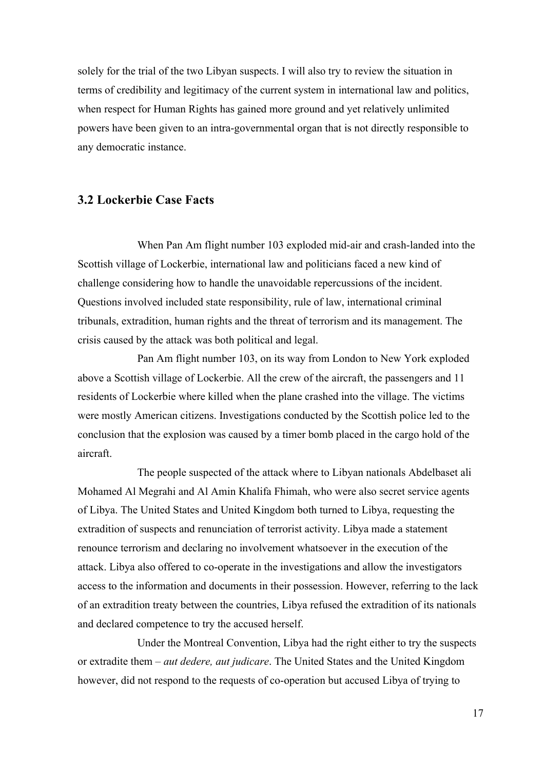solely for the trial of the two Libyan suspects. I will also try to review the situation in terms of credibility and legitimacy of the current system in international law and politics, when respect for Human Rights has gained more ground and yet relatively unlimited powers have been given to an intra-governmental organ that is not directly responsible to any democratic instance.

## 3.2 Lockerbie Case Facts

When Pan Am flight number 103 exploded mid-air and crash-landed into the Scottish village of Lockerbie, international law and politicians faced a new kind of challenge considering how to handle the unavoidable repercussions of the incident. Questions involved included state responsibility, rule of law, international criminal tribunals, extradition, human rights and the threat of terrorism and its management. The crisis caused by the attack was both political and legal.

Pan Am flight number 103, on its way from London to New York exploded above a Scottish village of Lockerbie. All the crew of the aircraft, the passengers and 11 residents of Lockerbie where killed when the plane crashed into the village. The victims were mostly American citizens. Investigations conducted by the Scottish police led to the conclusion that the explosion was caused by a timer bomb placed in the cargo hold of the aircraft.

The people suspected of the attack where to Libyan nationals Abdelbaset ali Mohamed Al Megrahi and Al Amin Khalifa Fhimah, who were also secret service agents of Libya. The United States and United Kingdom both turned to Libya, requesting the extradition of suspects and renunciation of terrorist activity. Libya made a statement renounce terrorism and declaring no involvement whatsoever in the execution of the attack. Libya also offered to co-operate in the investigations and allow the investigators access to the information and documents in their possession. However, referring to the lack of an extradition treaty between the countries, Libya refused the extradition of its nationals and declared competence to try the accused herself.

Under the Montreal Convention, Libya had the right either to try the suspects or extradite them – *aut dedere, aut judicare*. The United States and the United Kingdom however, did not respond to the requests of co-operation but accused Libya of trying to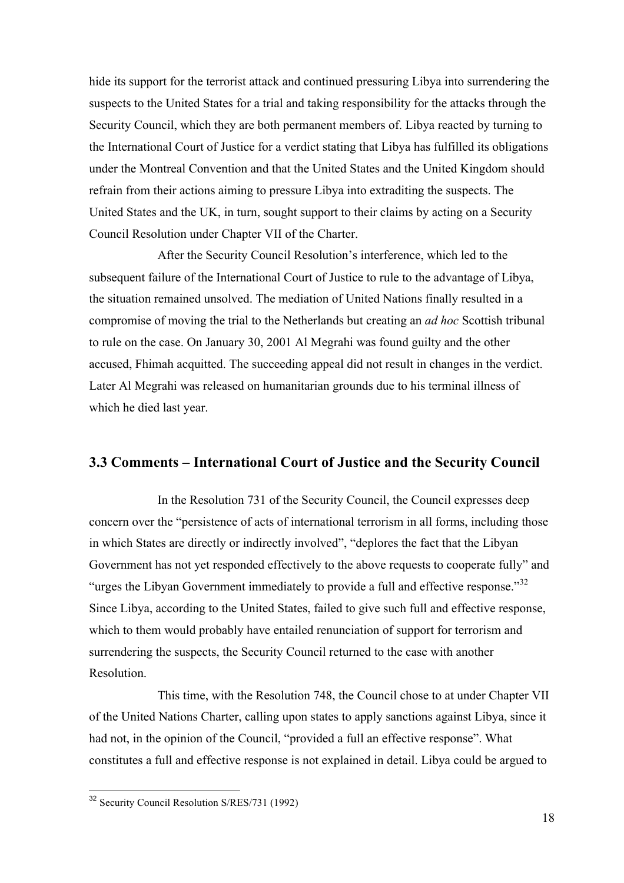hide its support for the terrorist attack and continued pressuring Libya into surrendering the suspects to the United States for a trial and taking responsibility for the attacks through the Security Council, which they are both permanent members of. Libya reacted by turning to the International Court of Justice for a verdict stating that Libya has fulfilled its obligations under the Montreal Convention and that the United States and the United Kingdom should refrain from their actions aiming to pressure Libya into extraditing the suspects. The United States and the UK, in turn, sought support to their claims by acting on a Security Council Resolution under Chapter VII of the Charter.

After the Security Council Resolution's interference, which led to the subsequent failure of the International Court of Justice to rule to the advantage of Libya, the situation remained unsolved. The mediation of United Nations finally resulted in a compromise of moving the trial to the Netherlands but creating an *ad hoc* Scottish tribunal to rule on the case. On January 30, 2001 Al Megrahi was found guilty and the other accused, Fhimah acquitted. The succeeding appeal did not result in changes in the verdict. Later Al Megrahi was released on humanitarian grounds due to his terminal illness of which he died last year.

## 3.3 Comments – International Court of Justice and the Security Council

In the Resolution 731 of the Security Council, the Council expresses deep concern over the "persistence of acts of international terrorism in all forms, including those in which States are directly or indirectly involved", "deplores the fact that the Libyan Government has not yet responded effectively to the above requests to cooperate fully" and "urges the Libyan Government immediately to provide a full and effective response."[32] Since Libya, according to the United States, failed to give such full and effective response, which to them would probably have entailed renunciation of support for terrorism and surrendering the suspects, the Security Council returned to the case with another Resolution.

This time, with the Resolution 748, the Council chose to at under Chapter VII of the United Nations Charter, calling upon states to apply sanctions against Libya, since it had not, in the opinion of the Council, "provided a full an effective response". What constitutes a full and effective response is not explained in detail. Libya could be argued to

[32] Security Council Resolution S/RES/731 (1992)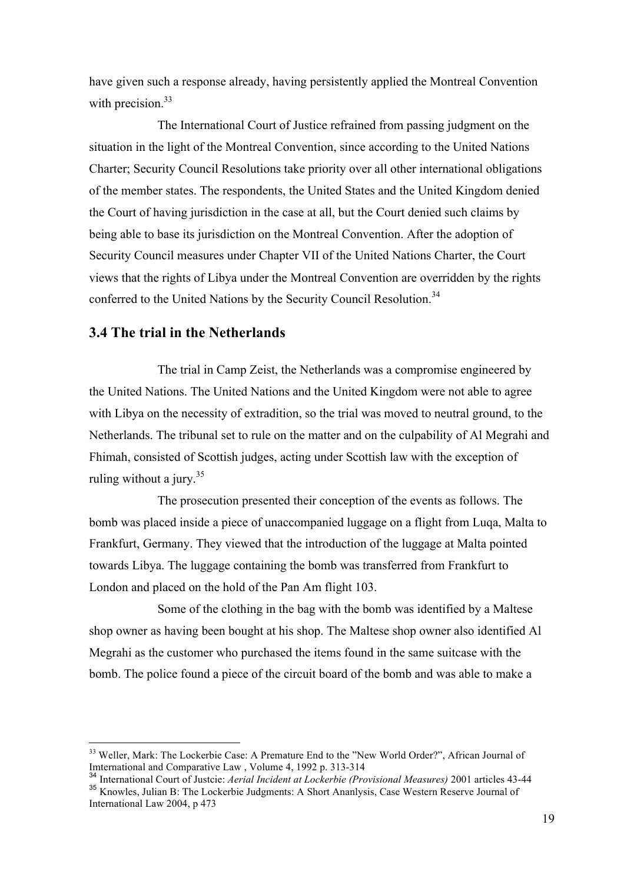have given such a response already, having persistently applied the Montreal Convention with precision.[33]

The International Court of Justice refrained from passing judgment on the situation in the light of the Montreal Convention, since according to the United Nations Charter; Security Council Resolutions take priority over all other international obligations of the member states. The respondents, the United States and the United Kingdom denied the Court of having jurisdiction in the case at all, but the Court denied such claims by being able to base its jurisdiction on the Montreal Convention. After the adoption of Security Council measures under Chapter VII of the United Nations Charter, the Court views that the rights of Libya under the Montreal Convention are overridden by the rights conferred to the United Nations by the Security Council Resolution.[34]

### 3.4 The trial in the Netherlands

The trial in Camp Zeist, the Netherlands was a compromise engineered by the United Nations. The United Nations and the United Kingdom were not able to agree with Libya on the necessity of extradition, so the trial was moved to neutral ground, to the Netherlands. The tribunal set to rule on the matter and on the culpability of Al Megrahi and Fhimah, consisted of Scottish judges, acting under Scottish law with the exception of ruling without a jury.[35]

The prosecution presented their conception of the events as follows. The bomb was placed inside a piece of unaccompanied luggage on a flight from Luqa, Malta to Frankfurt, Germany. They viewed that the introduction of the luggage at Malta pointed towards Libya. The luggage containing the bomb was transferred from Frankfurt to London and placed on the hold of the Pan Am flight 103.

Some of the clothing in the bag with the bomb was identified by a Maltese shop owner as having been bought at his shop. The Maltese shop owner also identified Al Megrahi as the customer who purchased the items found in the same suitcase with the bomb. The police found a piece of the circuit board of the bomb and was able to make a

---

[33] Weller, Mark: The Lockerbie Case: A Premature End to the "New World Order?", African Journal of Imternational and Comparative Law , Volume 4, 1992 p. 313-314

[34] International Court of Justcie: *Aerial Incident at Lockerbie (Provisional Measures)* 2001 articles 43-44

[35] Knowles, Julian B: The Lockerbie Judgments: A Short Ananlysis, Case Western Reserve Journal of International Law 2004, p 473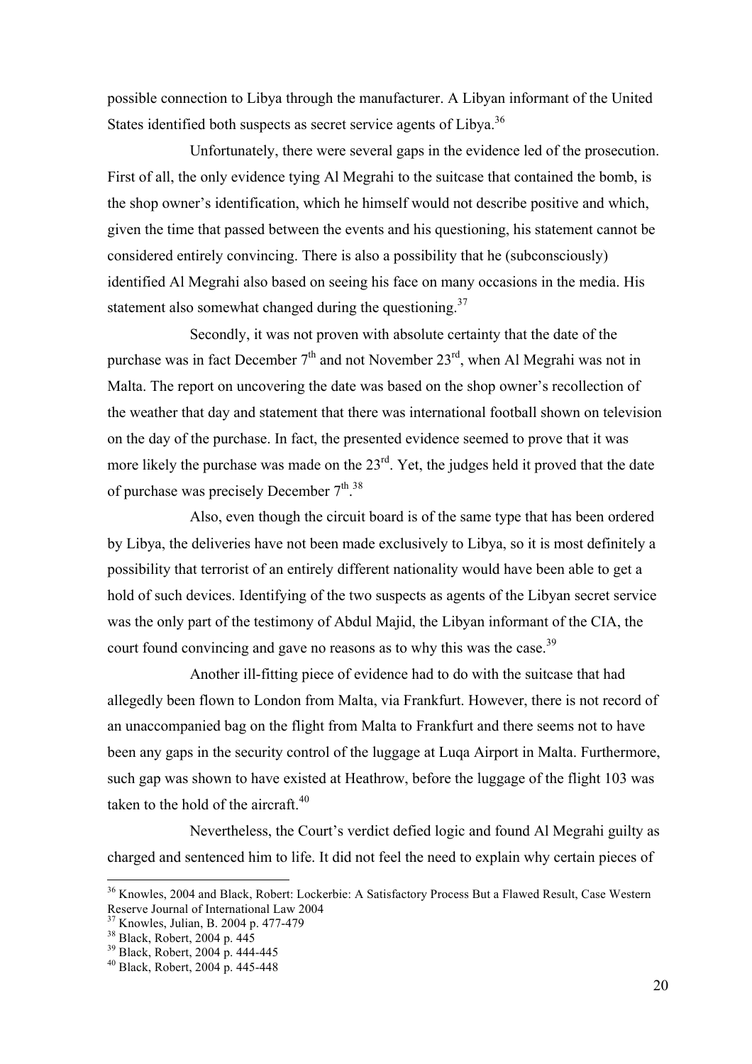possible connection to Libya through the manufacturer. A Libyan informant of the United States identified both suspects as secret service agents of Libya.[36]

Unfortunately, there were several gaps in the evidence led of the prosecution. First of all, the only evidence tying Al Megrahi to the suitcase that contained the bomb, is the shop owner's identification, which he himself would not describe positive and which, given the time that passed between the events and his questioning, his statement cannot be considered entirely convincing. There is also a possibility that he (subconsciously) identified Al Megrahi also based on seeing his face on many occasions in the media. His statement also somewhat changed during the questioning.[37]

Secondly, it was not proven with absolute certainty that the date of the purchase was in fact December 7th and not November 23rd, when Al Megrahi was not in Malta. The report on uncovering the date was based on the shop owner's recollection of the weather that day and statement that there was international football shown on television on the day of the purchase. In fact, the presented evidence seemed to prove that it was more likely the purchase was made on the 23rd. Yet, the judges held it proved that the date of purchase was precisely December 7th.[38]

Also, even though the circuit board is of the same type that has been ordered by Libya, the deliveries have not been made exclusively to Libya, so it is most definitely a possibility that terrorist of an entirely different nationality would have been able to get a hold of such devices. Identifying of the two suspects as agents of the Libyan secret service was the only part of the testimony of Abdul Majid, the Libyan informant of the CIA, the court found convincing and gave no reasons as to why this was the case.[39]

Another ill-fitting piece of evidence had to do with the suitcase that had allegedly been flown to London from Malta, via Frankfurt. However, there is not record of an unaccompanied bag on the flight from Malta to Frankfurt and there seems not to have been any gaps in the security control of the luggage at Luqa Airport in Malta. Furthermore, such gap was shown to have existed at Heathrow, before the luggage of the flight 103 was taken to the hold of the aircraft.[40]

Nevertheless, the Court's verdict defied logic and found Al Megrahi guilty as charged and sentenced him to life. It did not feel the need to explain why certain pieces of

---

[36] Knowles, 2004 and Black, Robert: Lockerbie: A Satisfactory Process But a Flawed Result, Case Western Reserve Journal of International Law 2004

[37] Knowles, Julian, B. 2004 p. 477-479

[38] Black, Robert, 2004 p. 445

[39] Black, Robert, 2004 p. 444-445

[40] Black, Robert, 2004 p. 445-448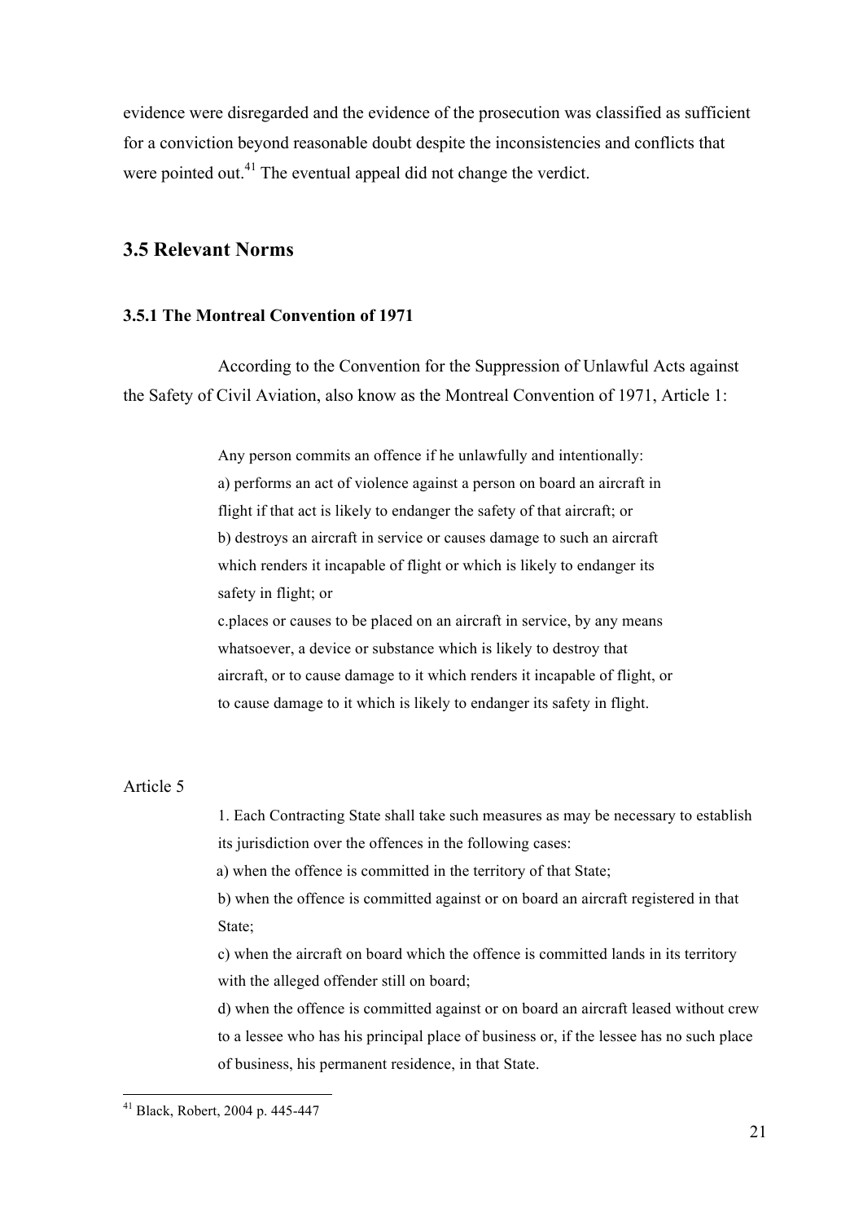evidence were disregarded and the evidence of the prosecution was classified as sufficient for a conviction beyond reasonable doubt despite the inconsistencies and conflicts that were pointed out.[41] The eventual appeal did not change the verdict.

## 3.5 Relevant Norms

### 3.5.1 The Montreal Convention of 1971

According to the Convention for the Suppression of Unlawful Acts against the Safety of Civil Aviation, also know as the Montreal Convention of 1971, Article 1:

> Any person commits an offence if he unlawfully and intentionally:
> a) performs an act of violence against a person on board an aircraft in flight if that act is likely to endanger the safety of that aircraft; or
> b) destroys an aircraft in service or causes damage to such an aircraft which renders it incapable of flight or which is likely to endanger its safety in flight; or
> c.places or causes to be placed on an aircraft in service, by any means whatsoever, a device or substance which is likely to destroy that aircraft, or to cause damage to it which renders it incapable of flight, or to cause damage to it which is likely to endanger its safety in flight.

Article 5

> 1. Each Contracting State shall take such measures as may be necessary to establish its jurisdiction over the offences in the following cases:
> a) when the offence is committed in the territory of that State;
> b) when the offence is committed against or on board an aircraft registered in that State;
> c) when the aircraft on board which the offence is committed lands in its territory with the alleged offender still on board;
> d) when the offence is committed against or on board an aircraft leased without crew to a lessee who has his principal place of business or, if the lessee has no such place of business, his permanent residence, in that State.

[41] Black, Robert, 2004 p. 445-447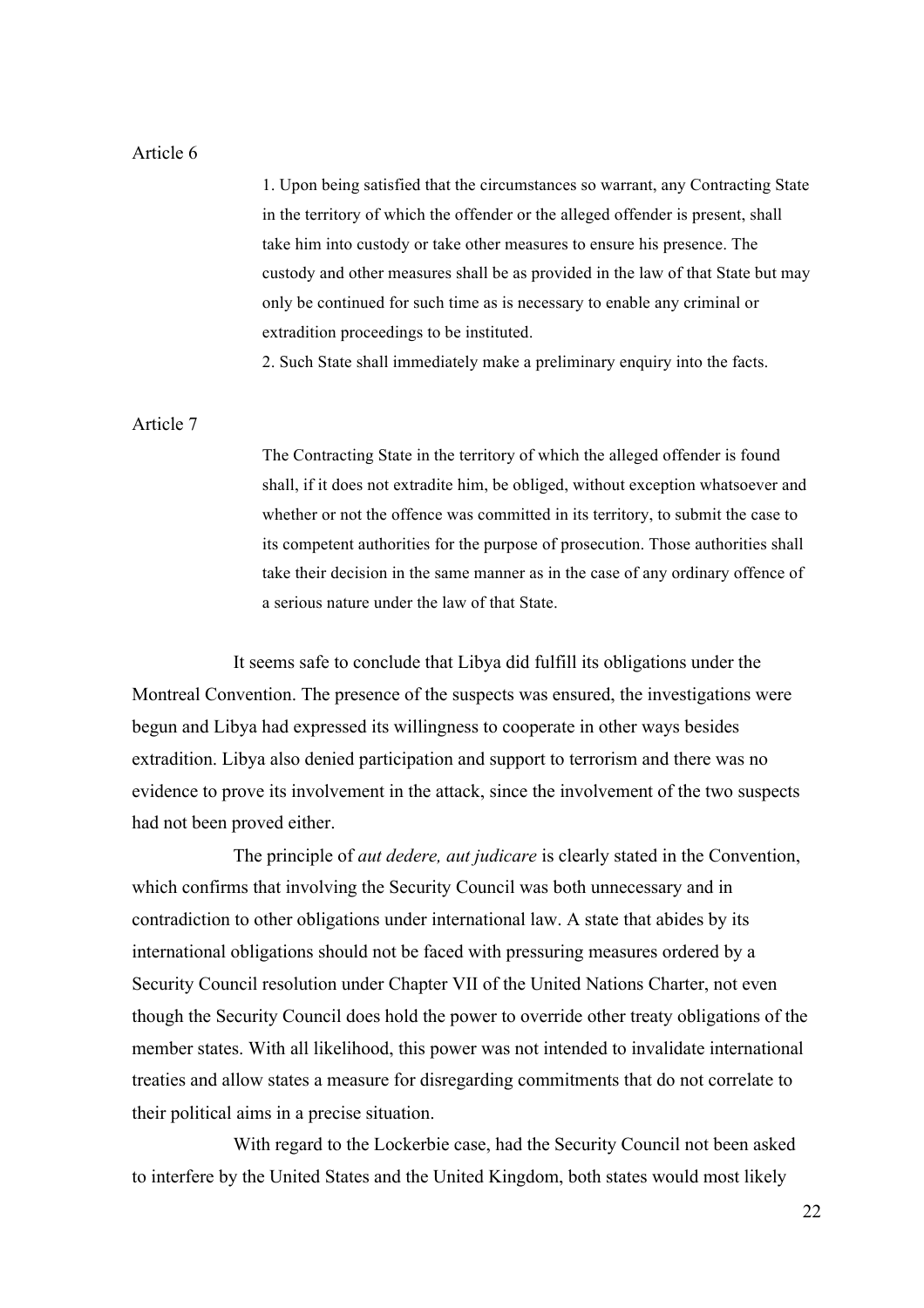Article 6

> 1. Upon being satisfied that the circumstances so warrant, any Contracting State in the territory of which the offender or the alleged offender is present, shall take him into custody or take other measures to ensure his presence. The custody and other measures shall be as provided in the law of that State but may only be continued for such time as is necessary to enable any criminal or extradition proceedings to be instituted.
> 2. Such State shall immediately make a preliminary enquiry into the facts.

Article 7

> The Contracting State in the territory of which the alleged offender is found shall, if it does not extradite him, be obliged, without exception whatsoever and whether or not the offence was committed in its territory, to submit the case to its competent authorities for the purpose of prosecution. Those authorities shall take their decision in the same manner as in the case of any ordinary offence of a serious nature under the law of that State.

It seems safe to conclude that Libya did fulfill its obligations under the Montreal Convention. The presence of the suspects was ensured, the investigations were begun and Libya had expressed its willingness to cooperate in other ways besides extradition. Libya also denied participation and support to terrorism and there was no evidence to prove its involvement in the attack, since the involvement of the two suspects had not been proved either.

The principle of *aut dedere, aut judicare* is clearly stated in the Convention, which confirms that involving the Security Council was both unnecessary and in contradiction to other obligations under international law. A state that abides by its international obligations should not be faced with pressuring measures ordered by a Security Council resolution under Chapter VII of the United Nations Charter, not even though the Security Council does hold the power to override other treaty obligations of the member states. With all likelihood, this power was not intended to invalidate international treaties and allow states a measure for disregarding commitments that do not correlate to their political aims in a precise situation.

With regard to the Lockerbie case, had the Security Council not been asked to interfere by the United States and the United Kingdom, both states would most likely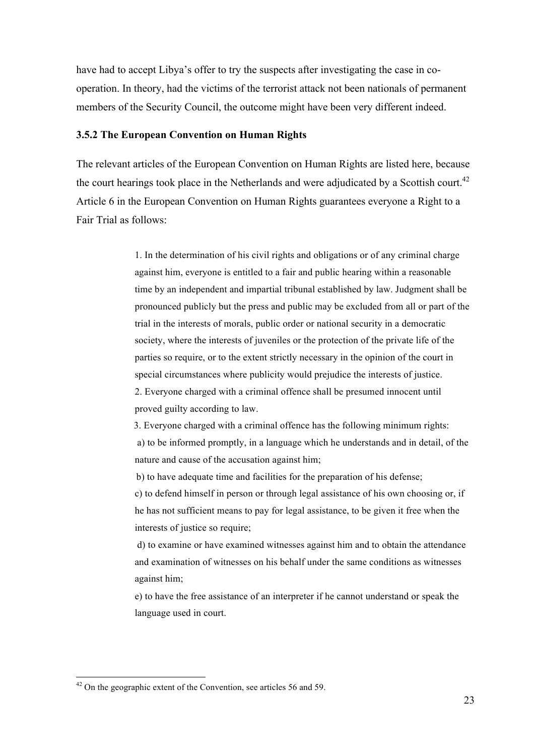have had to accept Libya's offer to try the suspects after investigating the case in co-operation. In theory, had the victims of the terrorist attack not been nationals of permanent members of the Security Council, the outcome might have been very different indeed.

### 3.5.2 The European Convention on Human Rights

The relevant articles of the European Convention on Human Rights are listed here, because the court hearings took place in the Netherlands and were adjudicated by a Scottish court.[42] Article 6 in the European Convention on Human Rights guarantees everyone a Right to a Fair Trial as follows:

> 1. In the determination of his civil rights and obligations or of any criminal charge against him, everyone is entitled to a fair and public hearing within a reasonable time by an independent and impartial tribunal established by law. Judgment shall be pronounced publicly but the press and public may be excluded from all or part of the trial in the interests of morals, public order or national security in a democratic society, where the interests of juveniles or the protection of the private life of the parties so require, or to the extent strictly necessary in the opinion of the court in special circumstances where publicity would prejudice the interests of justice.
> 2. Everyone charged with a criminal offence shall be presumed innocent until proved guilty according to law.
> 3. Everyone charged with a criminal offence has the following minimum rights:
>
> a) to be informed promptly, in a language which he understands and in detail, of the nature and cause of the accusation against him;
>
> b) to have adequate time and facilities for the preparation of his defense;
>
> c) to defend himself in person or through legal assistance of his own choosing or, if he has not sufficient means to pay for legal assistance, to be given it free when the interests of justice so require;
>
> d) to examine or have examined witnesses against him and to obtain the attendance and examination of witnesses on his behalf under the same conditions as witnesses against him;
>
> e) to have the free assistance of an interpreter if he cannot understand or speak the language used in court.

---

[42] On the geographic extent of the Convention, see articles 56 and 59.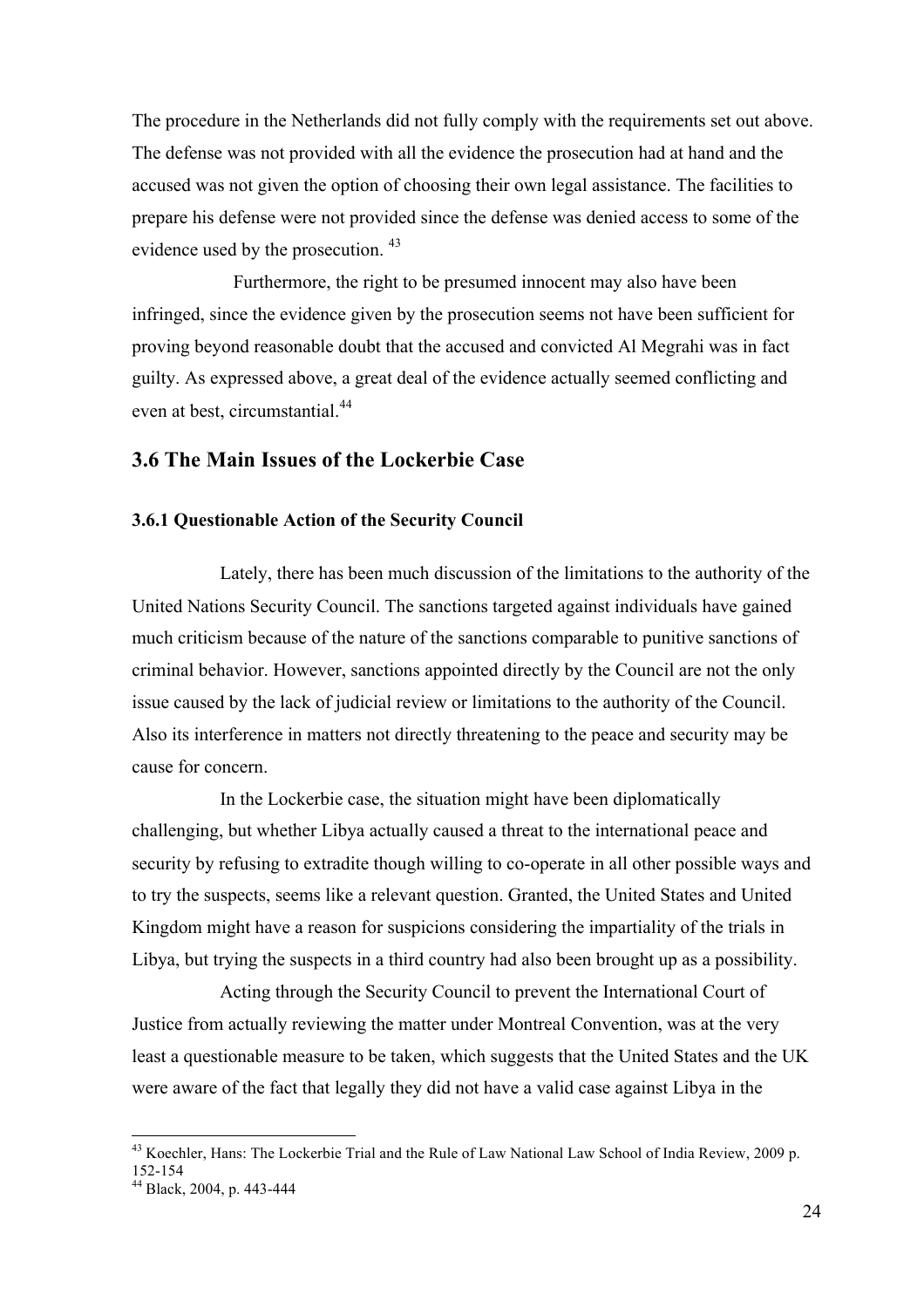The procedure in the Netherlands did not fully comply with the requirements set out above. The defense was not provided with all the evidence the prosecution had at hand and the accused was not given the option of choosing their own legal assistance. The facilities to prepare his defense were not provided since the defense was denied access to some of the evidence used by the prosecution. [43]

Furthermore, the right to be presumed innocent may also have been infringed, since the evidence given by the prosecution seems not have been sufficient for proving beyond reasonable doubt that the accused and convicted Al Megrahi was in fact guilty. As expressed above, a great deal of the evidence actually seemed conflicting and even at best, circumstantial.[44]

## 3.6 The Main Issues of the Lockerbie Case

### 3.6.1 Questionable Action of the Security Council

Lately, there has been much discussion of the limitations to the authority of the United Nations Security Council. The sanctions targeted against individuals have gained much criticism because of the nature of the sanctions comparable to punitive sanctions of criminal behavior. However, sanctions appointed directly by the Council are not the only issue caused by the lack of judicial review or limitations to the authority of the Council. Also its interference in matters not directly threatening to the peace and security may be cause for concern.

In the Lockerbie case, the situation might have been diplomatically challenging, but whether Libya actually caused a threat to the international peace and security by refusing to extradite though willing to co-operate in all other possible ways and to try the suspects, seems like a relevant question. Granted, the United States and United Kingdom might have a reason for suspicions considering the impartiality of the trials in Libya, but trying the suspects in a third country had also been brought up as a possibility.

Acting through the Security Council to prevent the International Court of Justice from actually reviewing the matter under Montreal Convention, was at the very least a questionable measure to be taken, which suggests that the United States and the UK were aware of the fact that legally they did not have a valid case against Libya in the

---

[43] Koechler, Hans: The Lockerbie Trial and the Rule of Law National Law School of India Review, 2009 p. 152-154

[44] Black, 2004, p. 443-444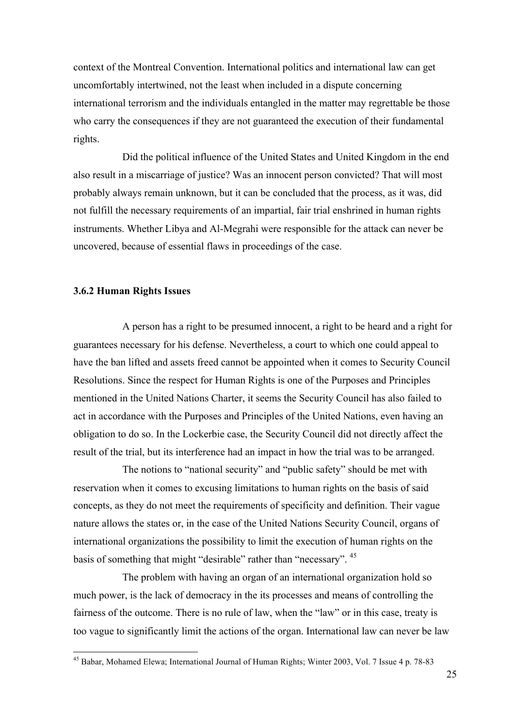context of the Montreal Convention. International politics and international law can get uncomfortably intertwined, not the least when included in a dispute concerning international terrorism and the individuals entangled in the matter may regrettable be those who carry the consequences if they are not guaranteed the execution of their fundamental rights.

Did the political influence of the United States and United Kingdom in the end also result in a miscarriage of justice? Was an innocent person convicted? That will most probably always remain unknown, but it can be concluded that the process, as it was, did not fulfill the necessary requirements of an impartial, fair trial enshrined in human rights instruments. Whether Libya and Al-Megrahi were responsible for the attack can never be uncovered, because of essential flaws in proceedings of the case.

### 3.6.2 Human Rights Issues

A person has a right to be presumed innocent, a right to be heard and a right for guarantees necessary for his defense. Nevertheless, a court to which one could appeal to have the ban lifted and assets freed cannot be appointed when it comes to Security Council Resolutions. Since the respect for Human Rights is one of the Purposes and Principles mentioned in the United Nations Charter, it seems the Security Council has also failed to act in accordance with the Purposes and Principles of the United Nations, even having an obligation to do so. In the Lockerbie case, the Security Council did not directly affect the result of the trial, but its interference had an impact in how the trial was to be arranged.

The notions to "national security" and "public safety" should be met with reservation when it comes to excusing limitations to human rights on the basis of said concepts, as they do not meet the requirements of specificity and definition. Their vague nature allows the states or, in the case of the United Nations Security Council, organs of international organizations the possibility to limit the execution of human rights on the basis of something that might "desirable" rather than "necessary". [45]

The problem with having an organ of an international organization hold so much power, is the lack of democracy in the its processes and means of controlling the fairness of the outcome. There is no rule of law, when the "law" or in this case, treaty is too vague to significantly limit the actions of the organ. International law can never be law

[45] Babar, Mohamed Elewa; International Journal of Human Rights; Winter 2003, Vol. 7 Issue 4 p. 78-83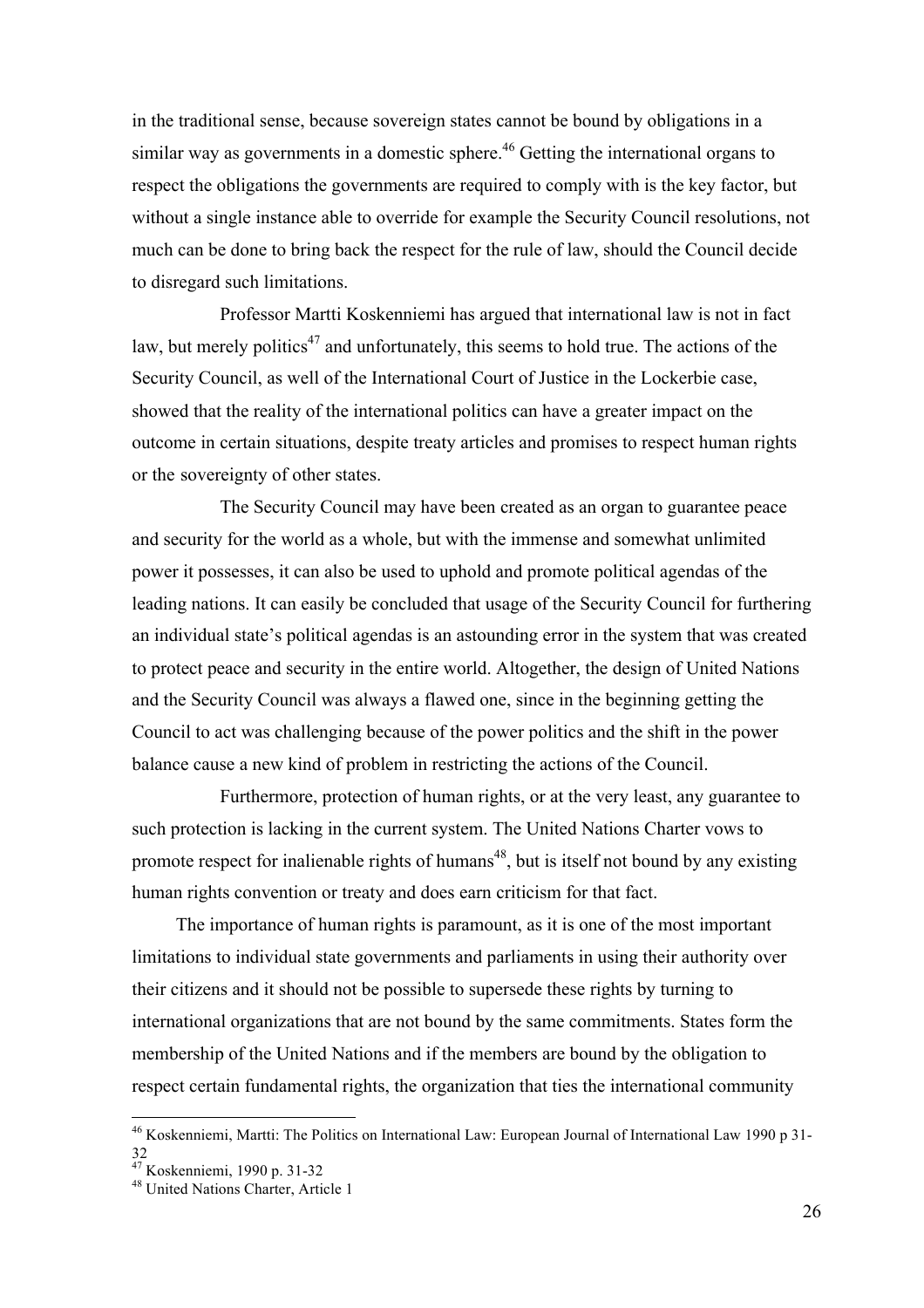in the traditional sense, because sovereign states cannot be bound by obligations in a similar way as governments in a domestic sphere.[46] Getting the international organs to respect the obligations the governments are required to comply with is the key factor, but without a single instance able to override for example the Security Council resolutions, not much can be done to bring back the respect for the rule of law, should the Council decide to disregard such limitations.

Professor Martti Koskenniemi has argued that international law is not in fact law, but merely politics[47] and unfortunately, this seems to hold true. The actions of the Security Council, as well of the International Court of Justice in the Lockerbie case, showed that the reality of the international politics can have a greater impact on the outcome in certain situations, despite treaty articles and promises to respect human rights or the sovereignty of other states.

The Security Council may have been created as an organ to guarantee peace and security for the world as a whole, but with the immense and somewhat unlimited power it possesses, it can also be used to uphold and promote political agendas of the leading nations. It can easily be concluded that usage of the Security Council for furthering an individual state's political agendas is an astounding error in the system that was created to protect peace and security in the entire world. Altogether, the design of United Nations and the Security Council was always a flawed one, since in the beginning getting the Council to act was challenging because of the power politics and the shift in the power balance cause a new kind of problem in restricting the actions of the Council.

Furthermore, protection of human rights, or at the very least, any guarantee to such protection is lacking in the current system. The United Nations Charter vows to promote respect for inalienable rights of humans[48], but is itself not bound by any existing human rights convention or treaty and does earn criticism for that fact.

The importance of human rights is paramount, as it is one of the most important limitations to individual state governments and parliaments in using their authority over their citizens and it should not be possible to supersede these rights by turning to international organizations that are not bound by the same commitments. States form the membership of the United Nations and if the members are bound by the obligation to respect certain fundamental rights, the organization that ties the international community

---

[46] Koskenniemi, Martti: The Politics on International Law: European Journal of International Law 1990 p 31-32

[47] Koskenniemi, 1990 p. 31-32

[48] United Nations Charter, Article 1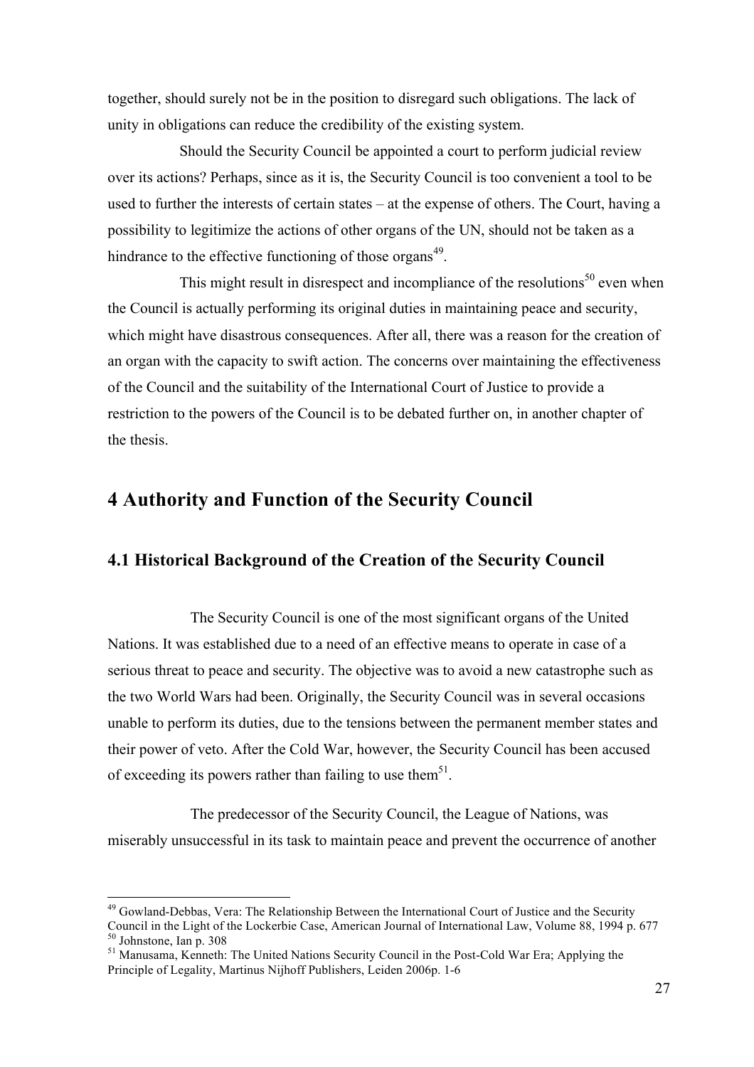together, should surely not be in the position to disregard such obligations. The lack of unity in obligations can reduce the credibility of the existing system.

Should the Security Council be appointed a court to perform judicial review over its actions? Perhaps, since as it is, the Security Council is too convenient a tool to be used to further the interests of certain states – at the expense of others. The Court, having a possibility to legitimize the actions of other organs of the UN, should not be taken as a hindrance to the effective functioning of those organs[49].

This might result in disrespect and incompliance of the resolutions[50] even when the Council is actually performing its original duties in maintaining peace and security, which might have disastrous consequences. After all, there was a reason for the creation of an organ with the capacity to swift action. The concerns over maintaining the effectiveness of the Council and the suitability of the International Court of Justice to provide a restriction to the powers of the Council is to be debated further on, in another chapter of the thesis.

# 4 Authority and Function of the Security Council

## 4.1 Historical Background of the Creation of the Security Council

The Security Council is one of the most significant organs of the United Nations. It was established due to a need of an effective means to operate in case of a serious threat to peace and security. The objective was to avoid a new catastrophe such as the two World Wars had been. Originally, the Security Council was in several occasions unable to perform its duties, due to the tensions between the permanent member states and their power of veto. After the Cold War, however, the Security Council has been accused of exceeding its powers rather than failing to use them[51].

The predecessor of the Security Council, the League of Nations, was miserably unsuccessful in its task to maintain peace and prevent the occurrence of another

---

[49] Gowland-Debbas, Vera: The Relationship Between the International Court of Justice and the Security Council in the Light of the Lockerbie Case, American Journal of International Law, Volume 88, 1994 p. 677

[50] Johnstone, Ian p. 308

[51] Manusama, Kenneth: The United Nations Security Council in the Post-Cold War Era; Applying the Principle of Legality, Martinus Nijhoff Publishers, Leiden 2006p. 1-6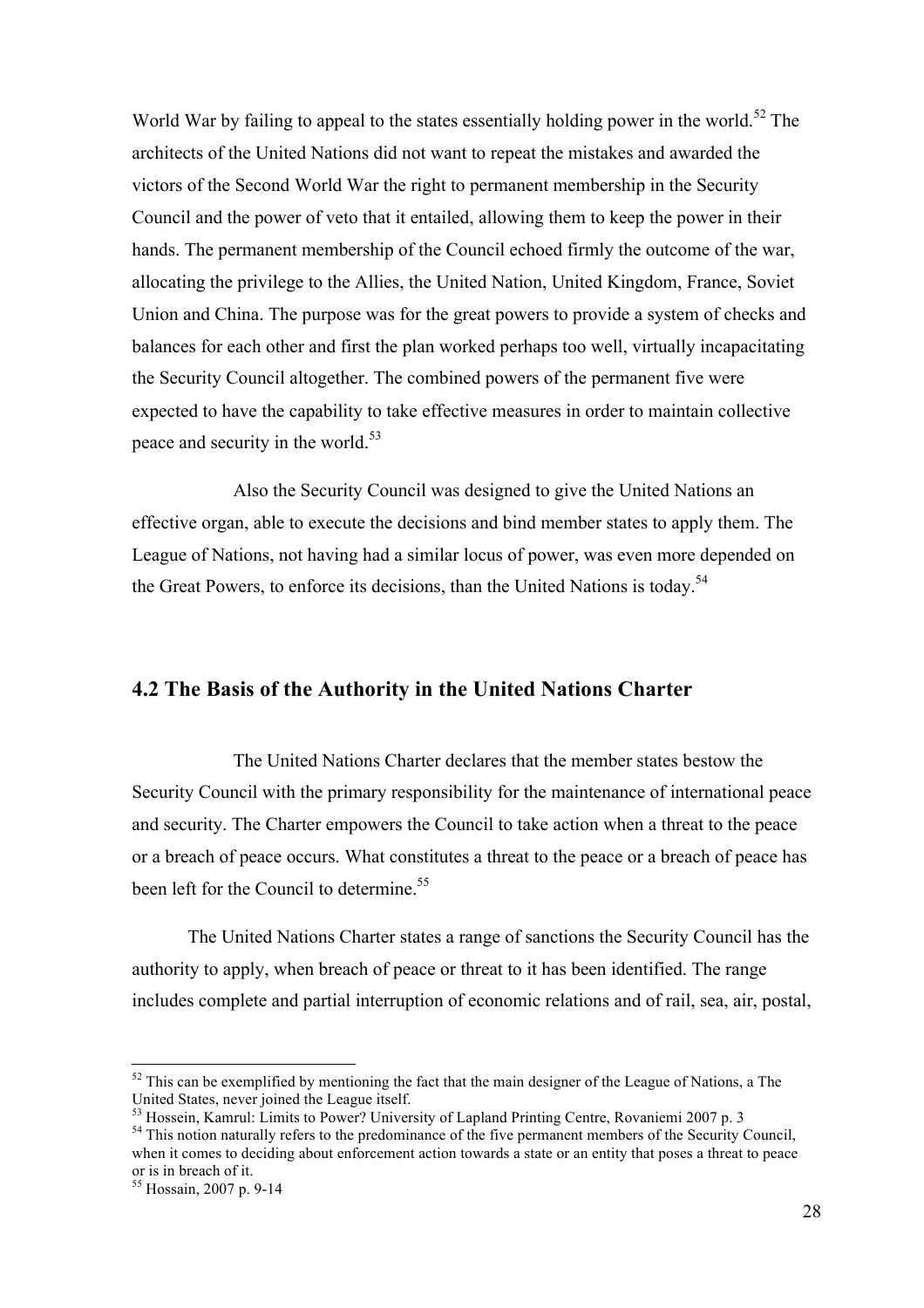World War by failing to appeal to the states essentially holding power in the world.[52] The architects of the United Nations did not want to repeat the mistakes and awarded the victors of the Second World War the right to permanent membership in the Security Council and the power of veto that it entailed, allowing them to keep the power in their hands. The permanent membership of the Council echoed firmly the outcome of the war, allocating the privilege to the Allies, the United Nation, United Kingdom, France, Soviet Union and China. The purpose was for the great powers to provide a system of checks and balances for each other and first the plan worked perhaps too well, virtually incapacitating the Security Council altogether. The combined powers of the permanent five were expected to have the capability to take effective measures in order to maintain collective peace and security in the world.[53]

Also the Security Council was designed to give the United Nations an effective organ, able to execute the decisions and bind member states to apply them. The League of Nations, not having had a similar locus of power, was even more depended on the Great Powers, to enforce its decisions, than the United Nations is today.[54]

## 4.2 The Basis of the Authority in the United Nations Charter

The United Nations Charter declares that the member states bestow the Security Council with the primary responsibility for the maintenance of international peace and security. The Charter empowers the Council to take action when a threat to the peace or a breach of peace occurs. What constitutes a threat to the peace or a breach of peace has been left for the Council to determine.[55]

The United Nations Charter states a range of sanctions the Security Council has the authority to apply, when breach of peace or threat to it has been identified. The range includes complete and partial interruption of economic relations and of rail, sea, air, postal,

---

[52] This can be exemplified by mentioning the fact that the main designer of the League of Nations, a The United States, never joined the League itself.

[53] Hossein, Kamrul: Limits to Power? University of Lapland Printing Centre, Rovaniemi 2007 p. 3

[54] This notion naturally refers to the predominance of the five permanent members of the Security Council, when it comes to deciding about enforcement action towards a state or an entity that poses a threat to peace or is in breach of it.

[55] Hossain, 2007 p. 9-14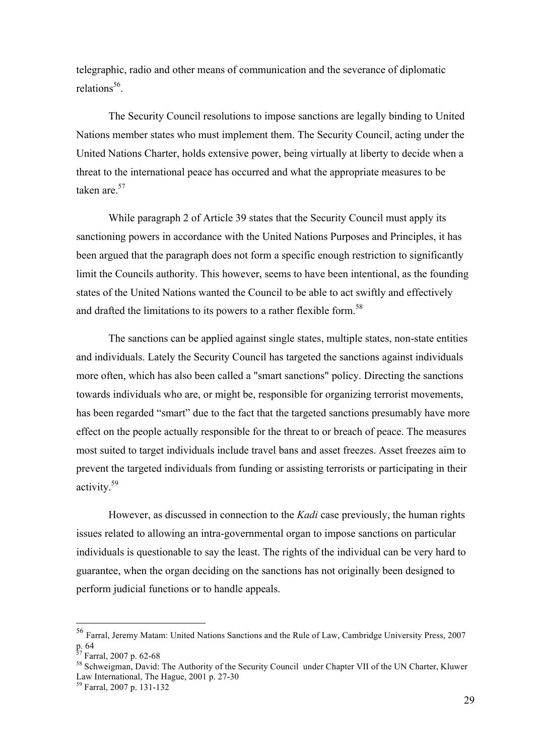telegraphic, radio and other means of communication and the severance of diplomatic relations[56].

The Security Council resolutions to impose sanctions are legally binding to United Nations member states who must implement them. The Security Council, acting under the United Nations Charter, holds extensive power, being virtually at liberty to decide when a threat to the international peace has occurred and what the appropriate measures to be taken are.[57]

While paragraph 2 of Article 39 states that the Security Council must apply its sanctioning powers in accordance with the United Nations Purposes and Principles, it has been argued that the paragraph does not form a specific enough restriction to significantly limit the Councils authority. This however, seems to have been intentional, as the founding states of the United Nations wanted the Council to be able to act swiftly and effectively and drafted the limitations to its powers to a rather flexible form.[58]

The sanctions can be applied against single states, multiple states, non-state entities and individuals. Lately the Security Council has targeted the sanctions against individuals more often, which has also been called a "smart sanctions" policy. Directing the sanctions towards individuals who are, or might be, responsible for organizing terrorist movements, has been regarded "smart" due to the fact that the targeted sanctions presumably have more effect on the people actually responsible for the threat to or breach of peace. The measures most suited to target individuals include travel bans and asset freezes. Asset freezes aim to prevent the targeted individuals from funding or assisting terrorists or participating in their activity.[59]

However, as discussed in connection to the *Kadi* case previously, the human rights issues related to allowing an intra-governmental organ to impose sanctions on particular individuals is questionable to say the least. The rights of the individual can be very hard to guarantee, when the organ deciding on the sanctions has not originally been designed to perform judicial functions or to handle appeals.

---

[56] Farral, Jeremy Matam: United Nations Sanctions and the Rule of Law, Cambridge University Press, 2007 p. 64

[57] Farral, 2007 p. 62-68

[58] Schweigman, David: The Authority of the Security Council under Chapter VII of the UN Charter, Kluwer Law International, The Hague, 2001 p. 27-30

[59] Farral, 2007 p. 131-132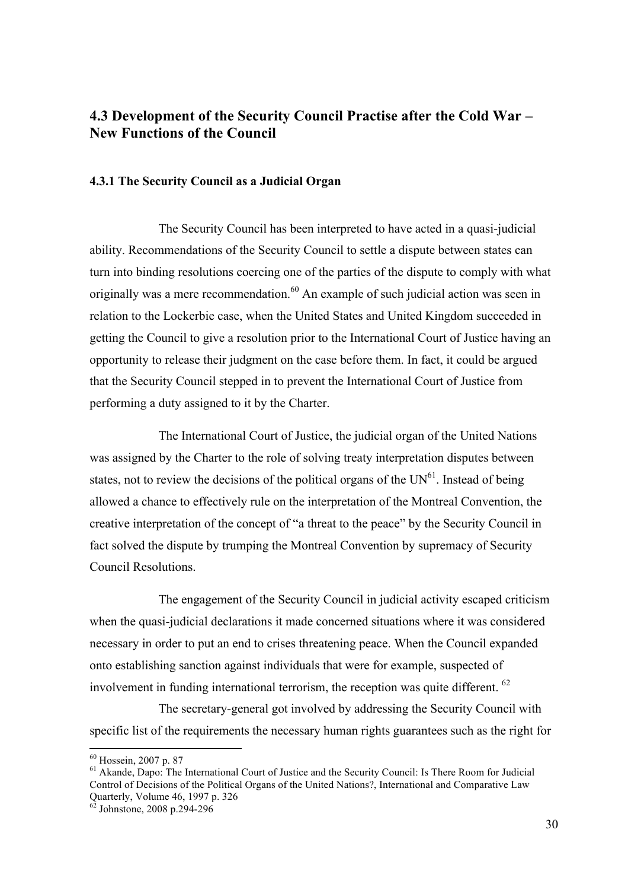## 4.3 Development of the Security Council Practise after the Cold War – New Functions of the Council

### 4.3.1 The Security Council as a Judicial Organ

The Security Council has been interpreted to have acted in a quasi-judicial ability. Recommendations of the Security Council to settle a dispute between states can turn into binding resolutions coercing one of the parties of the dispute to comply with what originally was a mere recommendation.[60] An example of such judicial action was seen in relation to the Lockerbie case, when the United States and United Kingdom succeeded in getting the Council to give a resolution prior to the International Court of Justice having an opportunity to release their judgment on the case before them. In fact, it could be argued that the Security Council stepped in to prevent the International Court of Justice from performing a duty assigned to it by the Charter.

The International Court of Justice, the judicial organ of the United Nations was assigned by the Charter to the role of solving treaty interpretation disputes between states, not to review the decisions of the political organs of the UN[61]. Instead of being allowed a chance to effectively rule on the interpretation of the Montreal Convention, the creative interpretation of the concept of "a threat to the peace" by the Security Council in fact solved the dispute by trumping the Montreal Convention by supremacy of Security Council Resolutions.

The engagement of the Security Council in judicial activity escaped criticism when the quasi-judicial declarations it made concerned situations where it was considered necessary in order to put an end to crises threatening peace. When the Council expanded onto establishing sanction against individuals that were for example, suspected of involvement in funding international terrorism, the reception was quite different. [62]

The secretary-general got involved by addressing the Security Council with specific list of the requirements the necessary human rights guarantees such as the right for

---

[60] Hossein, 2007 p. 87

[61] Akande, Dapo: The International Court of Justice and the Security Council: Is There Room for Judicial Control of Decisions of the Political Organs of the United Nations?, International and Comparative Law Quarterly, Volume 46, 1997 p. 326

[62] Johnstone, 2008 p.294-296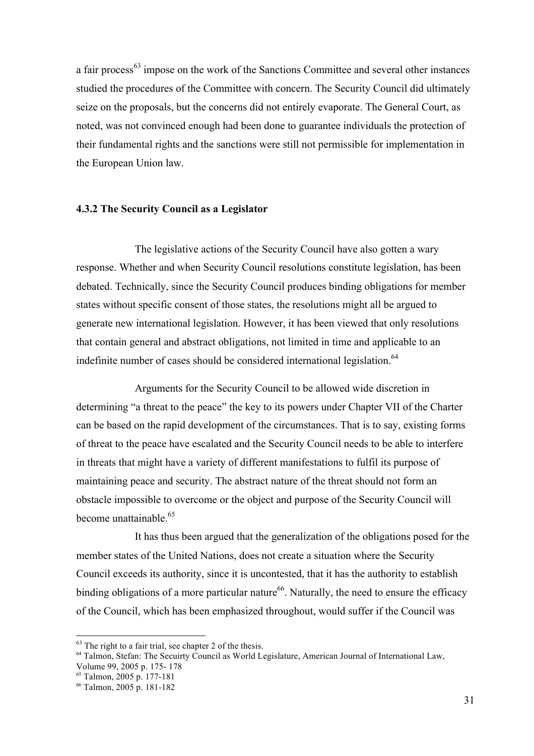a fair process[63] impose on the work of the Sanctions Committee and several other instances studied the procedures of the Committee with concern. The Security Council did ultimately seize on the proposals, but the concerns did not entirely evaporate. The General Court, as noted, was not convinced enough had been done to guarantee individuals the protection of their fundamental rights and the sanctions were still not permissible for implementation in the European Union law.

### 4.3.2 The Security Council as a Legislator

The legislative actions of the Security Council have also gotten a wary response. Whether and when Security Council resolutions constitute legislation, has been debated. Technically, since the Security Council produces binding obligations for member states without specific consent of those states, the resolutions might all be argued to generate new international legislation. However, it has been viewed that only resolutions that contain general and abstract obligations, not limited in time and applicable to an indefinite number of cases should be considered international legislation.[64]

Arguments for the Security Council to be allowed wide discretion in determining "a threat to the peace" the key to its powers under Chapter VII of the Charter can be based on the rapid development of the circumstances. That is to say, existing forms of threat to the peace have escalated and the Security Council needs to be able to interfere in threats that might have a variety of different manifestations to fulfil its purpose of maintaining peace and security. The abstract nature of the threat should not form an obstacle impossible to overcome or the object and purpose of the Security Council will become unattainable.[65]

It has thus been argued that the generalization of the obligations posed for the member states of the United Nations, does not create a situation where the Security Council exceeds its authority, since it is uncontested, that it has the authority to establish binding obligations of a more particular nature[66]. Naturally, the need to ensure the efficacy of the Council, which has been emphasized throughout, would suffer if the Council was

---

[63] The right to a fair trial, see chapter 2 of the thesis.

[64] Talmon, Stefan: The Secuirty Council as World Legislature, American Journal of International Law, Volume 99, 2005 p. 175- 178

[65] Talmon, 2005 p. 177-181

[66] Talmon, 2005 p. 181-182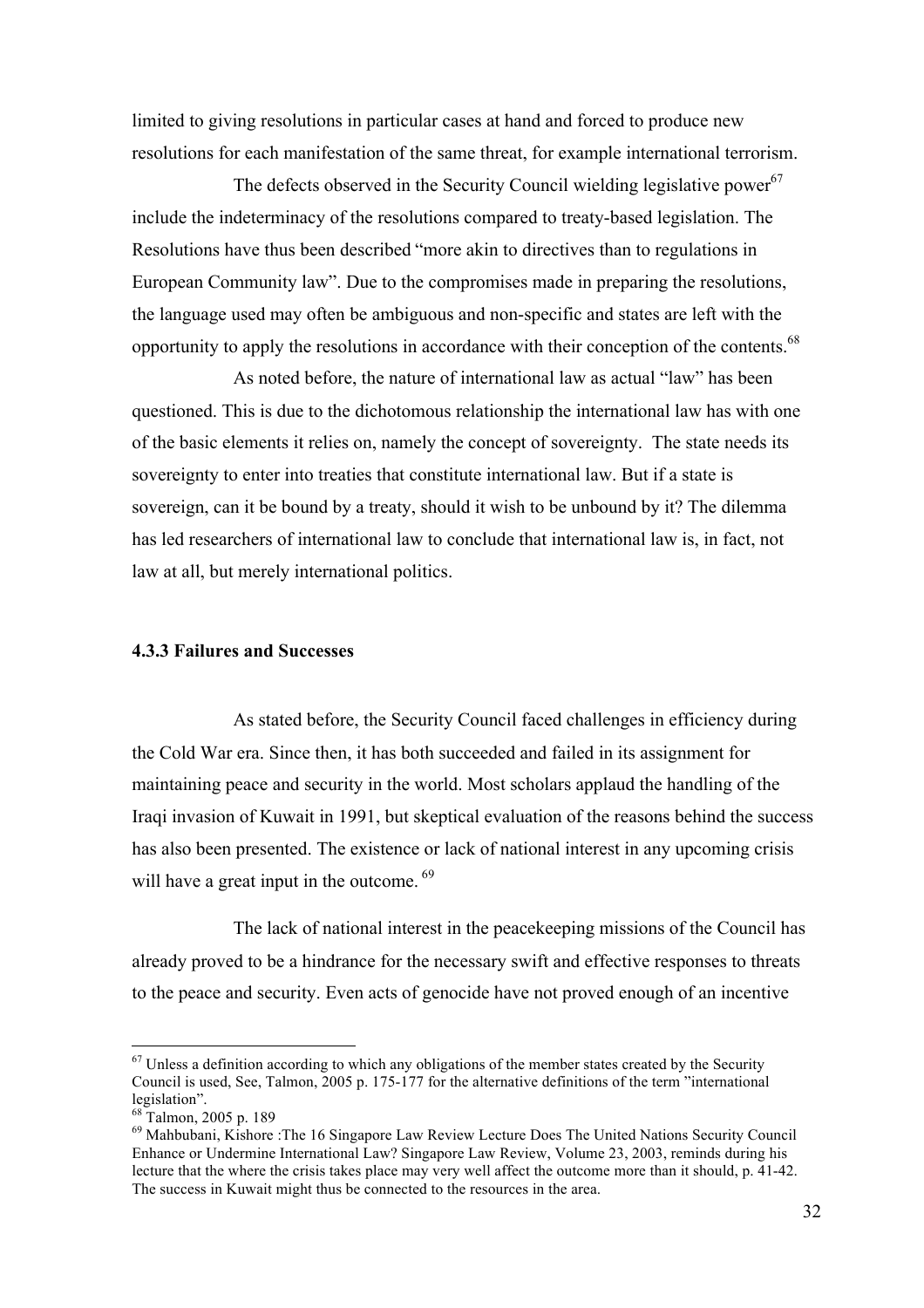limited to giving resolutions in particular cases at hand and forced to produce new resolutions for each manifestation of the same threat, for example international terrorism.

The defects observed in the Security Council wielding legislative power[67] include the indeterminacy of the resolutions compared to treaty-based legislation. The Resolutions have thus been described "more akin to directives than to regulations in European Community law". Due to the compromises made in preparing the resolutions, the language used may often be ambiguous and non-specific and states are left with the opportunity to apply the resolutions in accordance with their conception of the contents.[68]

As noted before, the nature of international law as actual "law" has been questioned. This is due to the dichotomous relationship the international law has with one of the basic elements it relies on, namely the concept of sovereignty. The state needs its sovereignty to enter into treaties that constitute international law. But if a state is sovereign, can it be bound by a treaty, should it wish to be unbound by it? The dilemma has led researchers of international law to conclude that international law is, in fact, not law at all, but merely international politics.

### 4.3.3 Failures and Successes

As stated before, the Security Council faced challenges in efficiency during the Cold War era. Since then, it has both succeeded and failed in its assignment for maintaining peace and security in the world. Most scholars applaud the handling of the Iraqi invasion of Kuwait in 1991, but skeptical evaluation of the reasons behind the success has also been presented. The existence or lack of national interest in any upcoming crisis will have a great input in the outcome. [69]

The lack of national interest in the peacekeeping missions of the Council has already proved to be a hindrance for the necessary swift and effective responses to threats to the peace and security. Even acts of genocide have not proved enough of an incentive

---

[67] Unless a definition according to which any obligations of the member states created by the Security Council is used, See, Talmon, 2005 p. 175-177 for the alternative definitions of the term "international legislation".

[68] Talmon, 2005 p. 189

[69] Mahbubani, Kishore :The 16 Singapore Law Review Lecture Does The United Nations Security Council Enhance or Undermine International Law? Singapore Law Review, Volume 23, 2003, reminds during his lecture that the where the crisis takes place may very well affect the outcome more than it should, p. 41-42. The success in Kuwait might thus be connected to the resources in the area.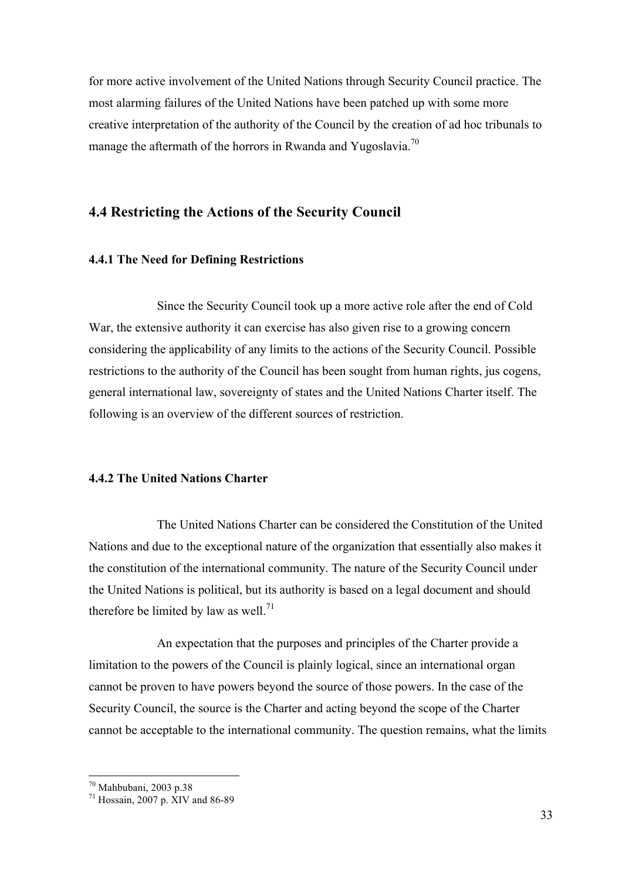for more active involvement of the United Nations through Security Council practice. The most alarming failures of the United Nations have been patched up with some more creative interpretation of the authority of the Council by the creation of ad hoc tribunals to manage the aftermath of the horrors in Rwanda and Yugoslavia.[70]

## 4.4 Restricting the Actions of the Security Council

### 4.4.1 The Need for Defining Restrictions

Since the Security Council took up a more active role after the end of Cold War, the extensive authority it can exercise has also given rise to a growing concern considering the applicability of any limits to the actions of the Security Council. Possible restrictions to the authority of the Council has been sought from human rights, jus cogens, general international law, sovereignty of states and the United Nations Charter itself. The following is an overview of the different sources of restriction.

### 4.4.2 The United Nations Charter

The United Nations Charter can be considered the Constitution of the United Nations and due to the exceptional nature of the organization that essentially also makes it the constitution of the international community. The nature of the Security Council under the United Nations is political, but its authority is based on a legal document and should therefore be limited by law as well.[71]

An expectation that the purposes and principles of the Charter provide a limitation to the powers of the Council is plainly logical, since an international organ cannot be proven to have powers beyond the source of those powers. In the case of the Security Council, the source is the Charter and acting beyond the scope of the Charter cannot be acceptable to the international community. The question remains, what the limits

---

[70] Mahbubani, 2003 p.38

[71] Hossain, 2007 p. XIV and 86-89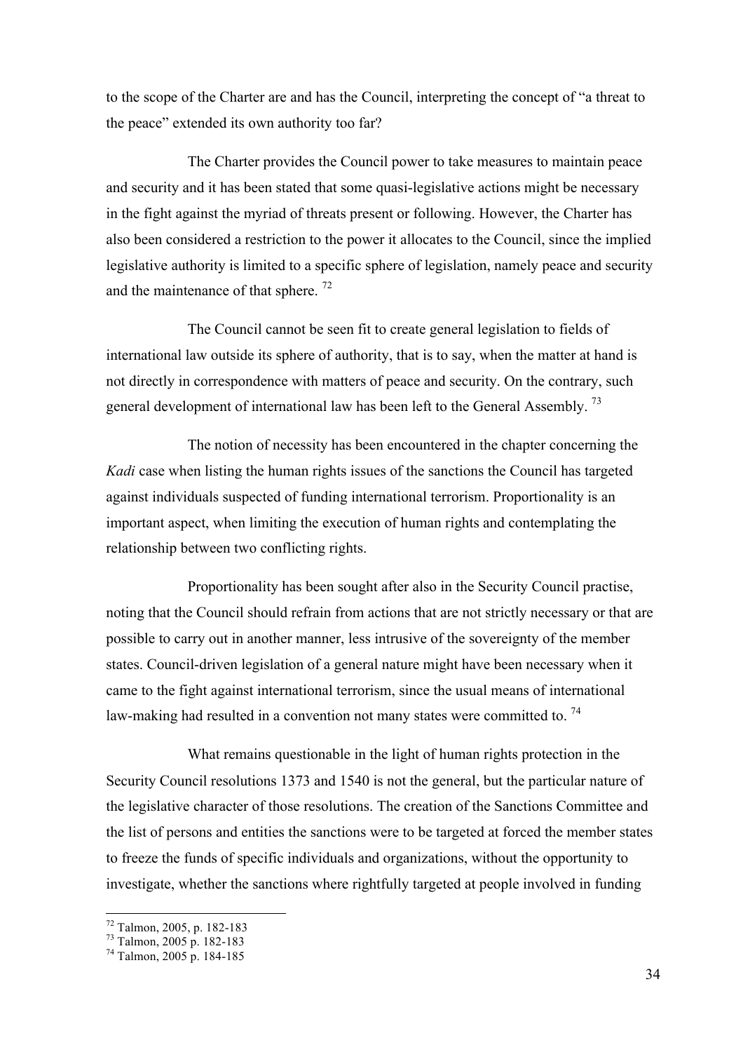to the scope of the Charter are and has the Council, interpreting the concept of "a threat to the peace" extended its own authority too far?

The Charter provides the Council power to take measures to maintain peace and security and it has been stated that some quasi-legislative actions might be necessary in the fight against the myriad of threats present or following. However, the Charter has also been considered a restriction to the power it allocates to the Council, since the implied legislative authority is limited to a specific sphere of legislation, namely peace and security and the maintenance of that sphere. [72]

The Council cannot be seen fit to create general legislation to fields of international law outside its sphere of authority, that is to say, when the matter at hand is not directly in correspondence with matters of peace and security. On the contrary, such general development of international law has been left to the General Assembly. [73]

The notion of necessity has been encountered in the chapter concerning the *Kadi* case when listing the human rights issues of the sanctions the Council has targeted against individuals suspected of funding international terrorism. Proportionality is an important aspect, when limiting the execution of human rights and contemplating the relationship between two conflicting rights.

Proportionality has been sought after also in the Security Council practise, noting that the Council should refrain from actions that are not strictly necessary or that are possible to carry out in another manner, less intrusive of the sovereignty of the member states. Council-driven legislation of a general nature might have been necessary when it came to the fight against international terrorism, since the usual means of international law-making had resulted in a convention not many states were committed to. [74]

What remains questionable in the light of human rights protection in the Security Council resolutions 1373 and 1540 is not the general, but the particular nature of the legislative character of those resolutions. The creation of the Sanctions Committee and the list of persons and entities the sanctions were to be targeted at forced the member states to freeze the funds of specific individuals and organizations, without the opportunity to investigate, whether the sanctions where rightfully targeted at people involved in funding

---

[72] Talmon, 2005, p. 182-183
[73] Talmon, 2005 p. 182-183
[74] Talmon, 2005 p. 184-185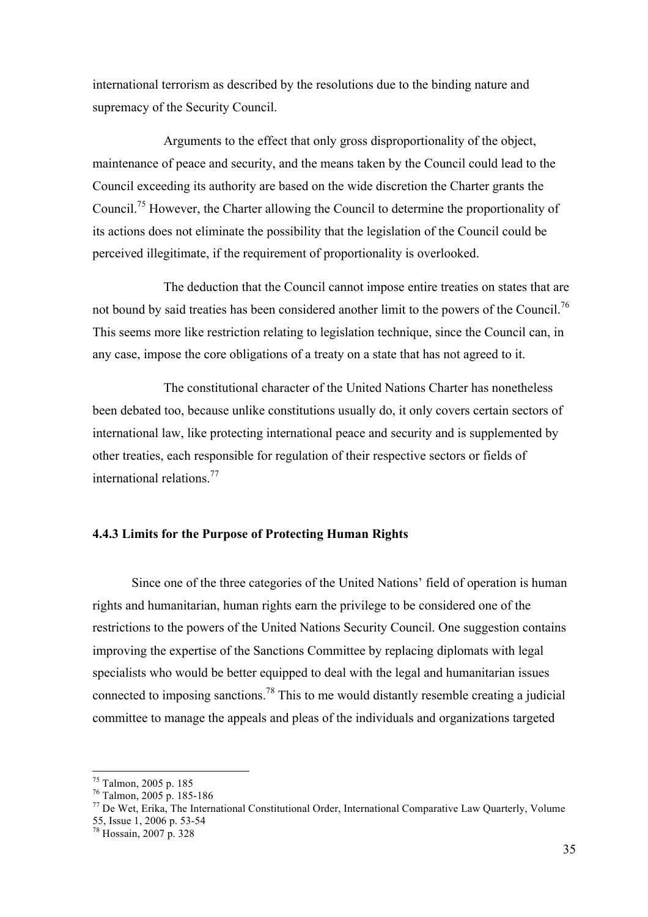international terrorism as described by the resolutions due to the binding nature and supremacy of the Security Council.

Arguments to the effect that only gross disproportionality of the object, maintenance of peace and security, and the means taken by the Council could lead to the Council exceeding its authority are based on the wide discretion the Charter grants the Council.[75] However, the Charter allowing the Council to determine the proportionality of its actions does not eliminate the possibility that the legislation of the Council could be perceived illegitimate, if the requirement of proportionality is overlooked.

The deduction that the Council cannot impose entire treaties on states that are not bound by said treaties has been considered another limit to the powers of the Council.[76] This seems more like restriction relating to legislation technique, since the Council can, in any case, impose the core obligations of a treaty on a state that has not agreed to it.

The constitutional character of the United Nations Charter has nonetheless been debated too, because unlike constitutions usually do, it only covers certain sectors of international law, like protecting international peace and security and is supplemented by other treaties, each responsible for regulation of their respective sectors or fields of international relations.[77]

### 4.4.3 Limits for the Purpose of Protecting Human Rights

Since one of the three categories of the United Nations' field of operation is human rights and humanitarian, human rights earn the privilege to be considered one of the restrictions to the powers of the United Nations Security Council. One suggestion contains improving the expertise of the Sanctions Committee by replacing diplomats with legal specialists who would be better equipped to deal with the legal and humanitarian issues connected to imposing sanctions.[78] This to me would distantly resemble creating a judicial committee to manage the appeals and pleas of the individuals and organizations targeted

---

[75] Talmon, 2005 p. 185

[76] Talmon, 2005 p. 185-186

[77] De Wet, Erika, The International Constitutional Order, International Comparative Law Quarterly, Volume 55, Issue 1, 2006 p. 53-54

[78] Hossain, 2007 p. 328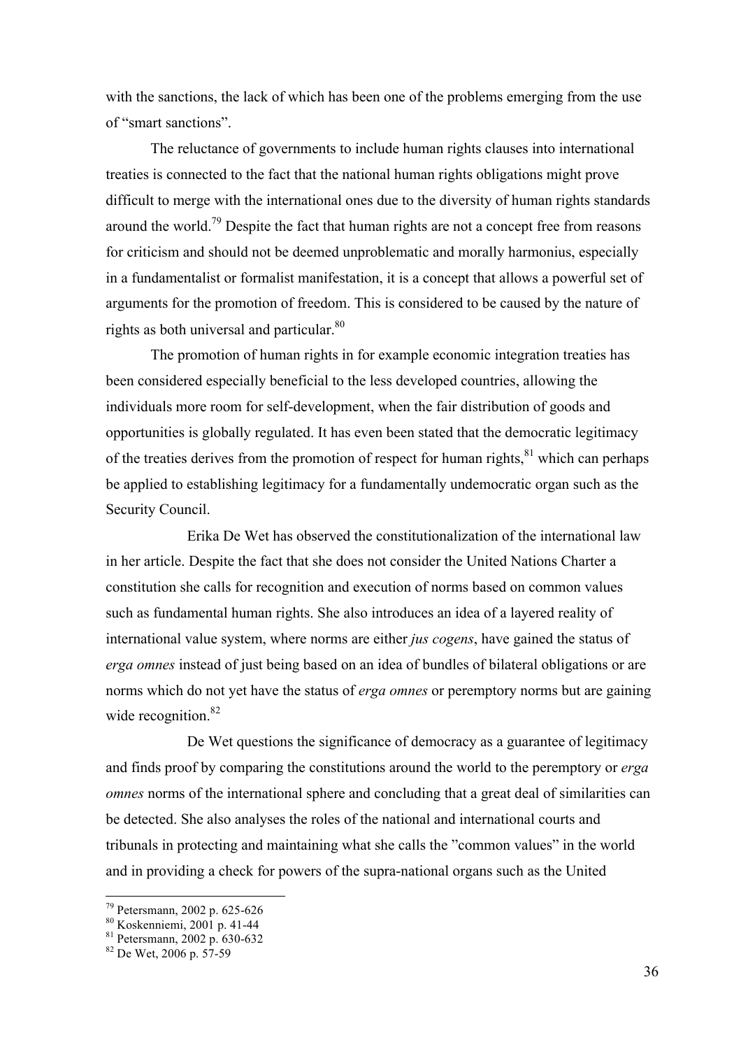with the sanctions, the lack of which has been one of the problems emerging from the use of "smart sanctions".

The reluctance of governments to include human rights clauses into international treaties is connected to the fact that the national human rights obligations might prove difficult to merge with the international ones due to the diversity of human rights standards around the world.[79] Despite the fact that human rights are not a concept free from reasons for criticism and should not be deemed unproblematic and morally harmonius, especially in a fundamentalist or formalist manifestation, it is a concept that allows a powerful set of arguments for the promotion of freedom. This is considered to be caused by the nature of rights as both universal and particular.[80]

The promotion of human rights in for example economic integration treaties has been considered especially beneficial to the less developed countries, allowing the individuals more room for self-development, when the fair distribution of goods and opportunities is globally regulated. It has even been stated that the democratic legitimacy of the treaties derives from the promotion of respect for human rights,[81] which can perhaps be applied to establishing legitimacy for a fundamentally undemocratic organ such as the Security Council.

Erika De Wet has observed the constitutionalization of the international law in her article. Despite the fact that she does not consider the United Nations Charter a constitution she calls for recognition and execution of norms based on common values such as fundamental human rights. She also introduces an idea of a layered reality of international value system, where norms are either *jus cogens*, have gained the status of *erga omnes* instead of just being based on an idea of bundles of bilateral obligations or are norms which do not yet have the status of *erga omnes* or peremptory norms but are gaining wide recognition.[82]

De Wet questions the significance of democracy as a guarantee of legitimacy and finds proof by comparing the constitutions around the world to the peremptory or *erga omnes* norms of the international sphere and concluding that a great deal of similarities can be detected. She also analyses the roles of the national and international courts and tribunals in protecting and maintaining what she calls the "common values" in the world and in providing a check for powers of the supra-national organs such as the United

[79] Petersmann, 2002 p. 625-626
[80] Koskenniemi, 2001 p. 41-44
[81] Petersmann, 2002 p. 630-632
[82] De Wet, 2006 p. 57-59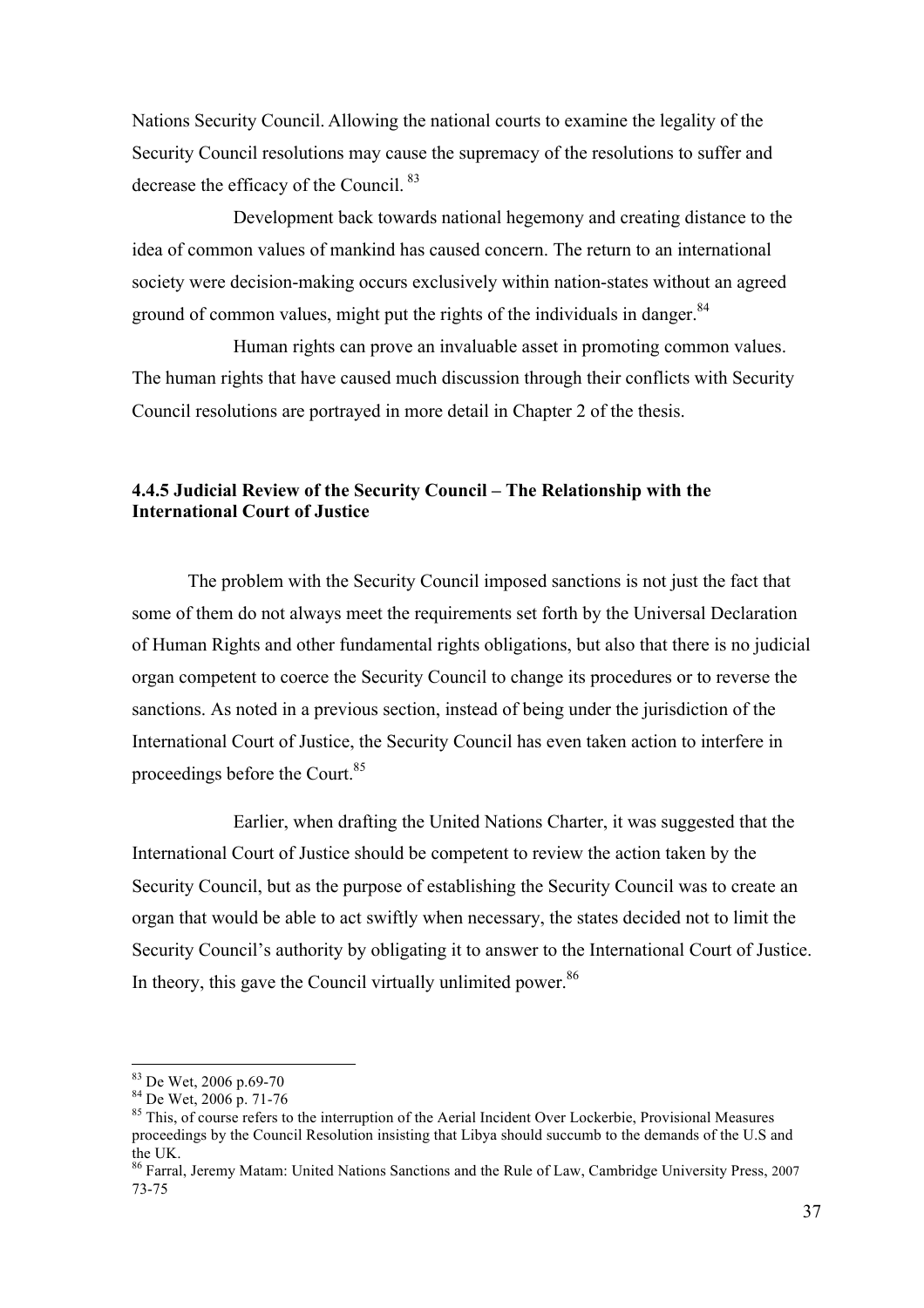Nations Security Council. Allowing the national courts to examine the legality of the Security Council resolutions may cause the supremacy of the resolutions to suffer and decrease the efficacy of the Council. [83]

Development back towards national hegemony and creating distance to the idea of common values of mankind has caused concern. The return to an international society were decision-making occurs exclusively within nation-states without an agreed ground of common values, might put the rights of the individuals in danger.[84]

Human rights can prove an invaluable asset in promoting common values. The human rights that have caused much discussion through their conflicts with Security Council resolutions are portrayed in more detail in Chapter 2 of the thesis.

### 4.4.5 Judicial Review of the Security Council – The Relationship with the International Court of Justice

The problem with the Security Council imposed sanctions is not just the fact that some of them do not always meet the requirements set forth by the Universal Declaration of Human Rights and other fundamental rights obligations, but also that there is no judicial organ competent to coerce the Security Council to change its procedures or to reverse the sanctions. As noted in a previous section, instead of being under the jurisdiction of the International Court of Justice, the Security Council has even taken action to interfere in proceedings before the Court.[85]

Earlier, when drafting the United Nations Charter, it was suggested that the International Court of Justice should be competent to review the action taken by the Security Council, but as the purpose of establishing the Security Council was to create an organ that would be able to act swiftly when necessary, the states decided not to limit the Security Council's authority by obligating it to answer to the International Court of Justice. In theory, this gave the Council virtually unlimited power.[86]

---

[83] De Wet, 2006 p.69-70

[84] De Wet, 2006 p. 71-76

[85] This, of course refers to the interruption of the Aerial Incident Over Lockerbie, Provisional Measures proceedings by the Council Resolution insisting that Libya should succumb to the demands of the U.S and the UK.

[86] Farral, Jeremy Matam: United Nations Sanctions and the Rule of Law, Cambridge University Press, 2007 73-75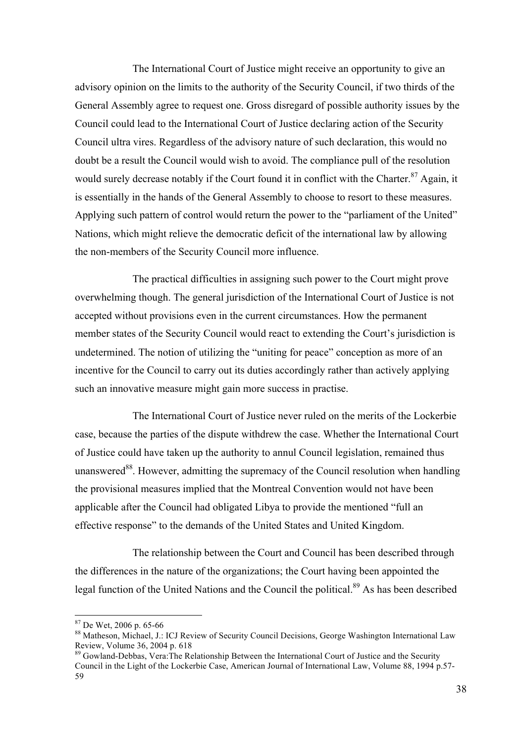The International Court of Justice might receive an opportunity to give an advisory opinion on the limits to the authority of the Security Council, if two thirds of the General Assembly agree to request one. Gross disregard of possible authority issues by the Council could lead to the International Court of Justice declaring action of the Security Council ultra vires. Regardless of the advisory nature of such declaration, this would no doubt be a result the Council would wish to avoid. The compliance pull of the resolution would surely decrease notably if the Court found it in conflict with the Charter.[87] Again, it is essentially in the hands of the General Assembly to choose to resort to these measures. Applying such pattern of control would return the power to the "parliament of the United" Nations, which might relieve the democratic deficit of the international law by allowing the non-members of the Security Council more influence.

The practical difficulties in assigning such power to the Court might prove overwhelming though. The general jurisdiction of the International Court of Justice is not accepted without provisions even in the current circumstances. How the permanent member states of the Security Council would react to extending the Court's jurisdiction is undetermined. The notion of utilizing the "uniting for peace" conception as more of an incentive for the Council to carry out its duties accordingly rather than actively applying such an innovative measure might gain more success in practise.

The International Court of Justice never ruled on the merits of the Lockerbie case, because the parties of the dispute withdrew the case. Whether the International Court of Justice could have taken up the authority to annul Council legislation, remained thus unanswered[88]. However, admitting the supremacy of the Council resolution when handling the provisional measures implied that the Montreal Convention would not have been applicable after the Council had obligated Libya to provide the mentioned "full an effective response" to the demands of the United States and United Kingdom.

The relationship between the Court and Council has been described through the differences in the nature of the organizations; the Court having been appointed the legal function of the United Nations and the Council the political.[89] As has been described

[87] De Wet, 2006 p. 65-66

[88] Matheson, Michael, J.: ICJ Review of Security Council Decisions, George Washington International Law Review, Volume 36, 2004 p. 618

[89] Gowland-Debbas, Vera:The Relationship Between the International Court of Justice and the Security Council in the Light of the Lockerbie Case, American Journal of International Law, Volume 88, 1994 p.57-59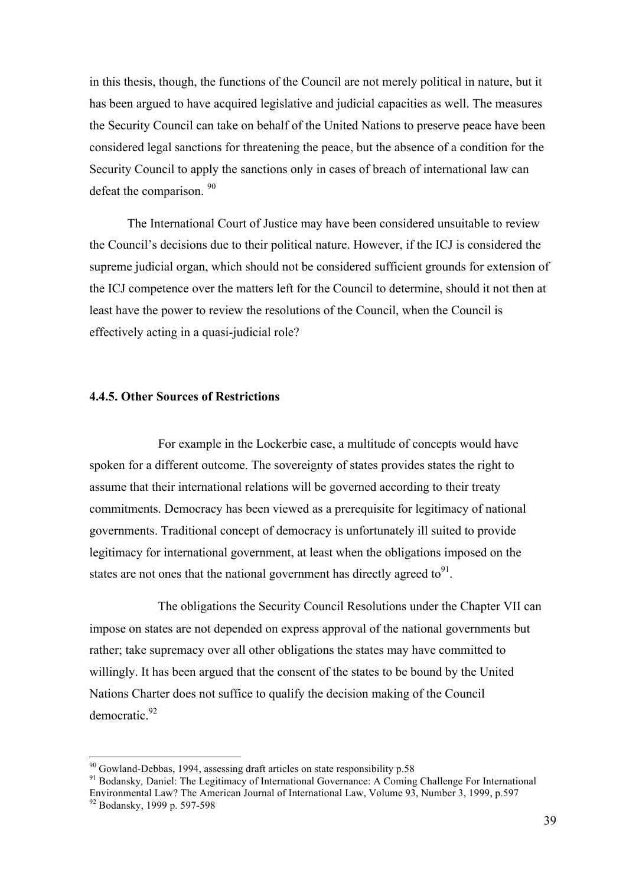in this thesis, though, the functions of the Council are not merely political in nature, but it has been argued to have acquired legislative and judicial capacities as well. The measures the Security Council can take on behalf of the United Nations to preserve peace have been considered legal sanctions for threatening the peace, but the absence of a condition for the Security Council to apply the sanctions only in cases of breach of international law can defeat the comparison. [90]

The International Court of Justice may have been considered unsuitable to review the Council's decisions due to their political nature. However, if the ICJ is considered the supreme judicial organ, which should not be considered sufficient grounds for extension of the ICJ competence over the matters left for the Council to determine, should it not then at least have the power to review the resolutions of the Council, when the Council is effectively acting in a quasi-judicial role?

### 4.4.5. Other Sources of Restrictions

For example in the Lockerbie case, a multitude of concepts would have spoken for a different outcome. The sovereignty of states provides states the right to assume that their international relations will be governed according to their treaty commitments. Democracy has been viewed as a prerequisite for legitimacy of national governments. Traditional concept of democracy is unfortunately ill suited to provide legitimacy for international government, at least when the obligations imposed on the states are not ones that the national government has directly agreed to[91].

The obligations the Security Council Resolutions under the Chapter VII can impose on states are not depended on express approval of the national governments but rather; take supremacy over all other obligations the states may have committed to willingly. It has been argued that the consent of the states to be bound by the United Nations Charter does not suffice to qualify the decision making of the Council democratic.[92]

---

[90] Gowland-Debbas, 1994, assessing draft articles on state responsibility p.58

[91] Bodansky, Daniel: The Legitimacy of International Governance: A Coming Challenge For International Environmental Law? The American Journal of International Law, Volume 93, Number 3, 1999, p.597

[92] Bodansky, 1999 p. 597-598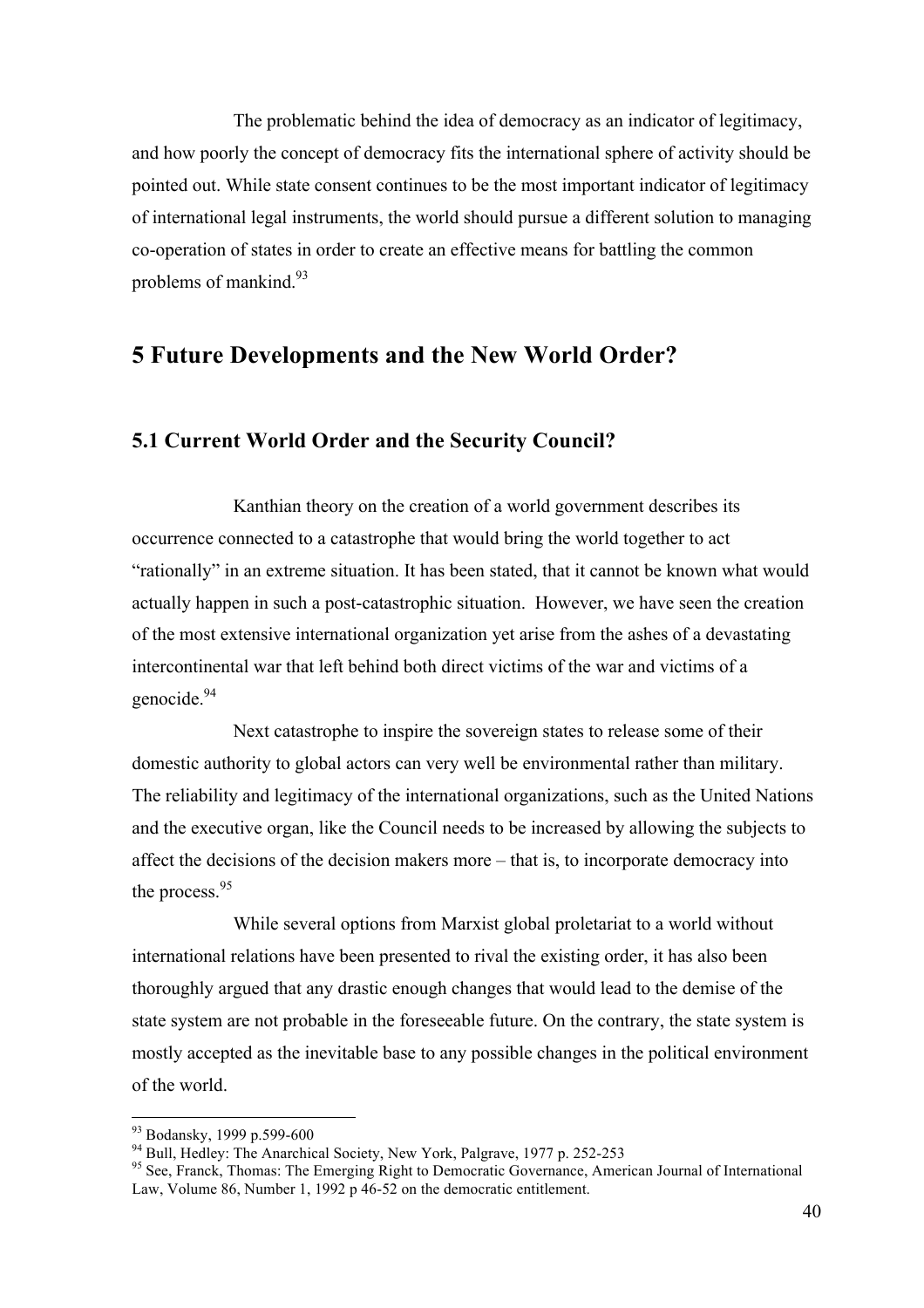The problematic behind the idea of democracy as an indicator of legitimacy, and how poorly the concept of democracy fits the international sphere of activity should be pointed out. While state consent continues to be the most important indicator of legitimacy of international legal instruments, the world should pursue a different solution to managing co-operation of states in order to create an effective means for battling the common problems of mankind.[93]

# 5 Future Developments and the New World Order?

## 5.1 Current World Order and the Security Council?

Kanthian theory on the creation of a world government describes its occurrence connected to a catastrophe that would bring the world together to act "rationally" in an extreme situation. It has been stated, that it cannot be known what would actually happen in such a post-catastrophic situation. However, we have seen the creation of the most extensive international organization yet arise from the ashes of a devastating intercontinental war that left behind both direct victims of the war and victims of a genocide.[94]

Next catastrophe to inspire the sovereign states to release some of their domestic authority to global actors can very well be environmental rather than military. The reliability and legitimacy of the international organizations, such as the United Nations and the executive organ, like the Council needs to be increased by allowing the subjects to affect the decisions of the decision makers more – that is, to incorporate democracy into the process.[95]

While several options from Marxist global proletariat to a world without international relations have been presented to rival the existing order, it has also been thoroughly argued that any drastic enough changes that would lead to the demise of the state system are not probable in the foreseeable future. On the contrary, the state system is mostly accepted as the inevitable base to any possible changes in the political environment of the world.

---

[93] Bodansky, 1999 p.599-600

[94] Bull, Hedley: The Anarchical Society, New York, Palgrave, 1977 p. 252-253

[95] See, Franck, Thomas: The Emerging Right to Democratic Governance, American Journal of International Law, Volume 86, Number 1, 1992 p 46-52 on the democratic entitlement.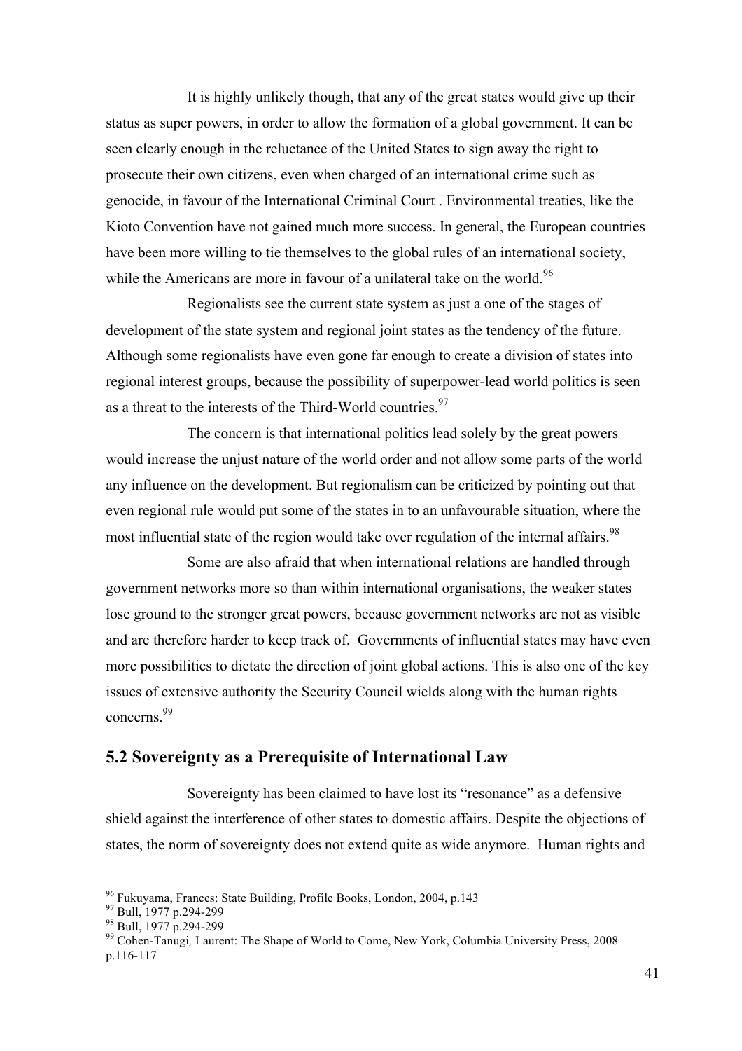It is highly unlikely though, that any of the great states would give up their status as super powers, in order to allow the formation of a global government. It can be seen clearly enough in the reluctance of the United States to sign away the right to prosecute their own citizens, even when charged of an international crime such as genocide, in favour of the International Criminal Court . Environmental treaties, like the Kioto Convention have not gained much more success. In general, the European countries have been more willing to tie themselves to the global rules of an international society, while the Americans are more in favour of a unilateral take on the world.[96]

Regionalists see the current state system as just a one of the stages of development of the state system and regional joint states as the tendency of the future. Although some regionalists have even gone far enough to create a division of states into regional interest groups, because the possibility of superpower-lead world politics is seen as a threat to the interests of the Third-World countries.[97]

The concern is that international politics lead solely by the great powers would increase the unjust nature of the world order and not allow some parts of the world any influence on the development. But regionalism can be criticized by pointing out that even regional rule would put some of the states in to an unfavourable situation, where the most influential state of the region would take over regulation of the internal affairs.[98]

Some are also afraid that when international relations are handled through government networks more so than within international organisations, the weaker states lose ground to the stronger great powers, because government networks are not as visible and are therefore harder to keep track of. Governments of influential states may have even more possibilities to dictate the direction of joint global actions. This is also one of the key issues of extensive authority the Security Council wields along with the human rights concerns.[99]

## 5.2 Sovereignty as a Prerequisite of International Law

Sovereignty has been claimed to have lost its "resonance" as a defensive shield against the interference of other states to domestic affairs. Despite the objections of states, the norm of sovereignty does not extend quite as wide anymore. Human rights and

---

[96] Fukuyama, Frances: State Building, Profile Books, London, 2004, p.143
[97] Bull, 1977 p.294-299
[98] Bull, 1977 p.294-299
[99] Cohen-Tanugi, Laurent: The Shape of World to Come, New York, Columbia University Press, 2008 p.116-117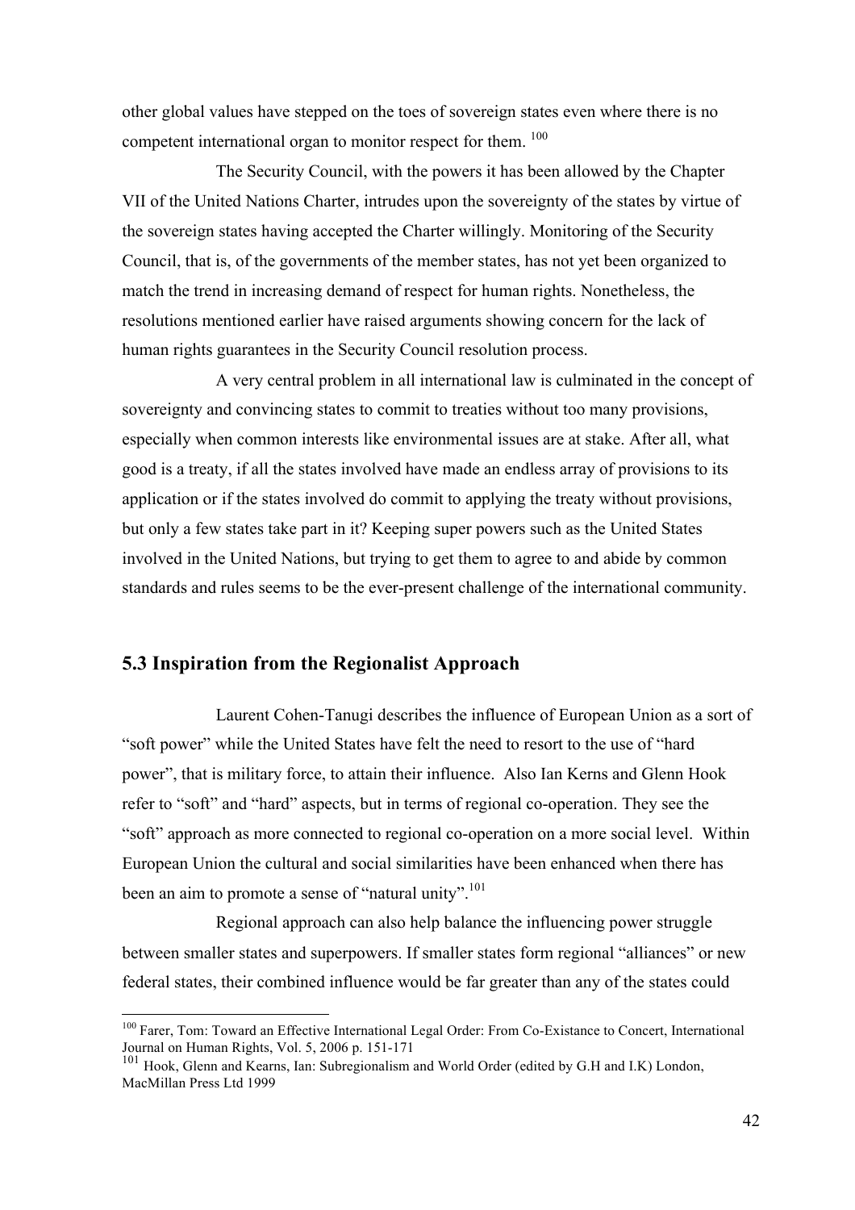other global values have stepped on the toes of sovereign states even where there is no competent international organ to monitor respect for them. [100]

The Security Council, with the powers it has been allowed by the Chapter VII of the United Nations Charter, intrudes upon the sovereignty of the states by virtue of the sovereign states having accepted the Charter willingly. Monitoring of the Security Council, that is, of the governments of the member states, has not yet been organized to match the trend in increasing demand of respect for human rights. Nonetheless, the resolutions mentioned earlier have raised arguments showing concern for the lack of human rights guarantees in the Security Council resolution process.

A very central problem in all international law is culminated in the concept of sovereignty and convincing states to commit to treaties without too many provisions, especially when common interests like environmental issues are at stake. After all, what good is a treaty, if all the states involved have made an endless array of provisions to its application or if the states involved do commit to applying the treaty without provisions, but only a few states take part in it? Keeping super powers such as the United States involved in the United Nations, but trying to get them to agree to and abide by common standards and rules seems to be the ever-present challenge of the international community.

## 5.3 Inspiration from the Regionalist Approach

Laurent Cohen-Tanugi describes the influence of European Union as a sort of "soft power" while the United States have felt the need to resort to the use of "hard power", that is military force, to attain their influence. Also Ian Kerns and Glenn Hook refer to "soft" and "hard" aspects, but in terms of regional co-operation. They see the "soft" approach as more connected to regional co-operation on a more social level. Within European Union the cultural and social similarities have been enhanced when there has been an aim to promote a sense of "natural unity".[101]

Regional approach can also help balance the influencing power struggle between smaller states and superpowers. If smaller states form regional "alliances" or new federal states, their combined influence would be far greater than any of the states could

---

[100] Farer, Tom: Toward an Effective International Legal Order: From Co-Existance to Concert, International Journal on Human Rights, Vol. 5, 2006 p. 151-171

[101] Hook, Glenn and Kearns, Ian: Subregionalism and World Order (edited by G.H and I.K) London, MacMillan Press Ltd 1999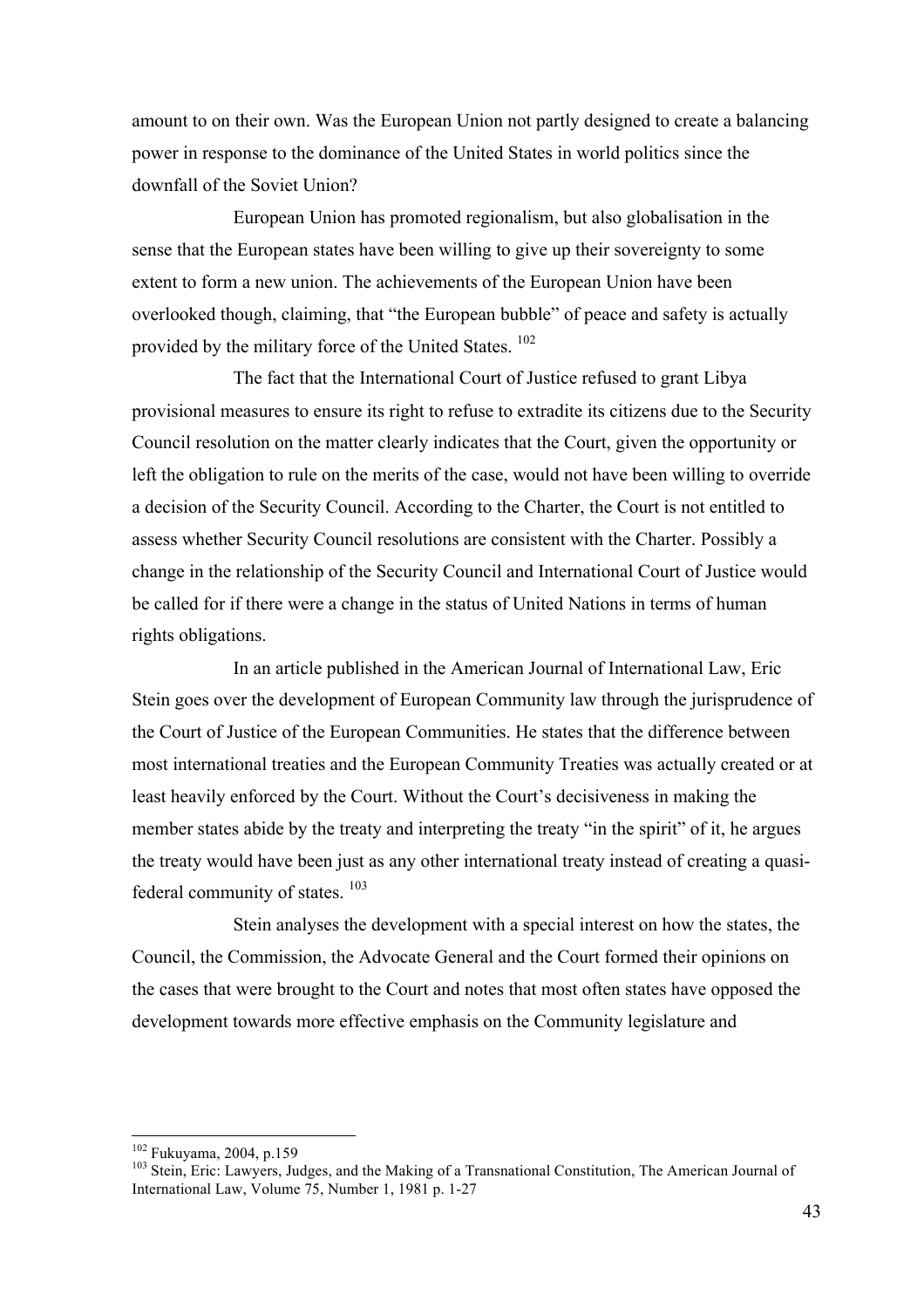amount to on their own. Was the European Union not partly designed to create a balancing power in response to the dominance of the United States in world politics since the downfall of the Soviet Union?

European Union has promoted regionalism, but also globalisation in the sense that the European states have been willing to give up their sovereignty to some extent to form a new union. The achievements of the European Union have been overlooked though, claiming, that "the European bubble" of peace and safety is actually provided by the military force of the United States. [102]

The fact that the International Court of Justice refused to grant Libya provisional measures to ensure its right to refuse to extradite its citizens due to the Security Council resolution on the matter clearly indicates that the Court, given the opportunity or left the obligation to rule on the merits of the case, would not have been willing to override a decision of the Security Council. According to the Charter, the Court is not entitled to assess whether Security Council resolutions are consistent with the Charter. Possibly a change in the relationship of the Security Council and International Court of Justice would be called for if there were a change in the status of United Nations in terms of human rights obligations.

In an article published in the American Journal of International Law, Eric Stein goes over the development of European Community law through the jurisprudence of the Court of Justice of the European Communities. He states that the difference between most international treaties and the European Community Treaties was actually created or at least heavily enforced by the Court. Without the Court's decisiveness in making the member states abide by the treaty and interpreting the treaty "in the spirit" of it, he argues the treaty would have been just as any other international treaty instead of creating a quasi-federal community of states. [103]

Stein analyses the development with a special interest on how the states, the Council, the Commission, the Advocate General and the Court formed their opinions on the cases that were brought to the Court and notes that most often states have opposed the development towards more effective emphasis on the Community legislature and

---

[102] Fukuyama, 2004, p.159

[103] Stein, Eric: Lawyers, Judges, and the Making of a Transnational Constitution, The American Journal of International Law, Volume 75, Number 1, 1981 p. 1-27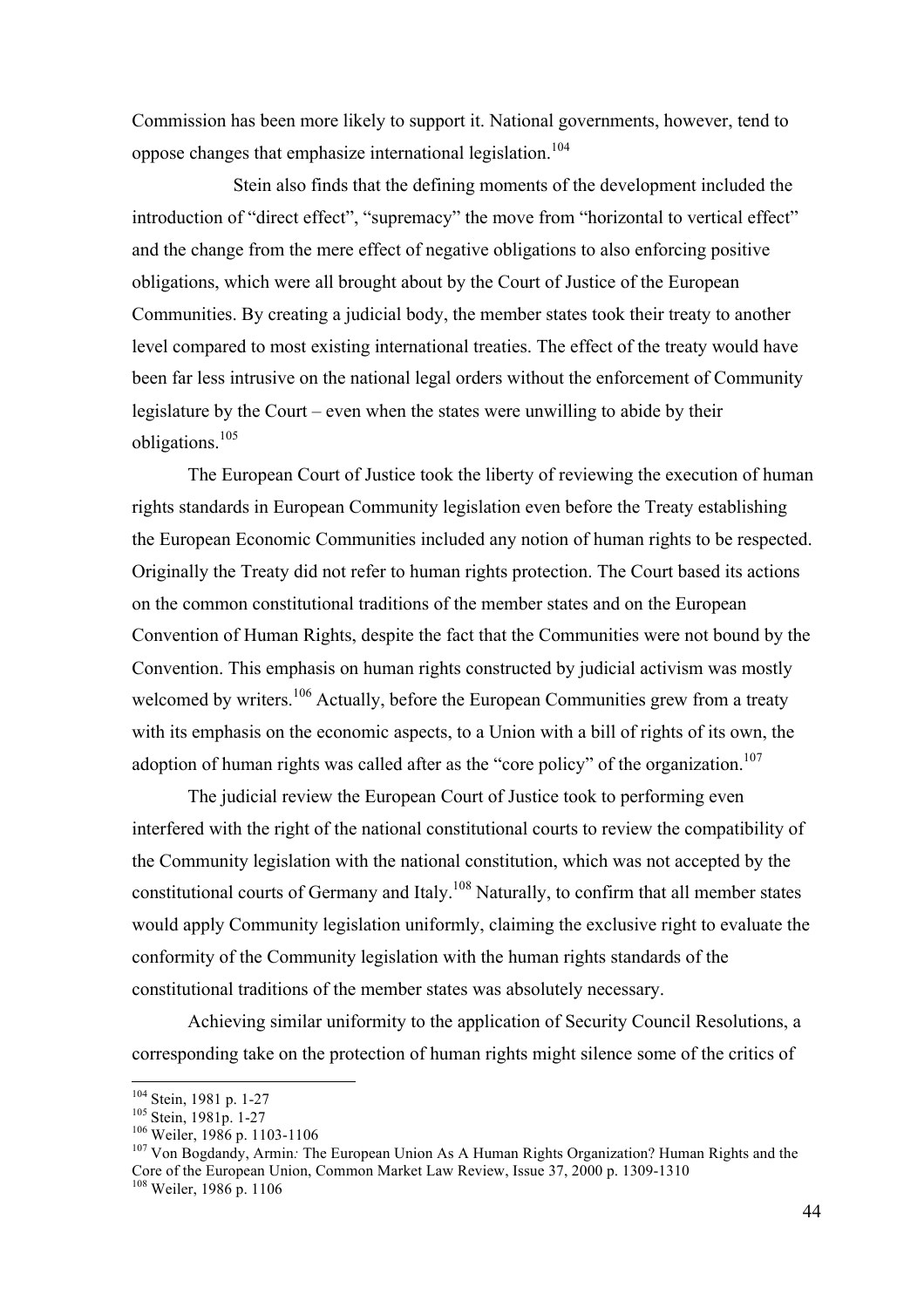Commission has been more likely to support it. National governments, however, tend to oppose changes that emphasize international legislation.[104]

Stein also finds that the defining moments of the development included the introduction of "direct effect", "supremacy" the move from "horizontal to vertical effect" and the change from the mere effect of negative obligations to also enforcing positive obligations, which were all brought about by the Court of Justice of the European Communities. By creating a judicial body, the member states took their treaty to another level compared to most existing international treaties. The effect of the treaty would have been far less intrusive on the national legal orders without the enforcement of Community legislature by the Court – even when the states were unwilling to abide by their obligations.[105]

The European Court of Justice took the liberty of reviewing the execution of human rights standards in European Community legislation even before the Treaty establishing the European Economic Communities included any notion of human rights to be respected. Originally the Treaty did not refer to human rights protection. The Court based its actions on the common constitutional traditions of the member states and on the European Convention of Human Rights, despite the fact that the Communities were not bound by the Convention. This emphasis on human rights constructed by judicial activism was mostly welcomed by writers.[106] Actually, before the European Communities grew from a treaty with its emphasis on the economic aspects, to a Union with a bill of rights of its own, the adoption of human rights was called after as the "core policy" of the organization.[107]

The judicial review the European Court of Justice took to performing even interfered with the right of the national constitutional courts to review the compatibility of the Community legislation with the national constitution, which was not accepted by the constitutional courts of Germany and Italy.[108] Naturally, to confirm that all member states would apply Community legislation uniformly, claiming the exclusive right to evaluate the conformity of the Community legislation with the human rights standards of the constitutional traditions of the member states was absolutely necessary.

Achieving similar uniformity to the application of Security Council Resolutions, a corresponding take on the protection of human rights might silence some of the critics of

---

[104] Stein, 1981 p. 1-27
[105] Stein, 1981p. 1-27
[106] Weiler, 1986 p. 1103-1106
[107] Von Bogdandy, Armin*:* The European Union As A Human Rights Organization? Human Rights and the Core of the European Union, Common Market Law Review, Issue 37, 2000 p. 1309-1310
[108] Weiler, 1986 p. 1106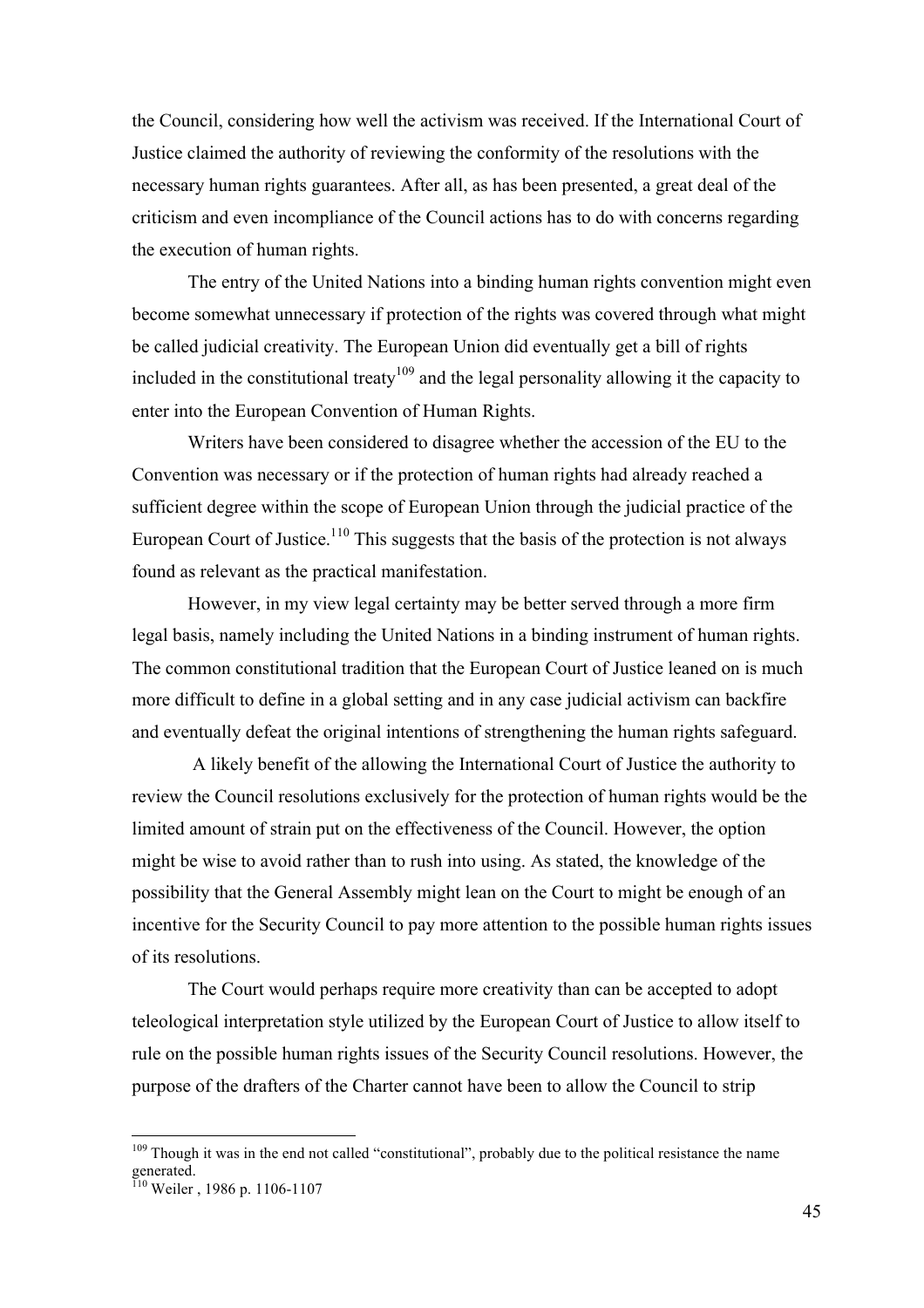the Council, considering how well the activism was received. If the International Court of Justice claimed the authority of reviewing the conformity of the resolutions with the necessary human rights guarantees. After all, as has been presented, a great deal of the criticism and even incompliance of the Council actions has to do with concerns regarding the execution of human rights.

The entry of the United Nations into a binding human rights convention might even become somewhat unnecessary if protection of the rights was covered through what might be called judicial creativity. The European Union did eventually get a bill of rights included in the constitutional treaty[109] and the legal personality allowing it the capacity to enter into the European Convention of Human Rights.

Writers have been considered to disagree whether the accession of the EU to the Convention was necessary or if the protection of human rights had already reached a sufficient degree within the scope of European Union through the judicial practice of the European Court of Justice.[110] This suggests that the basis of the protection is not always found as relevant as the practical manifestation.

However, in my view legal certainty may be better served through a more firm legal basis, namely including the United Nations in a binding instrument of human rights. The common constitutional tradition that the European Court of Justice leaned on is much more difficult to define in a global setting and in any case judicial activism can backfire and eventually defeat the original intentions of strengthening the human rights safeguard.

A likely benefit of the allowing the International Court of Justice the authority to review the Council resolutions exclusively for the protection of human rights would be the limited amount of strain put on the effectiveness of the Council. However, the option might be wise to avoid rather than to rush into using. As stated, the knowledge of the possibility that the General Assembly might lean on the Court to might be enough of an incentive for the Security Council to pay more attention to the possible human rights issues of its resolutions.

The Court would perhaps require more creativity than can be accepted to adopt teleological interpretation style utilized by the European Court of Justice to allow itself to rule on the possible human rights issues of the Security Council resolutions. However, the purpose of the drafters of the Charter cannot have been to allow the Council to strip

[109] Though it was in the end not called "constitutional", probably due to the political resistance the name generated.

[110] Weiler , 1986 p. 1106-1107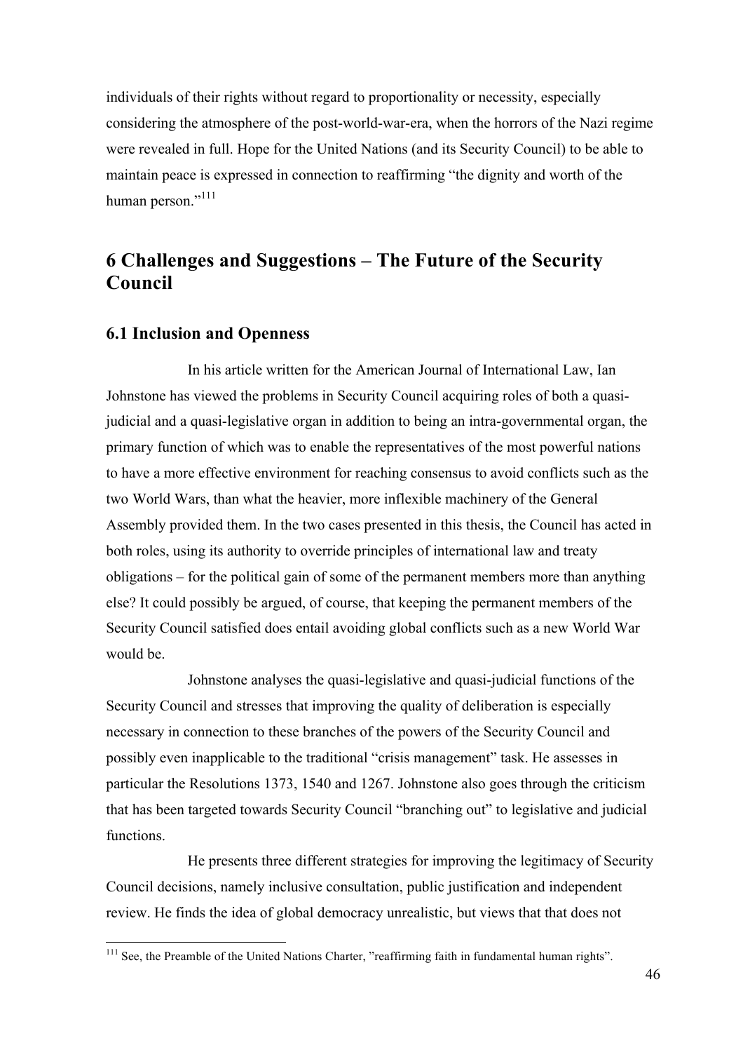individuals of their rights without regard to proportionality or necessity, especially considering the atmosphere of the post-world-war-era, when the horrors of the Nazi regime were revealed in full. Hope for the United Nations (and its Security Council) to be able to maintain peace is expressed in connection to reaffirming "the dignity and worth of the human person."[111]

# 6 Challenges and Suggestions – The Future of the Security Council

## 6.1 Inclusion and Openness

In his article written for the American Journal of International Law, Ian Johnstone has viewed the problems in Security Council acquiring roles of both a quasi-judicial and a quasi-legislative organ in addition to being an intra-governmental organ, the primary function of which was to enable the representatives of the most powerful nations to have a more effective environment for reaching consensus to avoid conflicts such as the two World Wars, than what the heavier, more inflexible machinery of the General Assembly provided them. In the two cases presented in this thesis, the Council has acted in both roles, using its authority to override principles of international law and treaty obligations – for the political gain of some of the permanent members more than anything else? It could possibly be argued, of course, that keeping the permanent members of the Security Council satisfied does entail avoiding global conflicts such as a new World War would be.

Johnstone analyses the quasi-legislative and quasi-judicial functions of the Security Council and stresses that improving the quality of deliberation is especially necessary in connection to these branches of the powers of the Security Council and possibly even inapplicable to the traditional "crisis management" task. He assesses in particular the Resolutions 1373, 1540 and 1267. Johnstone also goes through the criticism that has been targeted towards Security Council "branching out" to legislative and judicial functions.

He presents three different strategies for improving the legitimacy of Security Council decisions, namely inclusive consultation, public justification and independent review. He finds the idea of global democracy unrealistic, but views that that does not

[111] See, the Preamble of the United Nations Charter, "reaffirming faith in fundamental human rights".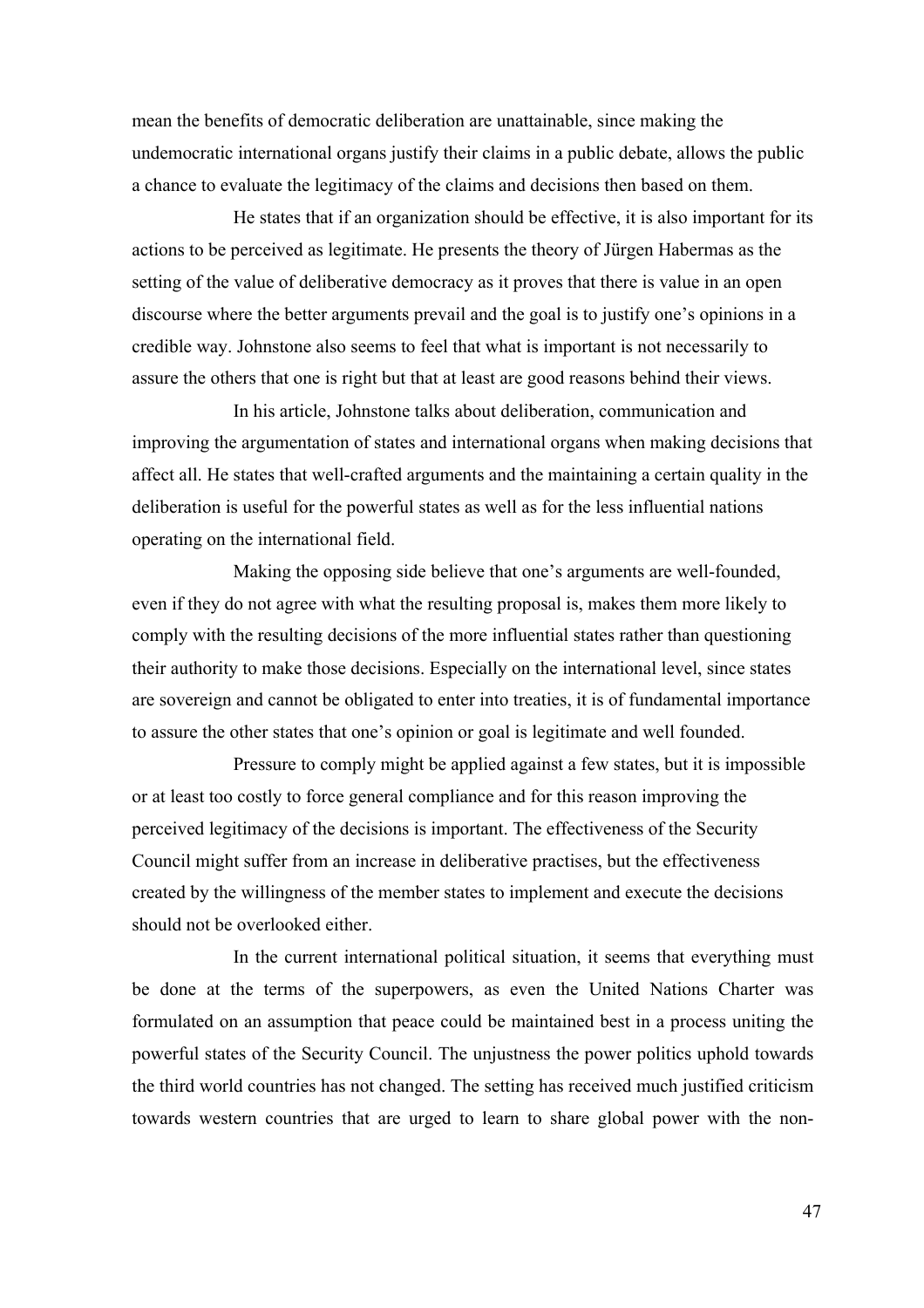mean the benefits of democratic deliberation are unattainable, since making the undemocratic international organs justify their claims in a public debate, allows the public a chance to evaluate the legitimacy of the claims and decisions then based on them.

He states that if an organization should be effective, it is also important for its actions to be perceived as legitimate. He presents the theory of Jürgen Habermas as the setting of the value of deliberative democracy as it proves that there is value in an open discourse where the better arguments prevail and the goal is to justify one's opinions in a credible way. Johnstone also seems to feel that what is important is not necessarily to assure the others that one is right but that at least are good reasons behind their views.

In his article, Johnstone talks about deliberation, communication and improving the argumentation of states and international organs when making decisions that affect all. He states that well-crafted arguments and the maintaining a certain quality in the deliberation is useful for the powerful states as well as for the less influential nations operating on the international field.

Making the opposing side believe that one's arguments are well-founded, even if they do not agree with what the resulting proposal is, makes them more likely to comply with the resulting decisions of the more influential states rather than questioning their authority to make those decisions. Especially on the international level, since states are sovereign and cannot be obligated to enter into treaties, it is of fundamental importance to assure the other states that one's opinion or goal is legitimate and well founded.

Pressure to comply might be applied against a few states, but it is impossible or at least too costly to force general compliance and for this reason improving the perceived legitimacy of the decisions is important. The effectiveness of the Security Council might suffer from an increase in deliberative practises, but the effectiveness created by the willingness of the member states to implement and execute the decisions should not be overlooked either.

In the current international political situation, it seems that everything must be done at the terms of the superpowers, as even the United Nations Charter was formulated on an assumption that peace could be maintained best in a process uniting the powerful states of the Security Council. The unjustness the power politics uphold towards the third world countries has not changed. The setting has received much justified criticism towards western countries that are urged to learn to share global power with the non-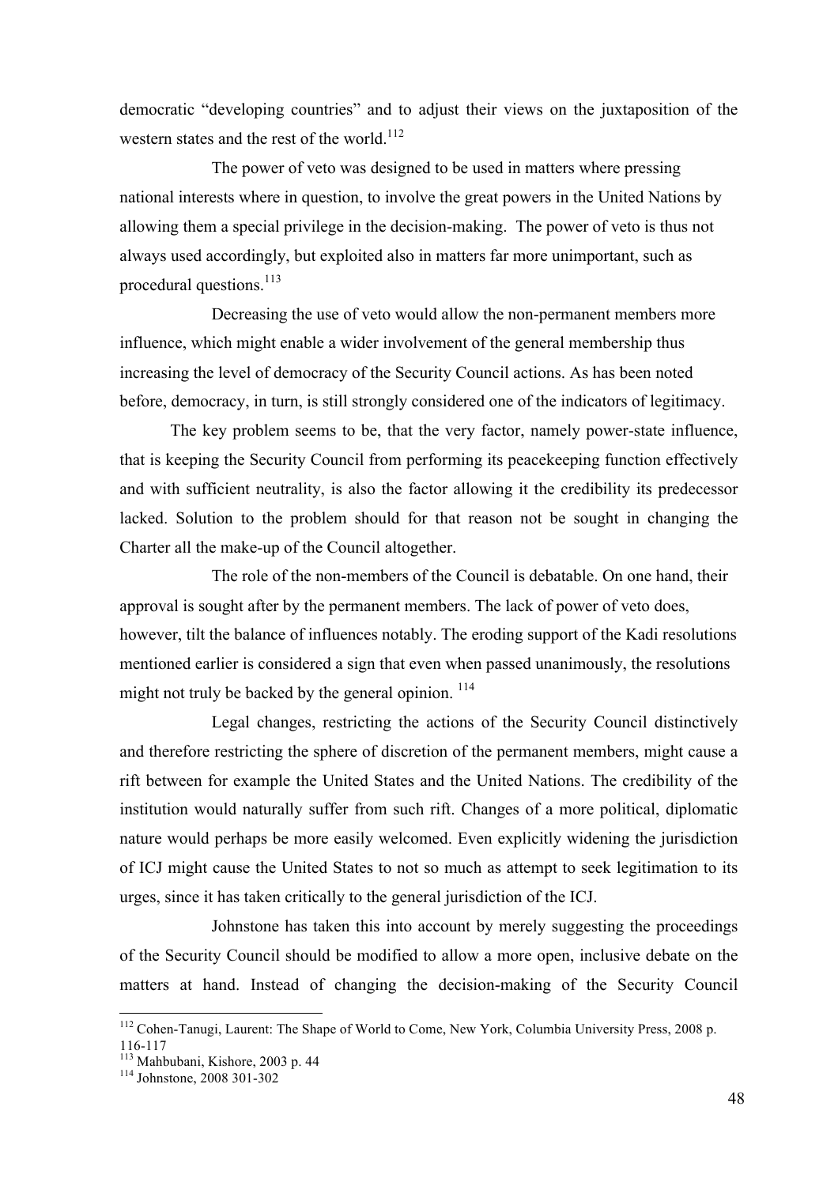democratic “developing countries” and to adjust their views on the juxtaposition of the western states and the rest of the world.[112]

The power of veto was designed to be used in matters where pressing national interests where in question, to involve the great powers in the United Nations by allowing them a special privilege in the decision-making. The power of veto is thus not always used accordingly, but exploited also in matters far more unimportant, such as procedural questions.[113]

Decreasing the use of veto would allow the non-permanent members more influence, which might enable a wider involvement of the general membership thus increasing the level of democracy of the Security Council actions. As has been noted before, democracy, in turn, is still strongly considered one of the indicators of legitimacy.

The key problem seems to be, that the very factor, namely power-state influence, that is keeping the Security Council from performing its peacekeeping function effectively and with sufficient neutrality, is also the factor allowing it the credibility its predecessor lacked. Solution to the problem should for that reason not be sought in changing the Charter all the make-up of the Council altogether.

The role of the non-members of the Council is debatable. On one hand, their approval is sought after by the permanent members. The lack of power of veto does, however, tilt the balance of influences notably. The eroding support of the Kadi resolutions mentioned earlier is considered a sign that even when passed unanimously, the resolutions might not truly be backed by the general opinion. [114]

Legal changes, restricting the actions of the Security Council distinctively and therefore restricting the sphere of discretion of the permanent members, might cause a rift between for example the United States and the United Nations. The credibility of the institution would naturally suffer from such rift. Changes of a more political, diplomatic nature would perhaps be more easily welcomed. Even explicitly widening the jurisdiction of ICJ might cause the United States to not so much as attempt to seek legitimation to its urges, since it has taken critically to the general jurisdiction of the ICJ.

Johnstone has taken this into account by merely suggesting the proceedings of the Security Council should be modified to allow a more open, inclusive debate on the matters at hand. Instead of changing the decision-making of the Security Council

---

[112] Cohen-Tanugi, Laurent: The Shape of World to Come, New York, Columbia University Press, 2008 p. 116-117

[113] Mahbubani, Kishore, 2003 p. 44

[114] Johnstone, 2008 301-302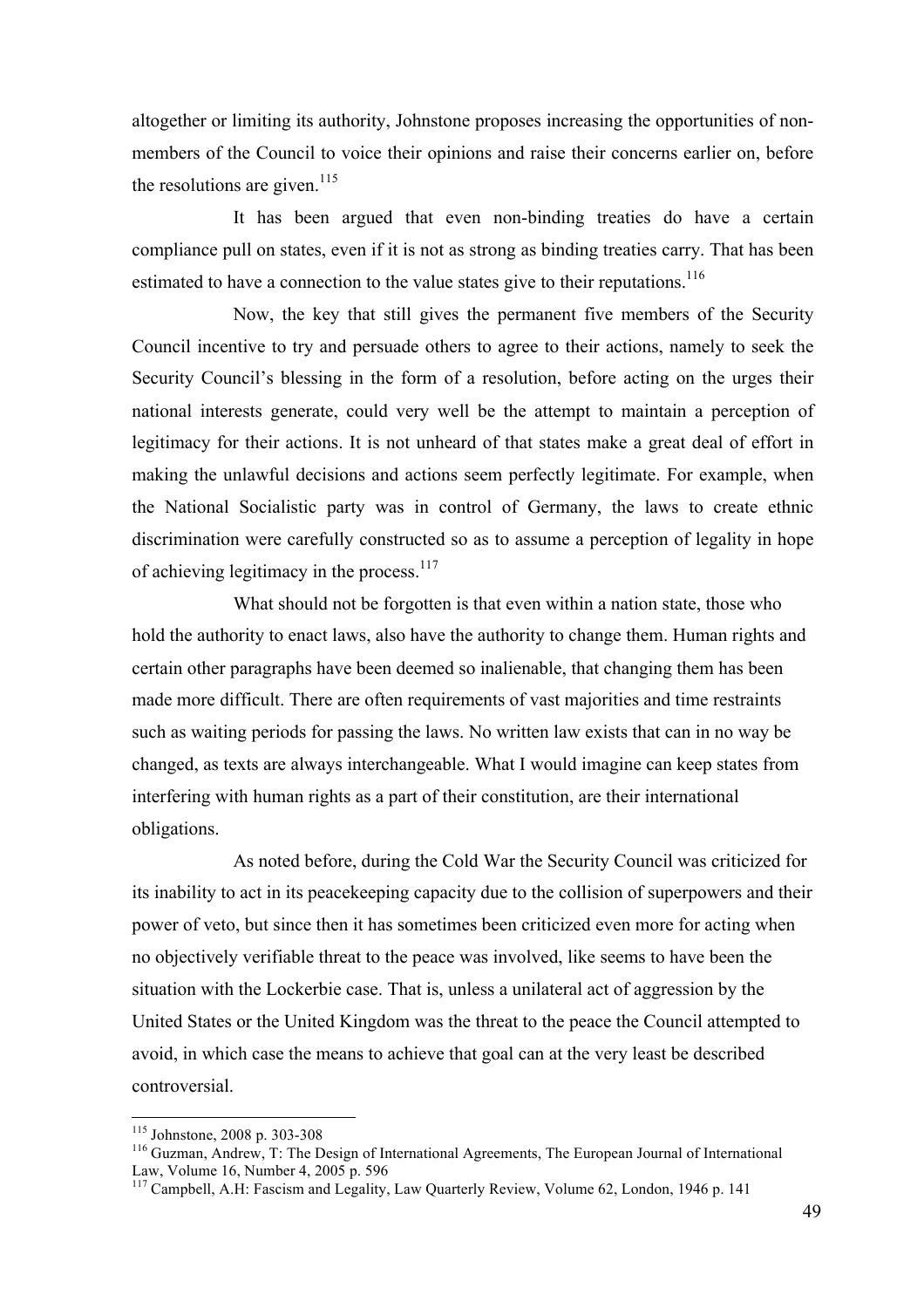altogether or limiting its authority, Johnstone proposes increasing the opportunities of non-members of the Council to voice their opinions and raise their concerns earlier on, before the resolutions are given.[115]

It has been argued that even non-binding treaties do have a certain compliance pull on states, even if it is not as strong as binding treaties carry. That has been estimated to have a connection to the value states give to their reputations.[116]

Now, the key that still gives the permanent five members of the Security Council incentive to try and persuade others to agree to their actions, namely to seek the Security Council's blessing in the form of a resolution, before acting on the urges their national interests generate, could very well be the attempt to maintain a perception of legitimacy for their actions. It is not unheard of that states make a great deal of effort in making the unlawful decisions and actions seem perfectly legitimate. For example, when the National Socialistic party was in control of Germany, the laws to create ethnic discrimination were carefully constructed so as to assume a perception of legality in hope of achieving legitimacy in the process.[117]

What should not be forgotten is that even within a nation state, those who hold the authority to enact laws, also have the authority to change them. Human rights and certain other paragraphs have been deemed so inalienable, that changing them has been made more difficult. There are often requirements of vast majorities and time restraints such as waiting periods for passing the laws. No written law exists that can in no way be changed, as texts are always interchangeable. What I would imagine can keep states from interfering with human rights as a part of their constitution, are their international obligations.

As noted before, during the Cold War the Security Council was criticized for its inability to act in its peacekeeping capacity due to the collision of superpowers and their power of veto, but since then it has sometimes been criticized even more for acting when no objectively verifiable threat to the peace was involved, like seems to have been the situation with the Lockerbie case. That is, unless a unilateral act of aggression by the United States or the United Kingdom was the threat to the peace the Council attempted to avoid, in which case the means to achieve that goal can at the very least be described controversial.

---

[115] Johnstone, 2008 p. 303-308

[116] Guzman, Andrew, T: The Design of International Agreements, The European Journal of International Law, Volume 16, Number 4, 2005 p. 596

[117] Campbell, A.H: Fascism and Legality, Law Quarterly Review, Volume 62, London, 1946 p. 141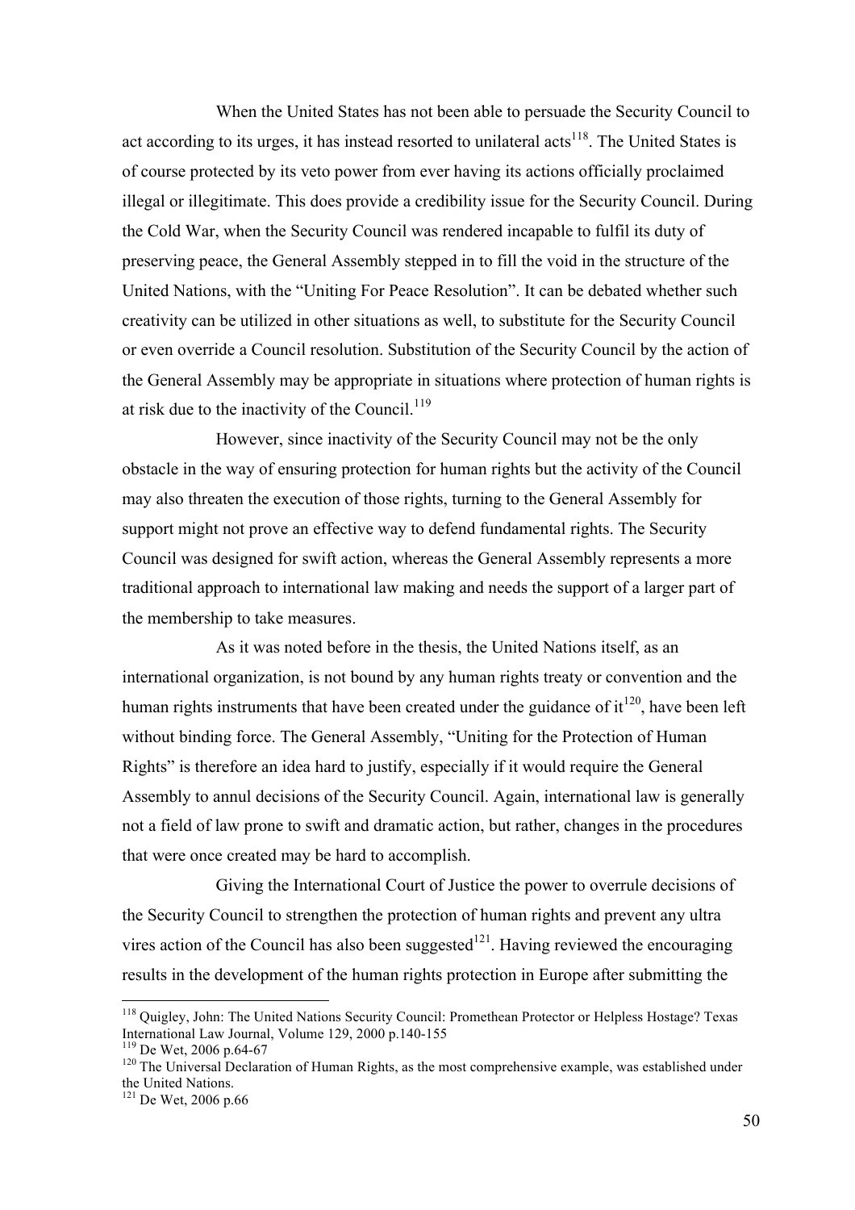When the United States has not been able to persuade the Security Council to act according to its urges, it has instead resorted to unilateral acts[118]. The United States is of course protected by its veto power from ever having its actions officially proclaimed illegal or illegitimate. This does provide a credibility issue for the Security Council. During the Cold War, when the Security Council was rendered incapable to fulfil its duty of preserving peace, the General Assembly stepped in to fill the void in the structure of the United Nations, with the "Uniting For Peace Resolution". It can be debated whether such creativity can be utilized in other situations as well, to substitute for the Security Council or even override a Council resolution. Substitution of the Security Council by the action of the General Assembly may be appropriate in situations where protection of human rights is at risk due to the inactivity of the Council.[119]

However, since inactivity of the Security Council may not be the only obstacle in the way of ensuring protection for human rights but the activity of the Council may also threaten the execution of those rights, turning to the General Assembly for support might not prove an effective way to defend fundamental rights. The Security Council was designed for swift action, whereas the General Assembly represents a more traditional approach to international law making and needs the support of a larger part of the membership to take measures.

As it was noted before in the thesis, the United Nations itself, as an international organization, is not bound by any human rights treaty or convention and the human rights instruments that have been created under the guidance of it[120], have been left without binding force. The General Assembly, "Uniting for the Protection of Human Rights" is therefore an idea hard to justify, especially if it would require the General Assembly to annul decisions of the Security Council. Again, international law is generally not a field of law prone to swift and dramatic action, but rather, changes in the procedures that were once created may be hard to accomplish.

Giving the International Court of Justice the power to overrule decisions of the Security Council to strengthen the protection of human rights and prevent any ultra vires action of the Council has also been suggested[121]. Having reviewed the encouraging results in the development of the human rights protection in Europe after submitting the

---

[118] Quigley, John: The United Nations Security Council: Promethean Protector or Helpless Hostage? Texas International Law Journal, Volume 129, 2000 p.140-155

[119] De Wet, 2006 p.64-67

[120] The Universal Declaration of Human Rights, as the most comprehensive example, was established under the United Nations.

[121] De Wet, 2006 p.66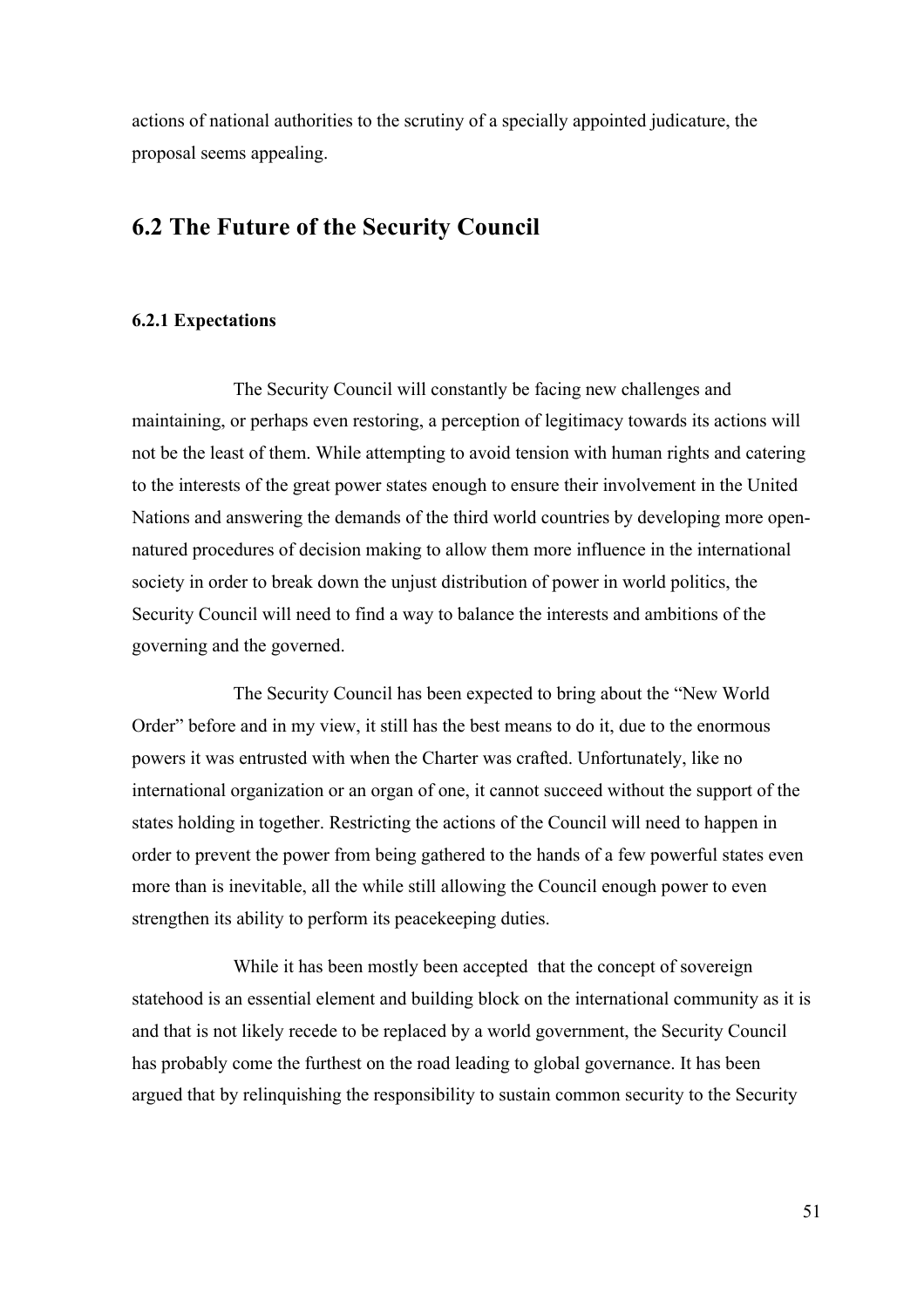actions of national authorities to the scrutiny of a specially appointed judicature, the proposal seems appealing.

## 6.2 The Future of the Security Council

### 6.2.1 Expectations

The Security Council will constantly be facing new challenges and maintaining, or perhaps even restoring, a perception of legitimacy towards its actions will not be the least of them. While attempting to avoid tension with human rights and catering to the interests of the great power states enough to ensure their involvement in the United Nations and answering the demands of the third world countries by developing more open-natured procedures of decision making to allow them more influence in the international society in order to break down the unjust distribution of power in world politics, the Security Council will need to find a way to balance the interests and ambitions of the governing and the governed.

The Security Council has been expected to bring about the "New World Order" before and in my view, it still has the best means to do it, due to the enormous powers it was entrusted with when the Charter was crafted. Unfortunately, like no international organization or an organ of one, it cannot succeed without the support of the states holding in together. Restricting the actions of the Council will need to happen in order to prevent the power from being gathered to the hands of a few powerful states even more than is inevitable, all the while still allowing the Council enough power to even strengthen its ability to perform its peacekeeping duties.

While it has been mostly been accepted  that the concept of sovereign statehood is an essential element and building block on the international community as it is and that is not likely recede to be replaced by a world government, the Security Council has probably come the furthest on the road leading to global governance. It has been argued that by relinquishing the responsibility to sustain common security to the Security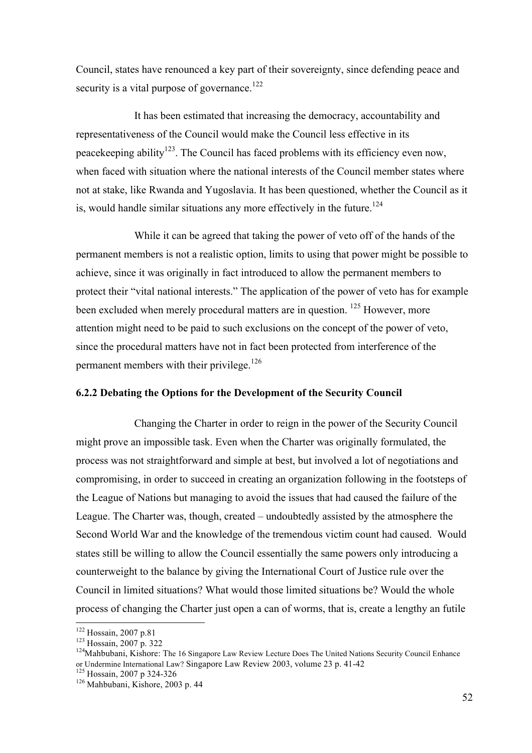Council, states have renounced a key part of their sovereignty, since defending peace and security is a vital purpose of governance.[122]

It has been estimated that increasing the democracy, accountability and representativeness of the Council would make the Council less effective in its peacekeeping ability[123]. The Council has faced problems with its efficiency even now, when faced with situation where the national interests of the Council member states where not at stake, like Rwanda and Yugoslavia. It has been questioned, whether the Council as it is, would handle similar situations any more effectively in the future.[124]

While it can be agreed that taking the power of veto off of the hands of the permanent members is not a realistic option, limits to using that power might be possible to achieve, since it was originally in fact introduced to allow the permanent members to protect their "vital national interests." The application of the power of veto has for example been excluded when merely procedural matters are in question. [125] However, more attention might need to be paid to such exclusions on the concept of the power of veto, since the procedural matters have not in fact been protected from interference of the permanent members with their privilege.[126]

### 6.2.2 Debating the Options for the Development of the Security Council

Changing the Charter in order to reign in the power of the Security Council might prove an impossible task. Even when the Charter was originally formulated, the process was not straightforward and simple at best, but involved a lot of negotiations and compromising, in order to succeed in creating an organization following in the footsteps of the League of Nations but managing to avoid the issues that had caused the failure of the League. The Charter was, though, created – undoubtedly assisted by the atmosphere the Second World War and the knowledge of the tremendous victim count had caused. Would states still be willing to allow the Council essentially the same powers only introducing a counterweight to the balance by giving the International Court of Justice rule over the Council in limited situations? What would those limited situations be? Would the whole process of changing the Charter just open a can of worms, that is, create a lengthy an futile

---

[122] Hossain, 2007 p.81

[123] Hossain, 2007 p. 322

[124] Mahbubani, Kishore: The 16 Singapore Law Review Lecture Does The United Nations Security Council Enhance or Undermine International Law? Singapore Law Review 2003, volume 23 p. 41-42

[125] Hossain, 2007 p 324-326

[126] Mahbubani, Kishore, 2003 p. 44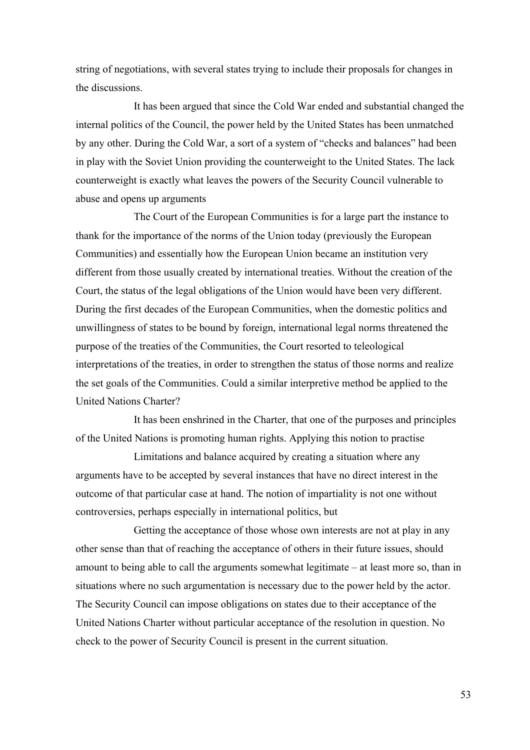string of negotiations, with several states trying to include their proposals for changes in the discussions.

It has been argued that since the Cold War ended and substantial changed the internal politics of the Council, the power held by the United States has been unmatched by any other. During the Cold War, a sort of a system of "checks and balances" had been in play with the Soviet Union providing the counterweight to the United States. The lack counterweight is exactly what leaves the powers of the Security Council vulnerable to abuse and opens up arguments

The Court of the European Communities is for a large part the instance to thank for the importance of the norms of the Union today (previously the European Communities) and essentially how the European Union became an institution very different from those usually created by international treaties. Without the creation of the Court, the status of the legal obligations of the Union would have been very different. During the first decades of the European Communities, when the domestic politics and unwillingness of states to be bound by foreign, international legal norms threatened the purpose of the treaties of the Communities, the Court resorted to teleological interpretations of the treaties, in order to strengthen the status of those norms and realize the set goals of the Communities. Could a similar interpretive method be applied to the United Nations Charter?

It has been enshrined in the Charter, that one of the purposes and principles of the United Nations is promoting human rights. Applying this notion to practise

Limitations and balance acquired by creating a situation where any arguments have to be accepted by several instances that have no direct interest in the outcome of that particular case at hand. The notion of impartiality is not one without controversies, perhaps especially in international politics, but

Getting the acceptance of those whose own interests are not at play in any other sense than that of reaching the acceptance of others in their future issues, should amount to being able to call the arguments somewhat legitimate – at least more so, than in situations where no such argumentation is necessary due to the power held by the actor. The Security Council can impose obligations on states due to their acceptance of the United Nations Charter without particular acceptance of the resolution in question. No check to the power of Security Council is present in the current situation.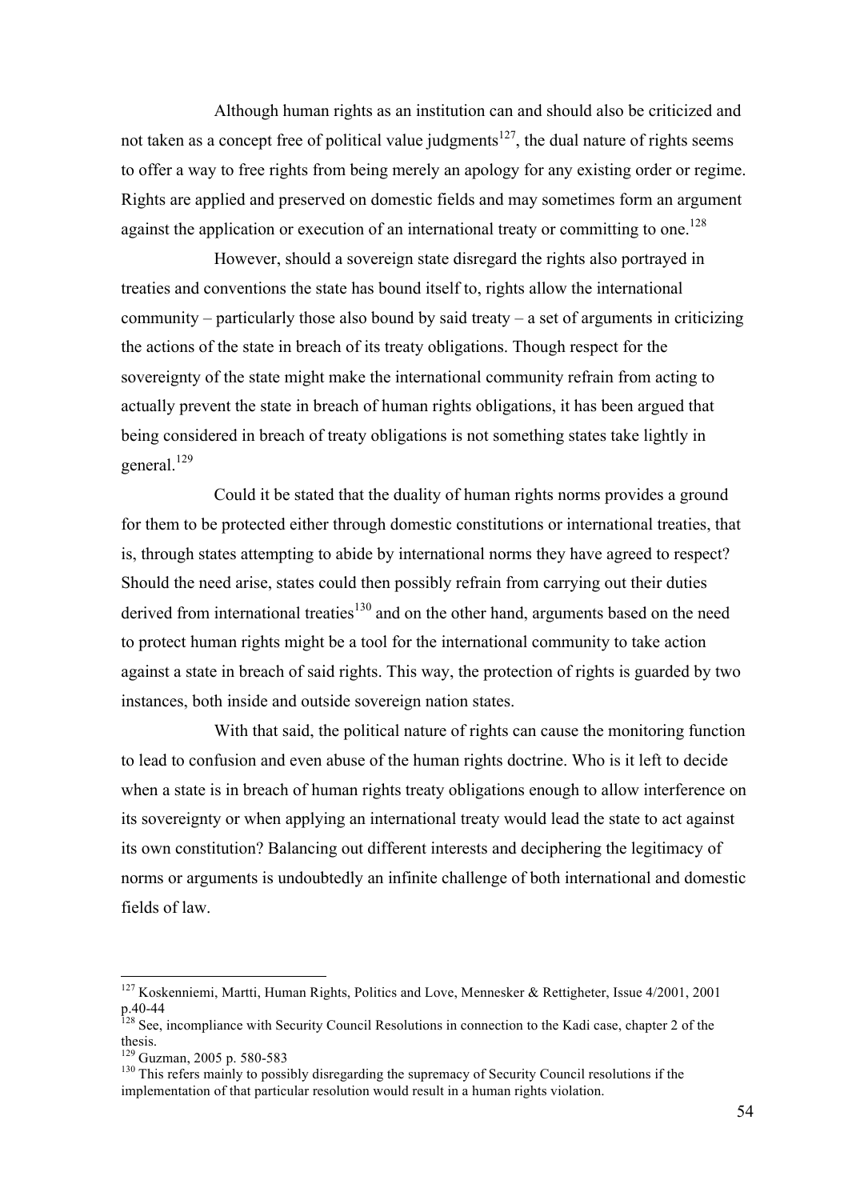Although human rights as an institution can and should also be criticized and not taken as a concept free of political value judgments[127], the dual nature of rights seems to offer a way to free rights from being merely an apology for any existing order or regime. Rights are applied and preserved on domestic fields and may sometimes form an argument against the application or execution of an international treaty or committing to one.[128]

However, should a sovereign state disregard the rights also portrayed in treaties and conventions the state has bound itself to, rights allow the international community – particularly those also bound by said treaty – a set of arguments in criticizing the actions of the state in breach of its treaty obligations. Though respect for the sovereignty of the state might make the international community refrain from acting to actually prevent the state in breach of human rights obligations, it has been argued that being considered in breach of treaty obligations is not something states take lightly in general.[129]

Could it be stated that the duality of human rights norms provides a ground for them to be protected either through domestic constitutions or international treaties, that is, through states attempting to abide by international norms they have agreed to respect? Should the need arise, states could then possibly refrain from carrying out their duties derived from international treaties[130] and on the other hand, arguments based on the need to protect human rights might be a tool for the international community to take action against a state in breach of said rights. This way, the protection of rights is guarded by two instances, both inside and outside sovereign nation states.

With that said, the political nature of rights can cause the monitoring function to lead to confusion and even abuse of the human rights doctrine. Who is it left to decide when a state is in breach of human rights treaty obligations enough to allow interference on its sovereignty or when applying an international treaty would lead the state to act against its own constitution? Balancing out different interests and deciphering the legitimacy of norms or arguments is undoubtedly an infinite challenge of both international and domestic fields of law.

---

[127] Koskenniemi, Martti, Human Rights, Politics and Love, Mennesker & Rettigheter, Issue 4/2001, 2001 p.40-44

[128] See, incompliance with Security Council Resolutions in connection to the Kadi case, chapter 2 of the thesis.

[129] Guzman, 2005 p. 580-583

[130] This refers mainly to possibly disregarding the supremacy of Security Council resolutions if the implementation of that particular resolution would result in a human rights violation.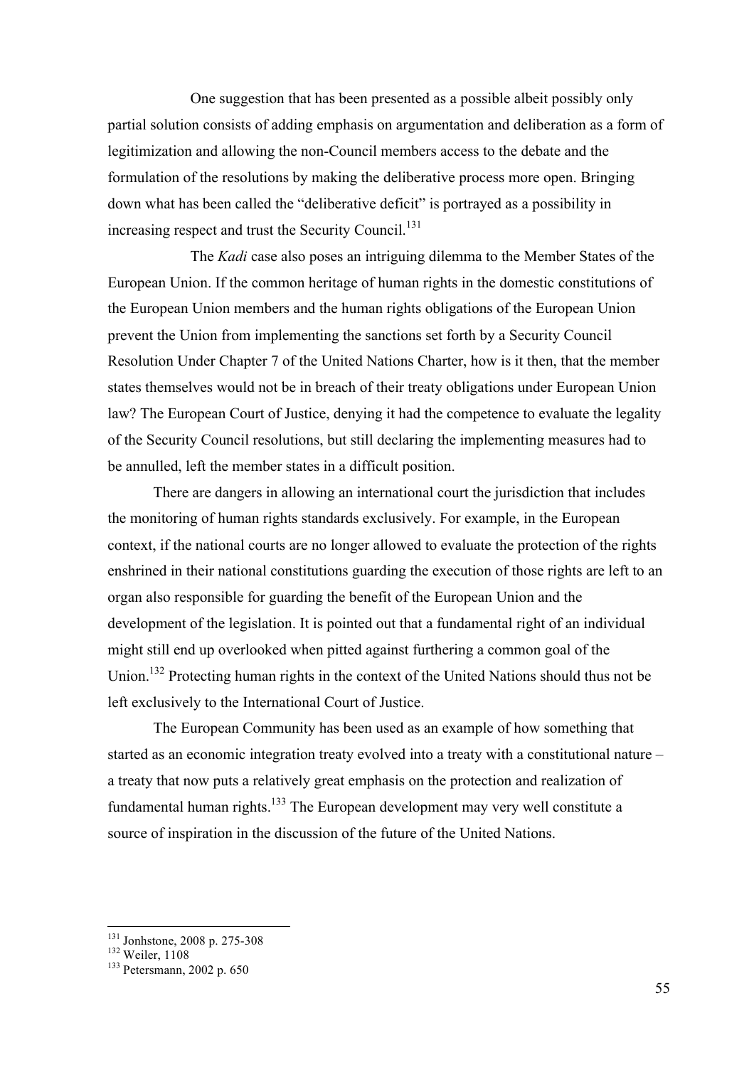One suggestion that has been presented as a possible albeit possibly only partial solution consists of adding emphasis on argumentation and deliberation as a form of legitimization and allowing the non-Council members access to the debate and the formulation of the resolutions by making the deliberative process more open. Bringing down what has been called the "deliberative deficit" is portrayed as a possibility in increasing respect and trust the Security Council.[131]

The *Kadi* case also poses an intriguing dilemma to the Member States of the European Union. If the common heritage of human rights in the domestic constitutions of the European Union members and the human rights obligations of the European Union prevent the Union from implementing the sanctions set forth by a Security Council Resolution Under Chapter 7 of the United Nations Charter, how is it then, that the member states themselves would not be in breach of their treaty obligations under European Union law? The European Court of Justice, denying it had the competence to evaluate the legality of the Security Council resolutions, but still declaring the implementing measures had to be annulled, left the member states in a difficult position.

There are dangers in allowing an international court the jurisdiction that includes the monitoring of human rights standards exclusively. For example, in the European context, if the national courts are no longer allowed to evaluate the protection of the rights enshrined in their national constitutions guarding the execution of those rights are left to an organ also responsible for guarding the benefit of the European Union and the development of the legislation. It is pointed out that a fundamental right of an individual might still end up overlooked when pitted against furthering a common goal of the Union.[132] Protecting human rights in the context of the United Nations should thus not be left exclusively to the International Court of Justice.

The European Community has been used as an example of how something that started as an economic integration treaty evolved into a treaty with a constitutional nature – a treaty that now puts a relatively great emphasis on the protection and realization of fundamental human rights.[133] The European development may very well constitute a source of inspiration in the discussion of the future of the United Nations.

---

[131] Jonhstone, 2008 p. 275-308

[132] Weiler, 1108

[133] Petersmann, 2002 p. 650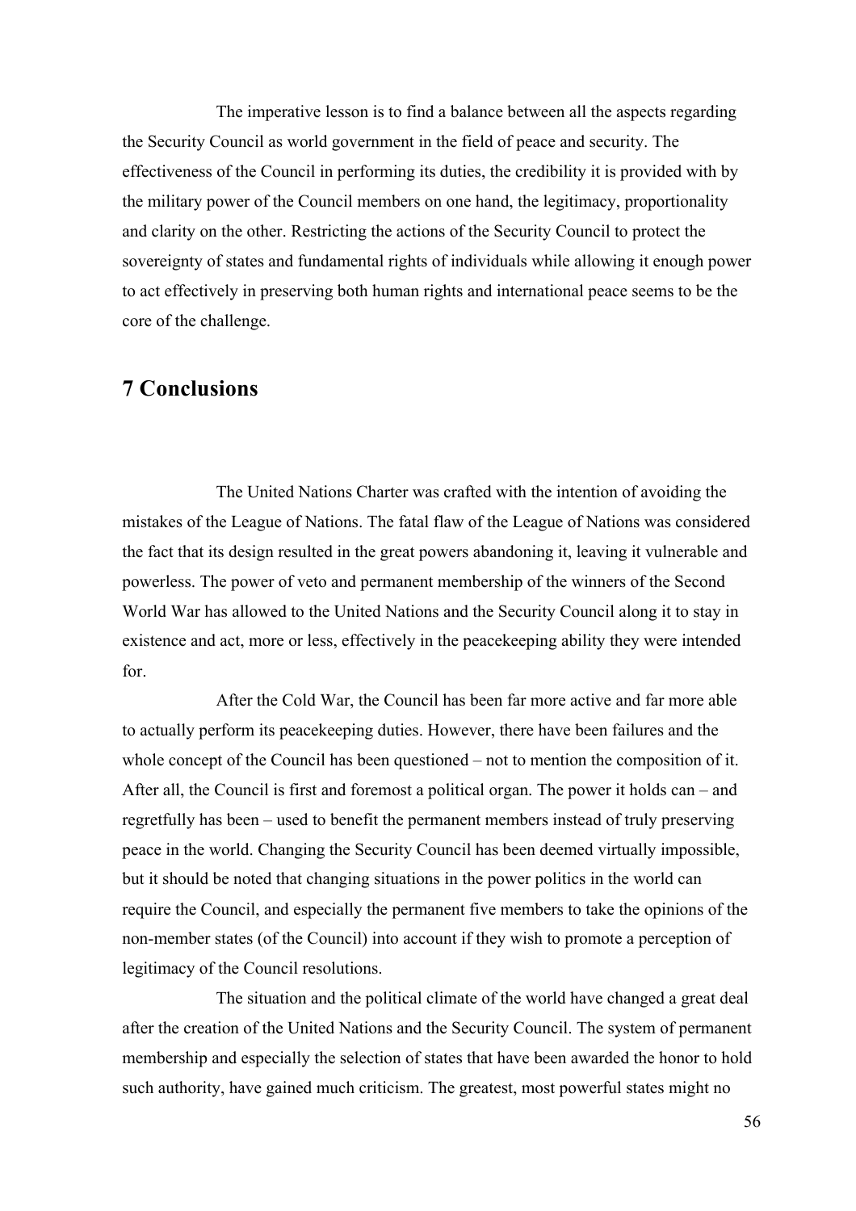The imperative lesson is to find a balance between all the aspects regarding the Security Council as world government in the field of peace and security. The effectiveness of the Council in performing its duties, the credibility it is provided with by the military power of the Council members on one hand, the legitimacy, proportionality and clarity on the other. Restricting the actions of the Security Council to protect the sovereignty of states and fundamental rights of individuals while allowing it enough power to act effectively in preserving both human rights and international peace seems to be the core of the challenge.

# 7 Conclusions

The United Nations Charter was crafted with the intention of avoiding the mistakes of the League of Nations. The fatal flaw of the League of Nations was considered the fact that its design resulted in the great powers abandoning it, leaving it vulnerable and powerless. The power of veto and permanent membership of the winners of the Second World War has allowed to the United Nations and the Security Council along it to stay in existence and act, more or less, effectively in the peacekeeping ability they were intended for.

After the Cold War, the Council has been far more active and far more able to actually perform its peacekeeping duties. However, there have been failures and the whole concept of the Council has been questioned – not to mention the composition of it. After all, the Council is first and foremost a political organ. The power it holds can – and regretfully has been – used to benefit the permanent members instead of truly preserving peace in the world. Changing the Security Council has been deemed virtually impossible, but it should be noted that changing situations in the power politics in the world can require the Council, and especially the permanent five members to take the opinions of the non-member states (of the Council) into account if they wish to promote a perception of legitimacy of the Council resolutions.

The situation and the political climate of the world have changed a great deal after the creation of the United Nations and the Security Council. The system of permanent membership and especially the selection of states that have been awarded the honor to hold such authority, have gained much criticism. The greatest, most powerful states might no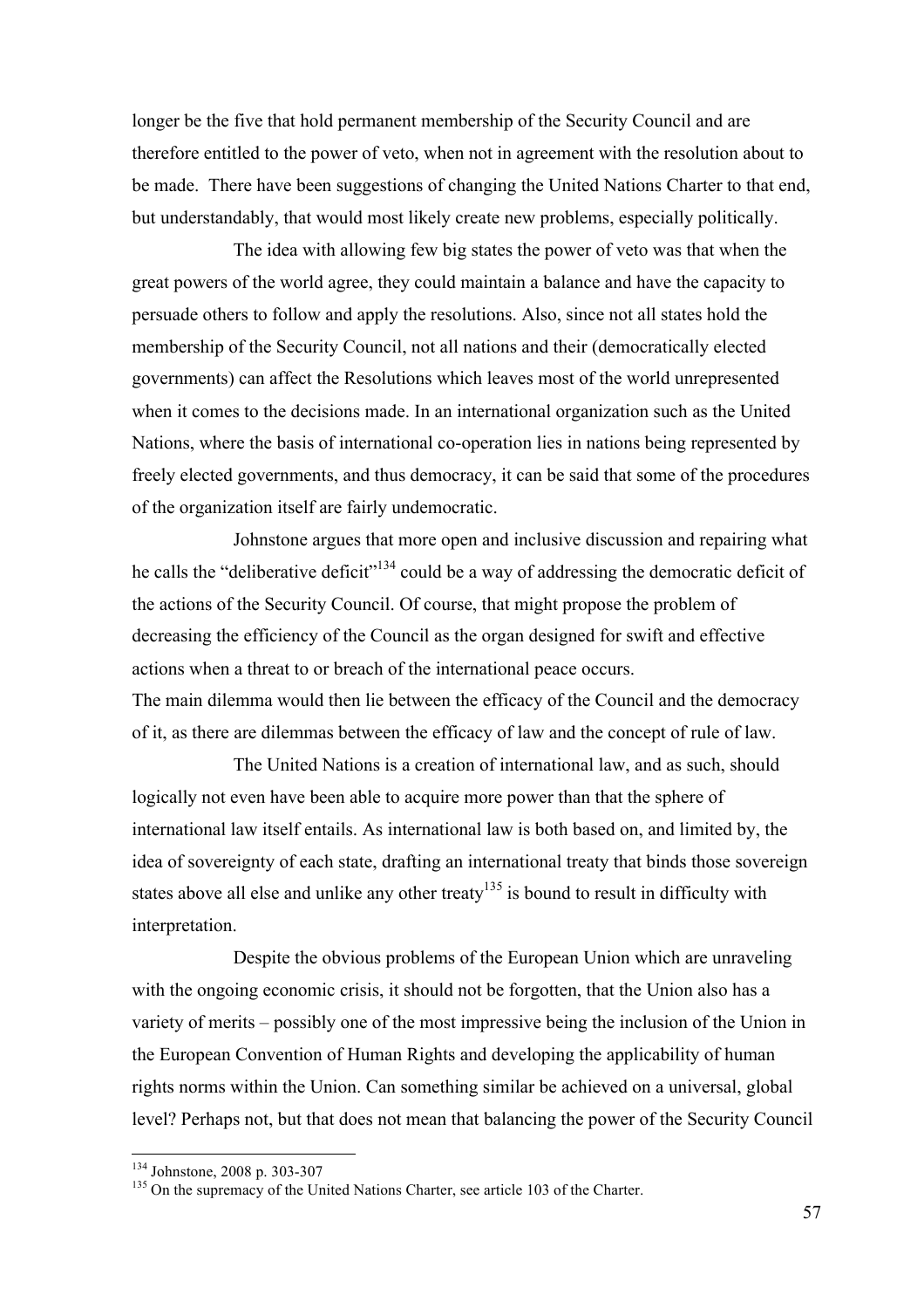longer be the five that hold permanent membership of the Security Council and are therefore entitled to the power of veto, when not in agreement with the resolution about to be made. There have been suggestions of changing the United Nations Charter to that end, but understandably, that would most likely create new problems, especially politically.

The idea with allowing few big states the power of veto was that when the great powers of the world agree, they could maintain a balance and have the capacity to persuade others to follow and apply the resolutions. Also, since not all states hold the membership of the Security Council, not all nations and their (democratically elected governments) can affect the Resolutions which leaves most of the world unrepresented when it comes to the decisions made. In an international organization such as the United Nations, where the basis of international co-operation lies in nations being represented by freely elected governments, and thus democracy, it can be said that some of the procedures of the organization itself are fairly undemocratic.

Johnstone argues that more open and inclusive discussion and repairing what he calls the "deliberative deficit"[134] could be a way of addressing the democratic deficit of the actions of the Security Council. Of course, that might propose the problem of decreasing the efficiency of the Council as the organ designed for swift and effective actions when a threat to or breach of the international peace occurs.
The main dilemma would then lie between the efficacy of the Council and the democracy of it, as there are dilemmas between the efficacy of law and the concept of rule of law.

The United Nations is a creation of international law, and as such, should logically not even have been able to acquire more power than that the sphere of international law itself entails. As international law is both based on, and limited by, the idea of sovereignty of each state, drafting an international treaty that binds those sovereign states above all else and unlike any other treaty[135] is bound to result in difficulty with interpretation.

Despite the obvious problems of the European Union which are unraveling with the ongoing economic crisis, it should not be forgotten, that the Union also has a variety of merits – possibly one of the most impressive being the inclusion of the Union in the European Convention of Human Rights and developing the applicability of human rights norms within the Union. Can something similar be achieved on a universal, global level? Perhaps not, but that does not mean that balancing the power of the Security Council

---

[134] Johnstone, 2008 p. 303-307

[135] On the supremacy of the United Nations Charter, see article 103 of the Charter.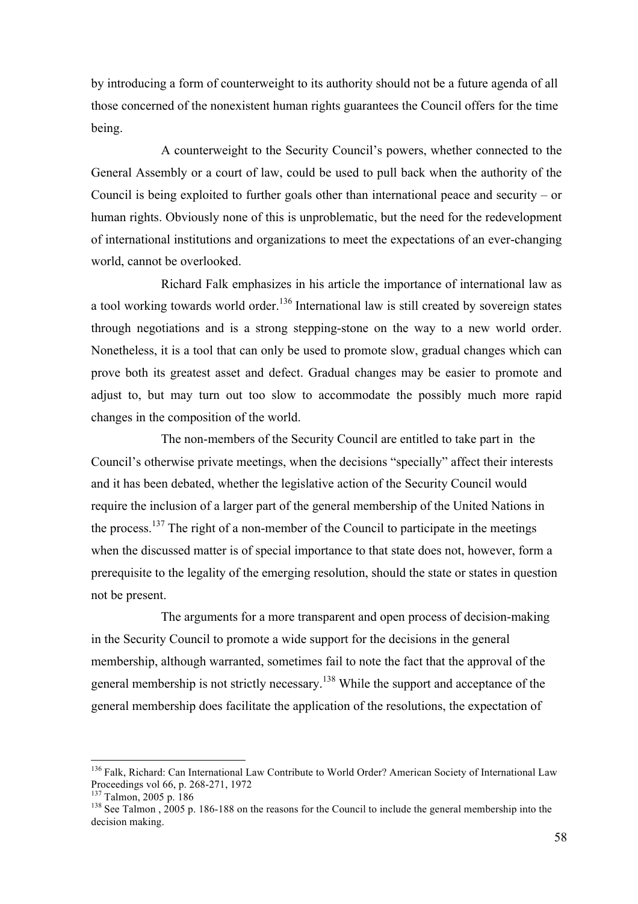by introducing a form of counterweight to its authority should not be a future agenda of all those concerned of the nonexistent human rights guarantees the Council offers for the time being.

A counterweight to the Security Council's powers, whether connected to the General Assembly or a court of law, could be used to pull back when the authority of the Council is being exploited to further goals other than international peace and security – or human rights. Obviously none of this is unproblematic, but the need for the redevelopment of international institutions and organizations to meet the expectations of an ever-changing world, cannot be overlooked.

Richard Falk emphasizes in his article the importance of international law as a tool working towards world order.[136] International law is still created by sovereign states through negotiations and is a strong stepping-stone on the way to a new world order. Nonetheless, it is a tool that can only be used to promote slow, gradual changes which can prove both its greatest asset and defect. Gradual changes may be easier to promote and adjust to, but may turn out too slow to accommodate the possibly much more rapid changes in the composition of the world.

The non-members of the Security Council are entitled to take part in the Council's otherwise private meetings, when the decisions "specially" affect their interests and it has been debated, whether the legislative action of the Security Council would require the inclusion of a larger part of the general membership of the United Nations in the process.[137] The right of a non-member of the Council to participate in the meetings when the discussed matter is of special importance to that state does not, however, form a prerequisite to the legality of the emerging resolution, should the state or states in question not be present.

The arguments for a more transparent and open process of decision-making in the Security Council to promote a wide support for the decisions in the general membership, although warranted, sometimes fail to note the fact that the approval of the general membership is not strictly necessary.[138] While the support and acceptance of the general membership does facilitate the application of the resolutions, the expectation of

---

[136] Falk, Richard: Can International Law Contribute to World Order? American Society of International Law Proceedings vol 66, p. 268-271, 1972

[137] Talmon, 2005 p. 186

[138] See Talmon , 2005 p. 186-188 on the reasons for the Council to include the general membership into the decision making.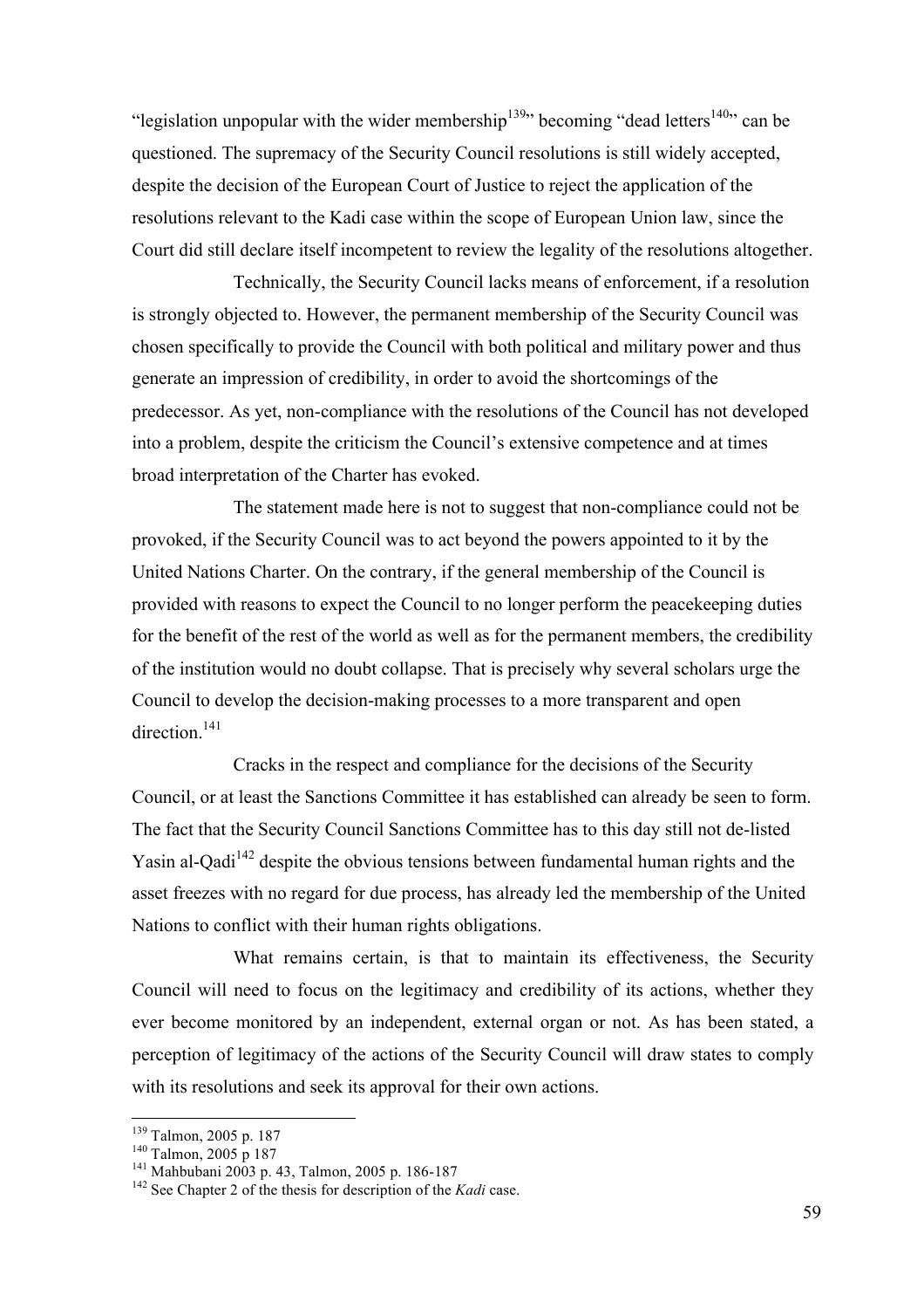"legislation unpopular with the wider membership[139]" becoming "dead letters[140]" can be questioned. The supremacy of the Security Council resolutions is still widely accepted, despite the decision of the European Court of Justice to reject the application of the resolutions relevant to the Kadi case within the scope of European Union law, since the Court did still declare itself incompetent to review the legality of the resolutions altogether.

Technically, the Security Council lacks means of enforcement, if a resolution is strongly objected to. However, the permanent membership of the Security Council was chosen specifically to provide the Council with both political and military power and thus generate an impression of credibility, in order to avoid the shortcomings of the predecessor. As yet, non-compliance with the resolutions of the Council has not developed into a problem, despite the criticism the Council's extensive competence and at times broad interpretation of the Charter has evoked.

The statement made here is not to suggest that non-compliance could not be provoked, if the Security Council was to act beyond the powers appointed to it by the United Nations Charter. On the contrary, if the general membership of the Council is provided with reasons to expect the Council to no longer perform the peacekeeping duties for the benefit of the rest of the world as well as for the permanent members, the credibility of the institution would no doubt collapse. That is precisely why several scholars urge the Council to develop the decision-making processes to a more transparent and open direction.[141]

Cracks in the respect and compliance for the decisions of the Security Council, or at least the Sanctions Committee it has established can already be seen to form. The fact that the Security Council Sanctions Committee has to this day still not de-listed Yasin al-Qadi[142] despite the obvious tensions between fundamental human rights and the asset freezes with no regard for due process, has already led the membership of the United Nations to conflict with their human rights obligations.

What remains certain, is that to maintain its effectiveness, the Security Council will need to focus on the legitimacy and credibility of its actions, whether they ever become monitored by an independent, external organ or not. As has been stated, a perception of legitimacy of the actions of the Security Council will draw states to comply with its resolutions and seek its approval for their own actions.

---

[139] Talmon, 2005 p. 187

[140] Talmon, 2005 p 187

[141] Mahbubani 2003 p. 43, Talmon, 2005 p. 186-187

[142] See Chapter 2 of the thesis for description of the *Kadi* case.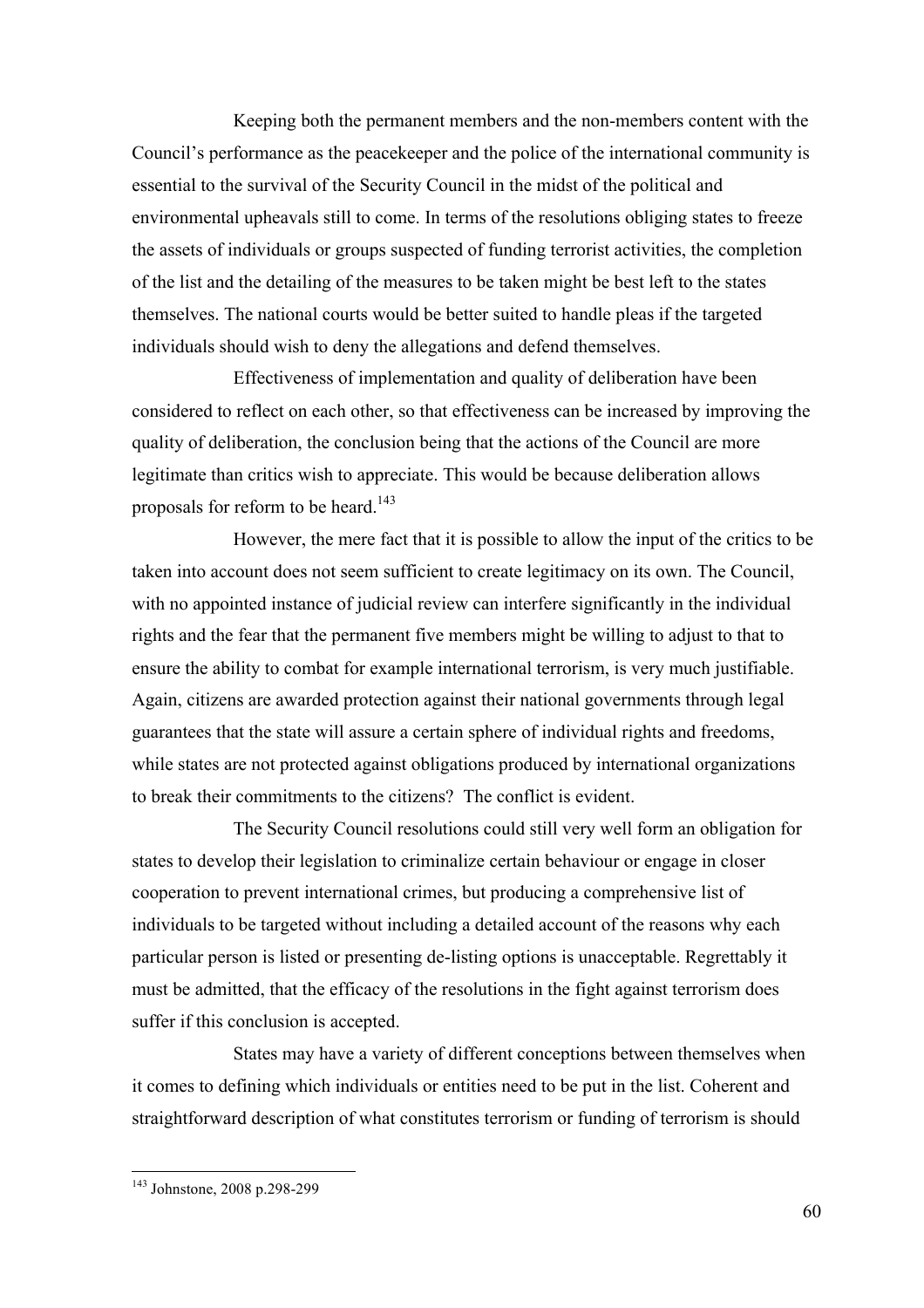Keeping both the permanent members and the non-members content with the Council's performance as the peacekeeper and the police of the international community is essential to the survival of the Security Council in the midst of the political and environmental upheavals still to come. In terms of the resolutions obliging states to freeze the assets of individuals or groups suspected of funding terrorist activities, the completion of the list and the detailing of the measures to be taken might be best left to the states themselves. The national courts would be better suited to handle pleas if the targeted individuals should wish to deny the allegations and defend themselves.

Effectiveness of implementation and quality of deliberation have been considered to reflect on each other, so that effectiveness can be increased by improving the quality of deliberation, the conclusion being that the actions of the Council are more legitimate than critics wish to appreciate. This would be because deliberation allows proposals for reform to be heard.[143]

However, the mere fact that it is possible to allow the input of the critics to be taken into account does not seem sufficient to create legitimacy on its own. The Council, with no appointed instance of judicial review can interfere significantly in the individual rights and the fear that the permanent five members might be willing to adjust to that to ensure the ability to combat for example international terrorism, is very much justifiable. Again, citizens are awarded protection against their national governments through legal guarantees that the state will assure a certain sphere of individual rights and freedoms, while states are not protected against obligations produced by international organizations to break their commitments to the citizens? The conflict is evident.

The Security Council resolutions could still very well form an obligation for states to develop their legislation to criminalize certain behaviour or engage in closer cooperation to prevent international crimes, but producing a comprehensive list of individuals to be targeted without including a detailed account of the reasons why each particular person is listed or presenting de-listing options is unacceptable. Regrettably it must be admitted, that the efficacy of the resolutions in the fight against terrorism does suffer if this conclusion is accepted.

States may have a variety of different conceptions between themselves when it comes to defining which individuals or entities need to be put in the list. Coherent and straightforward description of what constitutes terrorism or funding of terrorism is should

---

[143] Johnstone, 2008 p.298-299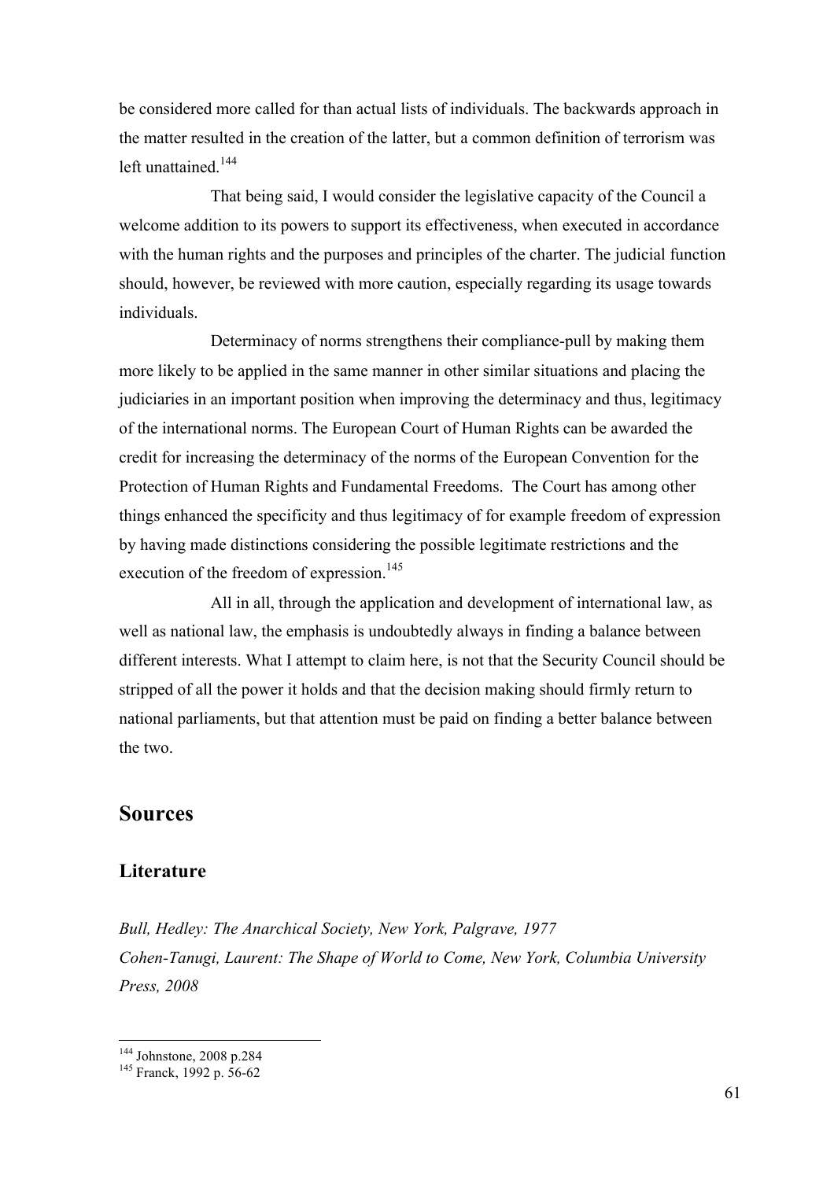be considered more called for than actual lists of individuals. The backwards approach in the matter resulted in the creation of the latter, but a common definition of terrorism was left unattained.[144]

That being said, I would consider the legislative capacity of the Council a welcome addition to its powers to support its effectiveness, when executed in accordance with the human rights and the purposes and principles of the charter. The judicial function should, however, be reviewed with more caution, especially regarding its usage towards individuals.

Determinacy of norms strengthens their compliance-pull by making them more likely to be applied in the same manner in other similar situations and placing the judiciaries in an important position when improving the determinacy and thus, legitimacy of the international norms. The European Court of Human Rights can be awarded the credit for increasing the determinacy of the norms of the European Convention for the Protection of Human Rights and Fundamental Freedoms. The Court has among other things enhanced the specificity and thus legitimacy of for example freedom of expression by having made distinctions considering the possible legitimate restrictions and the execution of the freedom of expression.[145]

All in all, through the application and development of international law, as well as national law, the emphasis is undoubtedly always in finding a balance between different interests. What I attempt to claim here, is not that the Security Council should be stripped of all the power it holds and that the decision making should firmly return to national parliaments, but that attention must be paid on finding a better balance between the two.

## Sources

### Literature

*Bull, Hedley: The Anarchical Society, New York, Palgrave, 1977*
*Cohen-Tanugi, Laurent: The Shape of World to Come, New York, Columbia University Press, 2008*

---

[144] Johnstone, 2008 p.284
[145] Franck, 1992 p. 56-62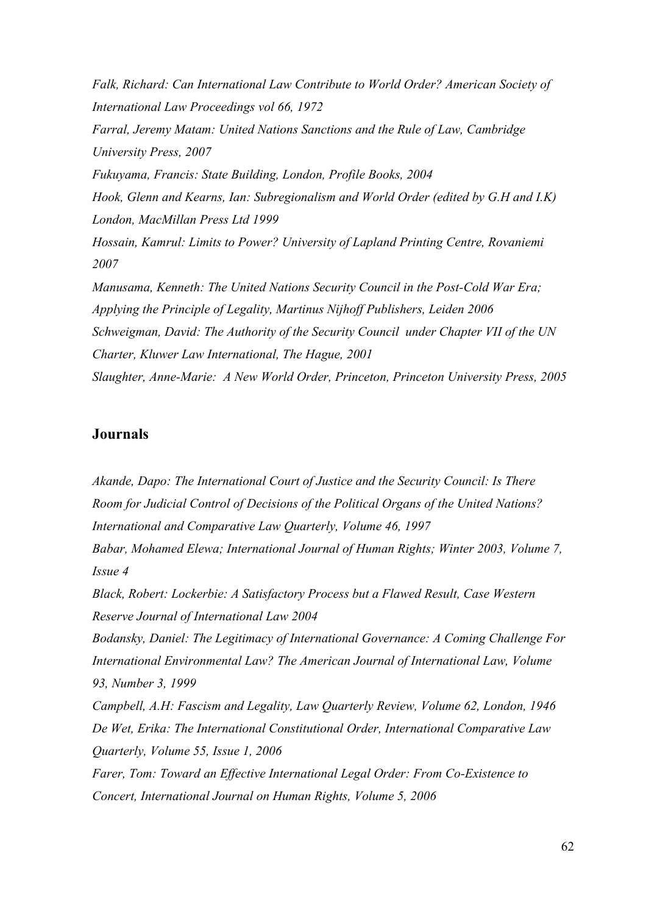*Falk, Richard: Can International Law Contribute to World Order? American Society of International Law Proceedings vol 66, 1972*

*Farral, Jeremy Matam: United Nations Sanctions and the Rule of Law, Cambridge University Press, 2007*

*Fukuyama, Francis: State Building, London, Profile Books, 2004*

*Hook, Glenn and Kearns, Ian: Subregionalism and World Order (edited by G.H and I.K) London, MacMillan Press Ltd 1999*

*Hossain, Kamrul: Limits to Power? University of Lapland Printing Centre, Rovaniemi 2007*

*Manusama, Kenneth: The United Nations Security Council in the Post-Cold War Era; Applying the Principle of Legality, Martinus Nijhoff Publishers, Leiden 2006*

*Schweigman, David: The Authority of the Security Council under Chapter VII of the UN Charter, Kluwer Law International, The Hague, 2001*

*Slaughter, Anne-Marie: A New World Order, Princeton, Princeton University Press, 2005*

## Journals

*Akande, Dapo: The International Court of Justice and the Security Council: Is There Room for Judicial Control of Decisions of the Political Organs of the United Nations? International and Comparative Law Quarterly, Volume 46, 1997*

*Babar, Mohamed Elewa; International Journal of Human Rights; Winter 2003, Volume 7, Issue 4*

*Black, Robert: Lockerbie: A Satisfactory Process but a Flawed Result, Case Western Reserve Journal of International Law 2004*

*Bodansky, Daniel: The Legitimacy of International Governance: A Coming Challenge For International Environmental Law? The American Journal of International Law, Volume 93, Number 3, 1999*

*Campbell, A.H: Fascism and Legality, Law Quarterly Review, Volume 62, London, 1946*

*De Wet, Erika: The International Constitutional Order, International Comparative Law Quarterly, Volume 55, Issue 1, 2006*

*Farer, Tom: Toward an Effective International Legal Order: From Co-Existence to Concert, International Journal on Human Rights, Volume 5, 2006*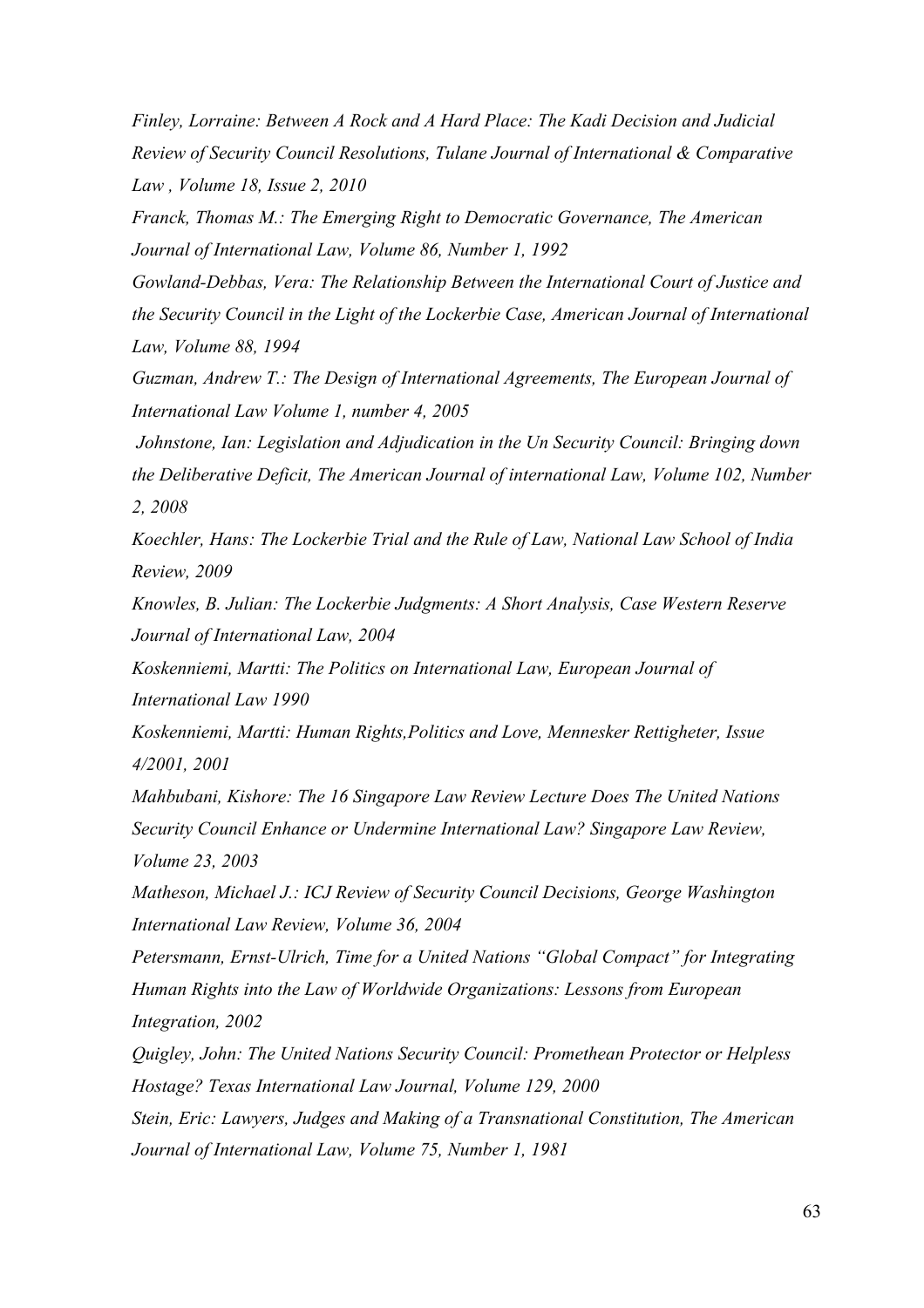*Finley, Lorraine: Between A Rock and A Hard Place: The Kadi Decision and Judicial Review of Security Council Resolutions, Tulane Journal of International & Comparative Law , Volume 18, Issue 2, 2010*

*Franck, Thomas M.: The Emerging Right to Democratic Governance, The American Journal of International Law, Volume 86, Number 1, 1992*

*Gowland-Debbas, Vera: The Relationship Between the International Court of Justice and the Security Council in the Light of the Lockerbie Case, American Journal of International Law, Volume 88, 1994*

*Guzman, Andrew T.: The Design of International Agreements, The European Journal of International Law Volume 1, number 4, 2005*

*Johnstone, Ian: Legislation and Adjudication in the Un Security Council: Bringing down the Deliberative Deficit, The American Journal of international Law, Volume 102, Number 2, 2008*

*Koechler, Hans: The Lockerbie Trial and the Rule of Law, National Law School of India Review, 2009*

*Knowles, B. Julian: The Lockerbie Judgments: A Short Analysis, Case Western Reserve Journal of International Law, 2004*

*Koskenniemi, Martti: The Politics on International Law, European Journal of International Law 1990*

*Koskenniemi, Martti: Human Rights,Politics and Love, Mennesker Rettigheter, Issue 4/2001, 2001*

*Mahbubani, Kishore: The 16 Singapore Law Review Lecture Does The United Nations Security Council Enhance or Undermine International Law? Singapore Law Review, Volume 23, 2003*

*Matheson, Michael J.: ICJ Review of Security Council Decisions, George Washington International Law Review, Volume 36, 2004*

*Petersmann, Ernst-Ulrich, Time for a United Nations "Global Compact" for Integrating Human Rights into the Law of Worldwide Organizations: Lessons from European Integration, 2002*

*Quigley, John: The United Nations Security Council: Promethean Protector or Helpless Hostage? Texas International Law Journal, Volume 129, 2000*

*Stein, Eric: Lawyers, Judges and Making of a Transnational Constitution, The American Journal of International Law, Volume 75, Number 1, 1981*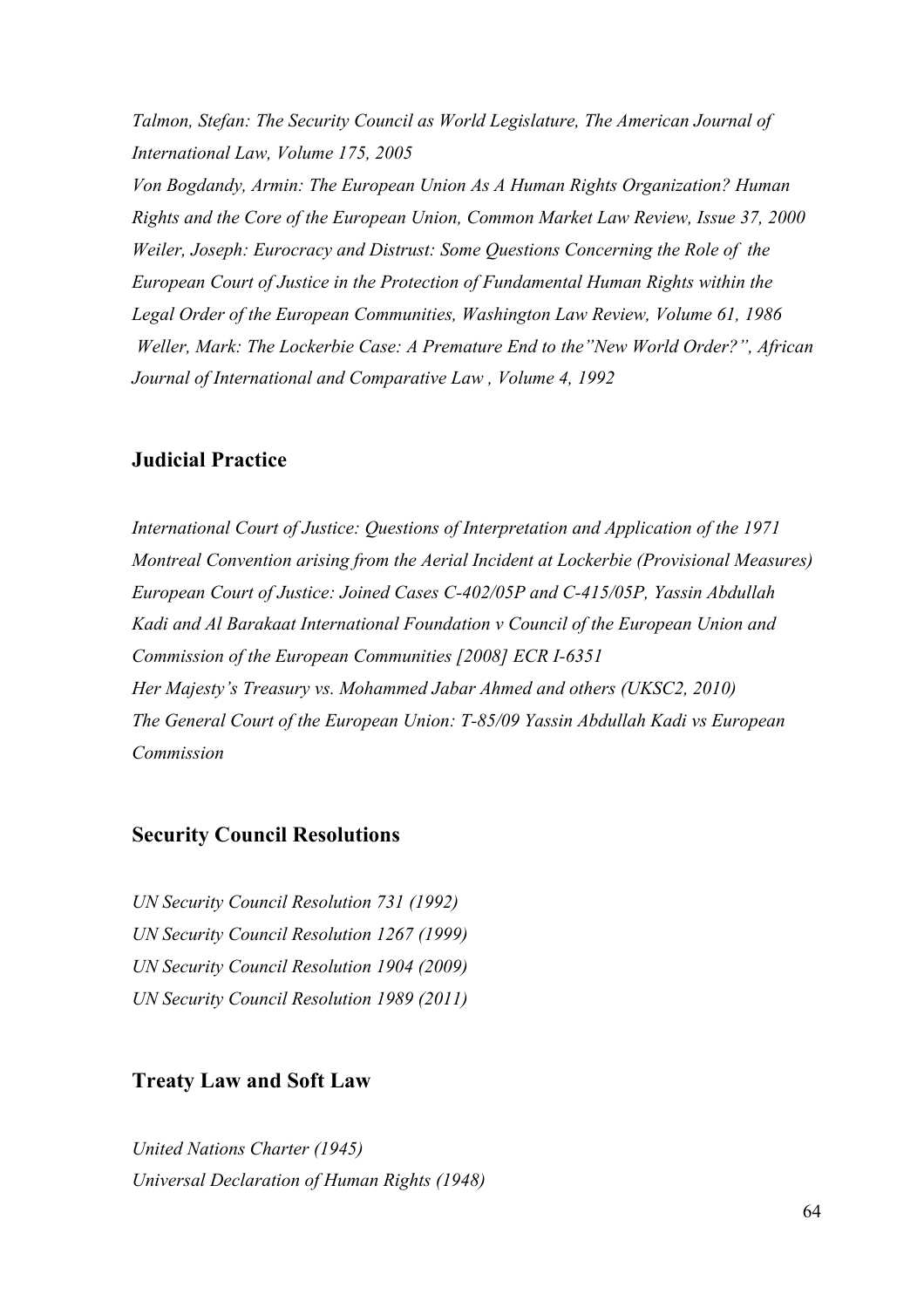*Talmon, Stefan: The Security Council as World Legislature, The American Journal of International Law, Volume 175, 2005*

*Von Bogdandy, Armin: The European Union As A Human Rights Organization? Human Rights and the Core of the European Union, Common Market Law Review, Issue 37, 2000*

*Weiler, Joseph: Eurocracy and Distrust: Some Questions Concerning the Role of the European Court of Justice in the Protection of Fundamental Human Rights within the Legal Order of the European Communities, Washington Law Review, Volume 61, 1986*

*Weller, Mark: The Lockerbie Case: A Premature End to the"New World Order?", African Journal of International and Comparative Law , Volume 4, 1992*

## Judicial Practice

*International Court of Justice: Questions of Interpretation and Application of the 1971 Montreal Convention arising from the Aerial Incident at Lockerbie (Provisional Measures)*

*European Court of Justice: Joined Cases C-402/05P and C-415/05P, Yassin Abdullah Kadi and Al Barakaat International Foundation v Council of the European Union and Commission of the European Communities [2008] ECR I-6351*

*Her Majesty's Treasury vs. Mohammed Jabar Ahmed and others (UKSC2, 2010)*

*The General Court of the European Union: T-85/09 Yassin Abdullah Kadi vs European Commission*

## Security Council Resolutions

*UN Security Council Resolution 731 (1992)*

*UN Security Council Resolution 1267 (1999)*

*UN Security Council Resolution 1904 (2009)*

*UN Security Council Resolution 1989 (2011)*

## Treaty Law and Soft Law

*United Nations Charter (1945)*

*Universal Declaration of Human Rights (1948)*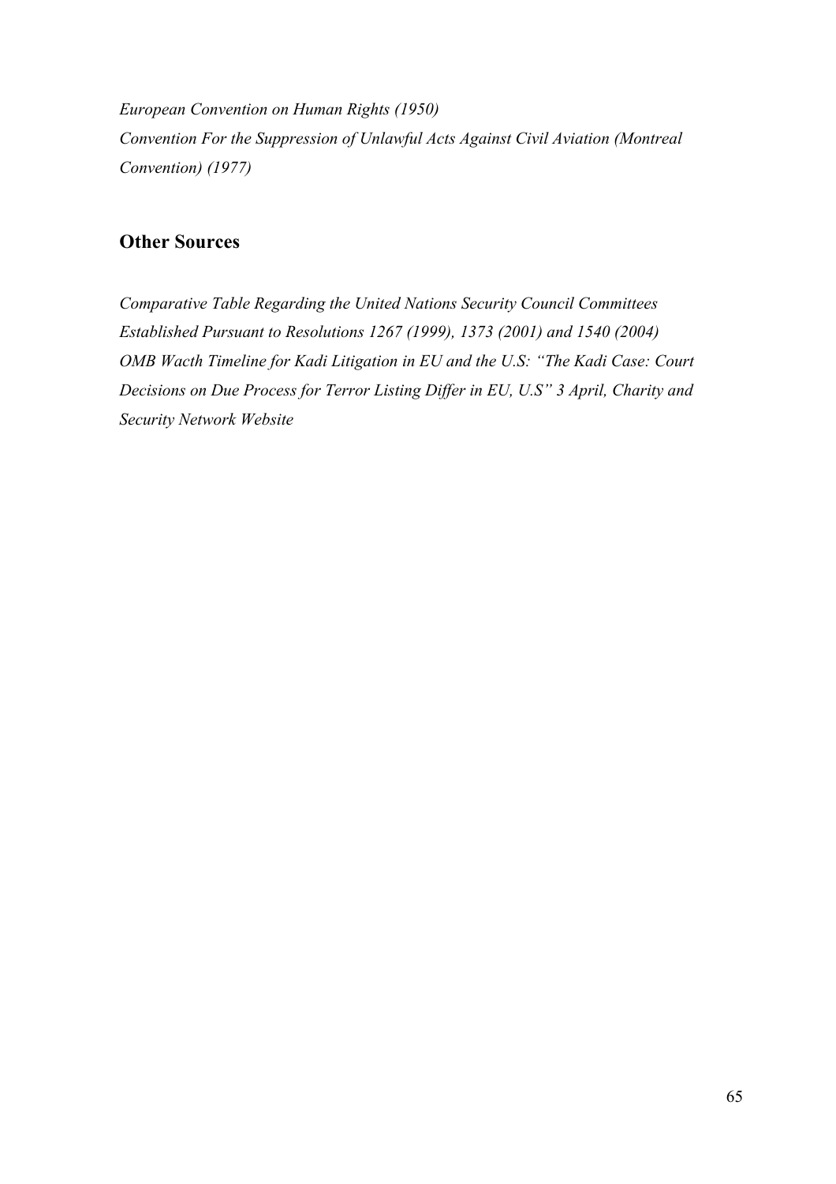*European Convention on Human Rights (1950)*
*Convention For the Suppression of Unlawful Acts Against Civil Aviation (Montreal Convention) (1977)*

## Other Sources

*Comparative Table Regarding the United Nations Security Council Committees Established Pursuant to Resolutions 1267 (1999), 1373 (2001) and 1540 (2004)*
*OMB Wacth Timeline for Kadi Litigation in EU and the U.S: "The Kadi Case: Court Decisions on Due Process for Terror Listing Differ in EU, U.S" 3 April, Charity and Security Network Website*